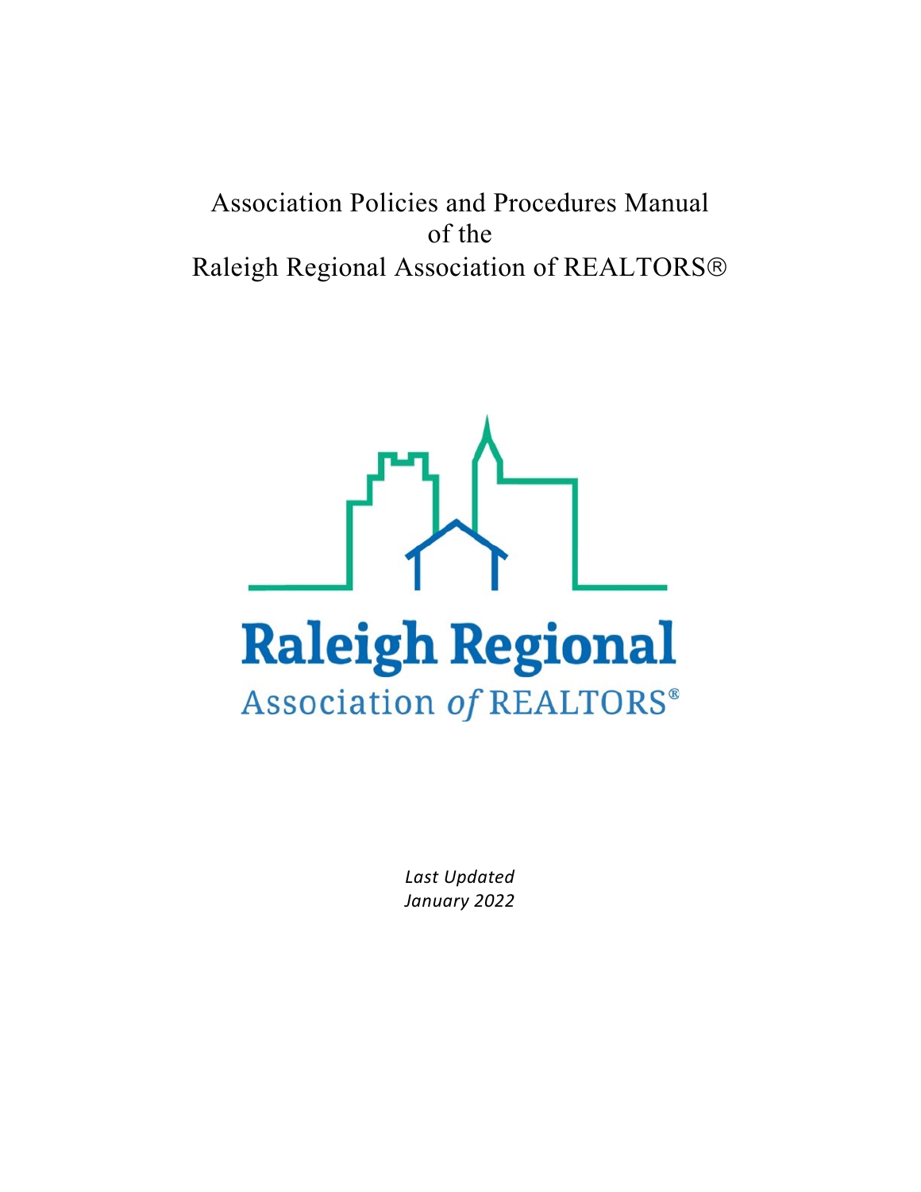# Association Policies and Procedures Manual of the Raleigh Regional Association of REALTORS®

Raleigh Regional Association of REALTORS®

*Last Updated*
*January 2022*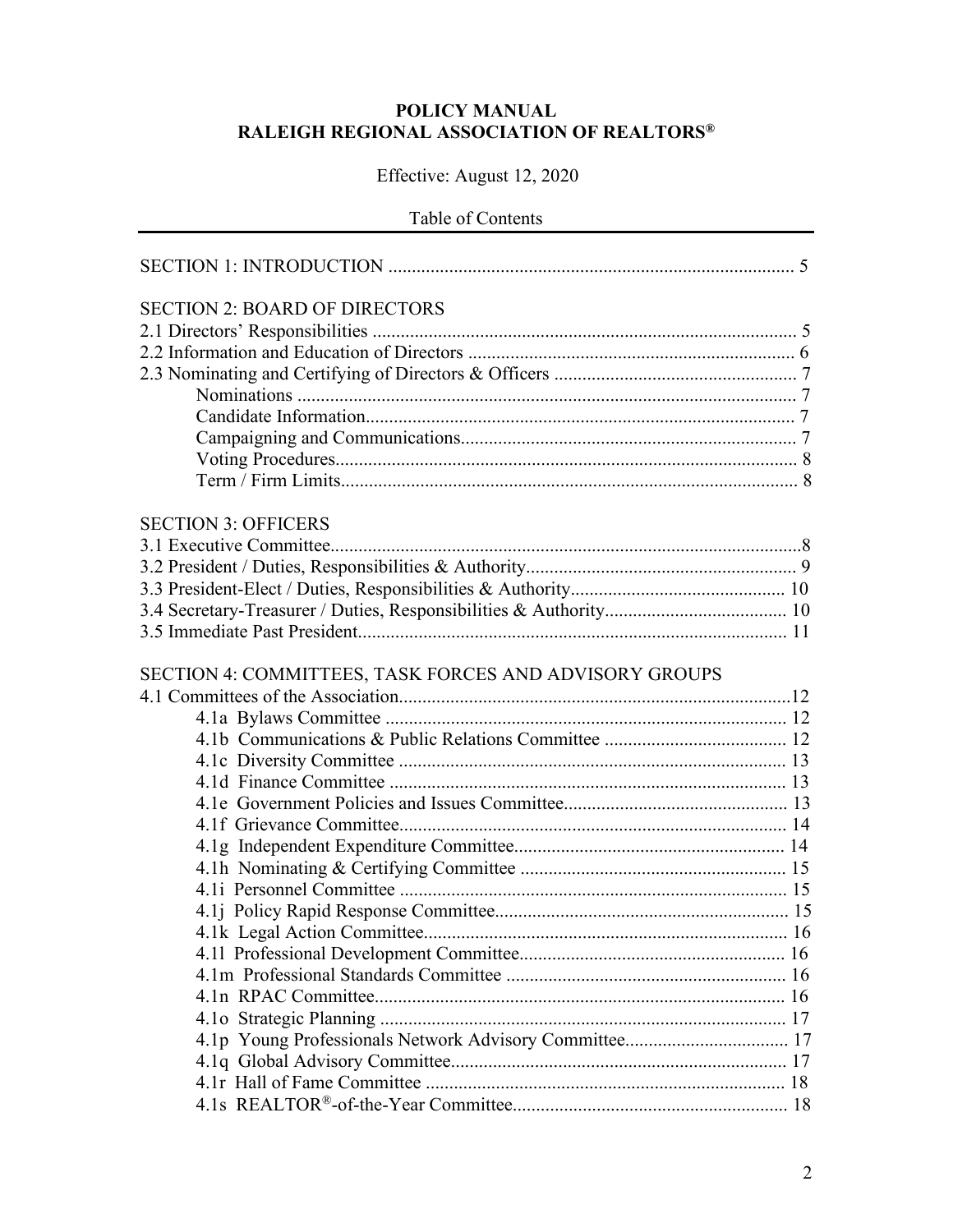# POLICY MANUAL
# RALEIGH REGIONAL ASSOCIATION OF REALTORS®

Effective: August 12, 2020

Table of Contents

SECTION 1: INTRODUCTION ..................................................................................... 5

SECTION 2: BOARD OF DIRECTORS
- 2.1 Directors' Responsibilities ......................................................................................... 5
- 2.2 Information and Education of Directors ..................................................................... 6
- 2.3 Nominating and Certifying of Directors & Officers ................................................... 7
  - Nominations .......................................................................................................... 7
  - Candidate Information........................................................................................... 7
  - Campaigning and Communications....................................................................... 7
  - Voting Procedures.................................................................................................. 8
  - Term / Firm Limits................................................................................................. 8

SECTION 3: OFFICERS
- 3.1 Executive Committee....................................................................................................8
- 3.2 President / Duties, Responsibilities & Authority......................................................... 9
- 3.3 President-Elect / Duties, Responsibilities & Authority............................................. 10
- 3.4 Secretary-Treasurer / Duties, Responsibilities & Authority...................................... 10
- 3.5 Immediate Past President........................................................................................... 11

SECTION 4: COMMITTEES, TASK FORCES AND ADVISORY GROUPS
- 4.1 Committees of the Association...................................................................................12
  - 4.1a Bylaws Committee ...................................................................................... 12
  - 4.1b Communications & Public Relations Committee ....................................... 12
  - 4.1c Diversity Committee .................................................................................. 13
  - 4.1d Finance Committee .................................................................................... 13
  - 4.1e Government Policies and Issues Committee................................................ 13
  - 4.1f Grievance Committee.................................................................................. 14
  - 4.1g Independent Expenditure Committee.......................................................... 14
  - 4.1h Nominating & Certifying Committee ......................................................... 15
  - 4.1i Personnel Committee .................................................................................. 15
  - 4.1j Policy Rapid Response Committee.............................................................. 15
  - 4.1k Legal Action Committee............................................................................. 16
  - 4.1l Professional Development Committee......................................................... 16
  - 4.1m Professional Standards Committee ............................................................ 16
  - 4.1n RPAC Committee....................................................................................... 16
  - 4.1o Strategic Planning ...................................................................................... 17
  - 4.1p Young Professionals Network Advisory Committee................................... 17
  - 4.1q Global Advisory Committee....................................................................... 17
  - 4.1r Hall of Fame Committee ............................................................................ 18
  - 4.1s REALTOR®-of-the-Year Committee.......................................................... 18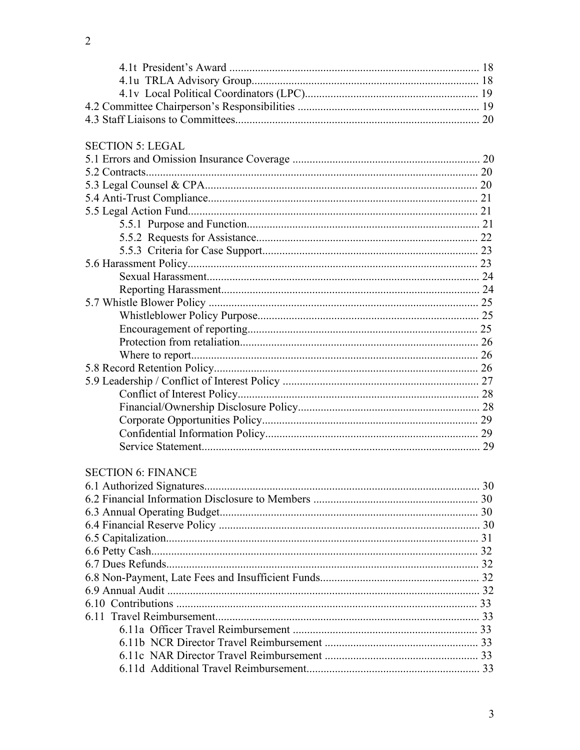4.1t President's Award ........................................................................................ 18
4.1u TRLA Advisory Group................................................................................ 18
4.1v Local Political Coordinators (LPC)............................................................. 19
4.2 Committee Chairperson's Responsibilities ................................................................ 19
4.3 Staff Liaisons to Committees..................................................................................... 20

SECTION 5: LEGAL

5.1 Errors and Omission Insurance Coverage ................................................................. 20
5.2 Contracts.................................................................................................................... 20
5.3 Legal Counsel & CPA................................................................................................ 20
5.4 Anti-Trust Compliance............................................................................................... 21
5.5 Legal Action Fund...................................................................................................... 21
5.5.1 Purpose and Function.................................................................................. 21
5.5.2 Requests for Assistance.............................................................................. 22
5.5.3 Criteria for Case Support............................................................................. 23
5.6 Harassment Policy...................................................................................................... 23
Sexual Harassment.................................................................................................. 24
Reporting Harassment............................................................................................. 24
5.7 Whistle Blower Policy ............................................................................................... 25
Whistleblower Policy Purpose............................................................................... 25
Encouragement of reporting................................................................................... 25
Protection from retaliation..................................................................................... 26
Where to report....................................................................................................... 26
5.8 Record Retention Policy............................................................................................. 26
5.9 Leadership / Conflict of Interest Policy ..................................................................... 27
Conflict of Interest Policy....................................................................................... 28
Financial/Ownership Disclosure Policy................................................................. 28
Corporate Opportunities Policy............................................................................. 29
Confidential Information Policy............................................................................ 29
Service Statement................................................................................................... 29

SECTION 6: FINANCE

6.1 Authorized Signatures................................................................................................ 30
6.2 Financial Information Disclosure to Members .......................................................... 30
6.3 Annual Operating Budget........................................................................................... 30
6.4 Financial Reserve Policy ........................................................................................... 30
6.5 Capitalization............................................................................................................. 31
6.6 Petty Cash.................................................................................................................. 32
6.7 Dues Refunds............................................................................................................. 32
6.8 Non-Payment, Late Fees and Insufficient Funds........................................................ 32
6.9 Annual Audit ............................................................................................................. 32
6.10 Contributions .......................................................................................................... 33
6.11 Travel Reimbursement............................................................................................ 33
6.11a Officer Travel Reimbursement ................................................................. 33
6.11b NCR Director Travel Reimbursement ...................................................... 33
6.11c NAR Director Travel Reimbursement ...................................................... 33
6.11d Additional Travel Reimbursement............................................................. 33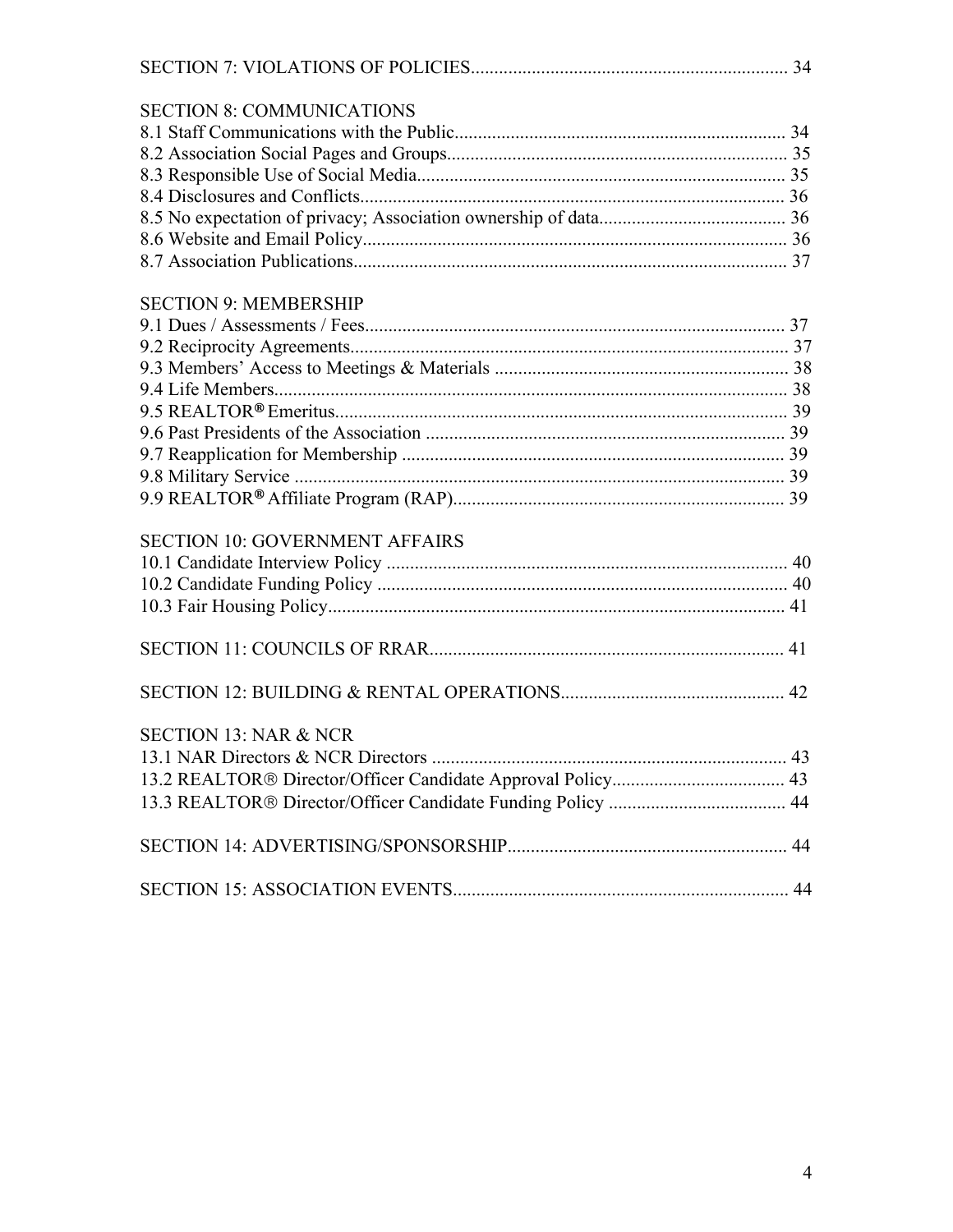SECTION 7: VIOLATIONS OF POLICIES.................................................................... 34

SECTION 8: COMMUNICATIONS
8.1 Staff Communications with the Public....................................................................... 34
8.2 Association Social Pages and Groups......................................................................... 35
8.3 Responsible Use of Social Media............................................................................... 35
8.4 Disclosures and Conflicts........................................................................................... 36
8.5 No expectation of privacy; Association ownership of data......................................... 36
8.6 Website and Email Policy........................................................................................... 36
8.7 Association Publications............................................................................................. 37

SECTION 9: MEMBERSHIP
9.1 Dues / Assessments / Fees.......................................................................................... 37
9.2 Reciprocity Agreements.............................................................................................. 37
9.3 Members' Access to Meetings & Materials ............................................................... 38
9.4 Life Members.............................................................................................................. 38
9.5 REALTOR® Emeritus................................................................................................. 39
9.6 Past Presidents of the Association .............................................................................. 39
9.7 Reapplication for Membership ................................................................................... 39
9.8 Military Service .......................................................................................................... 39
9.9 REALTOR® Affiliate Program (RAP)........................................................................ 39

SECTION 10: GOVERNMENT AFFAIRS
10.1 Candidate Interview Policy ...................................................................................... 40
10.2 Candidate Funding Policy ........................................................................................ 40
10.3 Fair Housing Policy.................................................................................................. 41

SECTION 11: COUNCILS OF RRAR............................................................................ 41

SECTION 12: BUILDING & RENTAL OPERATIONS................................................ 42

SECTION 13: NAR & NCR
13.1 NAR Directors & NCR Directors ............................................................................ 43
13.2 REALTOR® Director/Officer Candidate Approval Policy..................................... 43
13.3 REALTOR® Director/Officer Candidate Funding Policy ...................................... 44

SECTION 14: ADVERTISING/SPONSORSHIP............................................................ 44

SECTION 15: ASSOCIATION EVENTS....................................................................... 44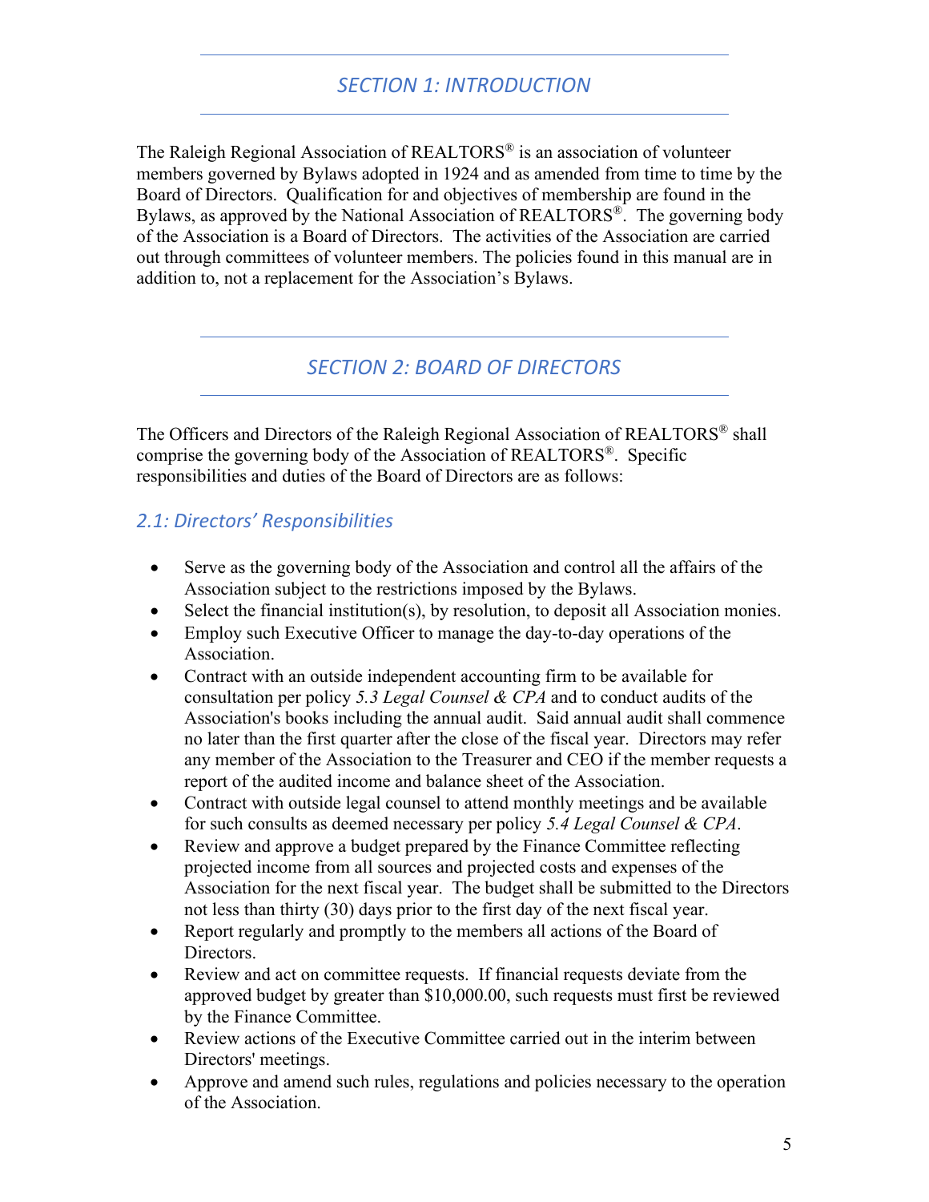## *SECTION 1: INTRODUCTION*

The Raleigh Regional Association of REALTORS® is an association of volunteer members governed by Bylaws adopted in 1924 and as amended from time to time by the Board of Directors. Qualification for and objectives of membership are found in the Bylaws, as approved by the National Association of REALTORS®. The governing body of the Association is a Board of Directors. The activities of the Association are carried out through committees of volunteer members. The policies found in this manual are in addition to, not a replacement for the Association's Bylaws.

## *SECTION 2: BOARD OF DIRECTORS*

The Officers and Directors of the Raleigh Regional Association of REALTORS® shall comprise the governing body of the Association of REALTORS®. Specific responsibilities and duties of the Board of Directors are as follows:

### *2.1: Directors' Responsibilities*

- Serve as the governing body of the Association and control all the affairs of the Association subject to the restrictions imposed by the Bylaws.
- Select the financial institution(s), by resolution, to deposit all Association monies.
- Employ such Executive Officer to manage the day-to-day operations of the Association.
- Contract with an outside independent accounting firm to be available for consultation per policy *5.3 Legal Counsel & CPA* and to conduct audits of the Association's books including the annual audit. Said annual audit shall commence no later than the first quarter after the close of the fiscal year. Directors may refer any member of the Association to the Treasurer and CEO if the member requests a report of the audited income and balance sheet of the Association.
- Contract with outside legal counsel to attend monthly meetings and be available for such consults as deemed necessary per policy *5.4 Legal Counsel & CPA*.
- Review and approve a budget prepared by the Finance Committee reflecting projected income from all sources and projected costs and expenses of the Association for the next fiscal year. The budget shall be submitted to the Directors not less than thirty (30) days prior to the first day of the next fiscal year.
- Report regularly and promptly to the members all actions of the Board of Directors.
- Review and act on committee requests. If financial requests deviate from the approved budget by greater than $10,000.00, such requests must first be reviewed by the Finance Committee.
- Review actions of the Executive Committee carried out in the interim between Directors' meetings.
- Approve and amend such rules, regulations and policies necessary to the operation of the Association.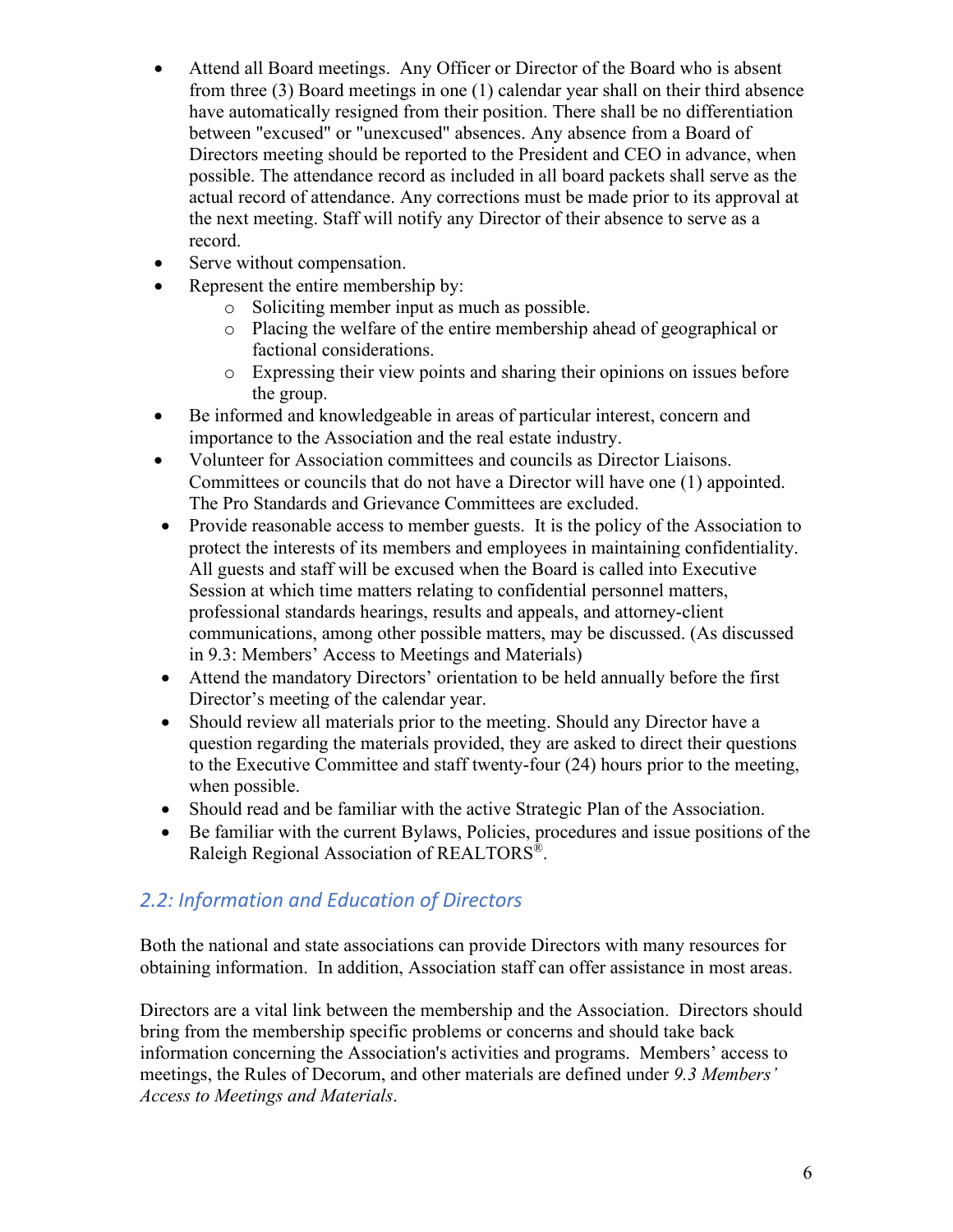- Attend all Board meetings. Any Officer or Director of the Board who is absent from three (3) Board meetings in one (1) calendar year shall on their third absence have automatically resigned from their position. There shall be no differentiation between "excused" or "unexcused" absences. Any absence from a Board of Directors meeting should be reported to the President and CEO in advance, when possible. The attendance record as included in all board packets shall serve as the actual record of attendance. Any corrections must be made prior to its approval at the next meeting. Staff will notify any Director of their absence to serve as a record.
- Serve without compensation.
- Represent the entire membership by:
  - Soliciting member input as much as possible.
  - Placing the welfare of the entire membership ahead of geographical or factional considerations.
  - Expressing their view points and sharing their opinions on issues before the group.
- Be informed and knowledgeable in areas of particular interest, concern and importance to the Association and the real estate industry.
- Volunteer for Association committees and councils as Director Liaisons. Committees or councils that do not have a Director will have one (1) appointed. The Pro Standards and Grievance Committees are excluded.
- Provide reasonable access to member guests. It is the policy of the Association to protect the interests of its members and employees in maintaining confidentiality. All guests and staff will be excused when the Board is called into Executive Session at which time matters relating to confidential personnel matters, professional standards hearings, results and appeals, and attorney-client communications, among other possible matters, may be discussed. (As discussed in 9.3: Members' Access to Meetings and Materials)
- Attend the mandatory Directors' orientation to be held annually before the first Director's meeting of the calendar year.
- Should review all materials prior to the meeting. Should any Director have a question regarding the materials provided, they are asked to direct their questions to the Executive Committee and staff twenty-four (24) hours prior to the meeting, when possible.
- Should read and be familiar with the active Strategic Plan of the Association.
- Be familiar with the current Bylaws, Policies, procedures and issue positions of the Raleigh Regional Association of REALTORS®.

## 2.2: Information and Education of Directors

Both the national and state associations can provide Directors with many resources for obtaining information. In addition, Association staff can offer assistance in most areas.

Directors are a vital link between the membership and the Association. Directors should bring from the membership specific problems or concerns and should take back information concerning the Association's activities and programs. Members' access to meetings, the Rules of Decorum, and other materials are defined under *9.3 Members' Access to Meetings and Materials*.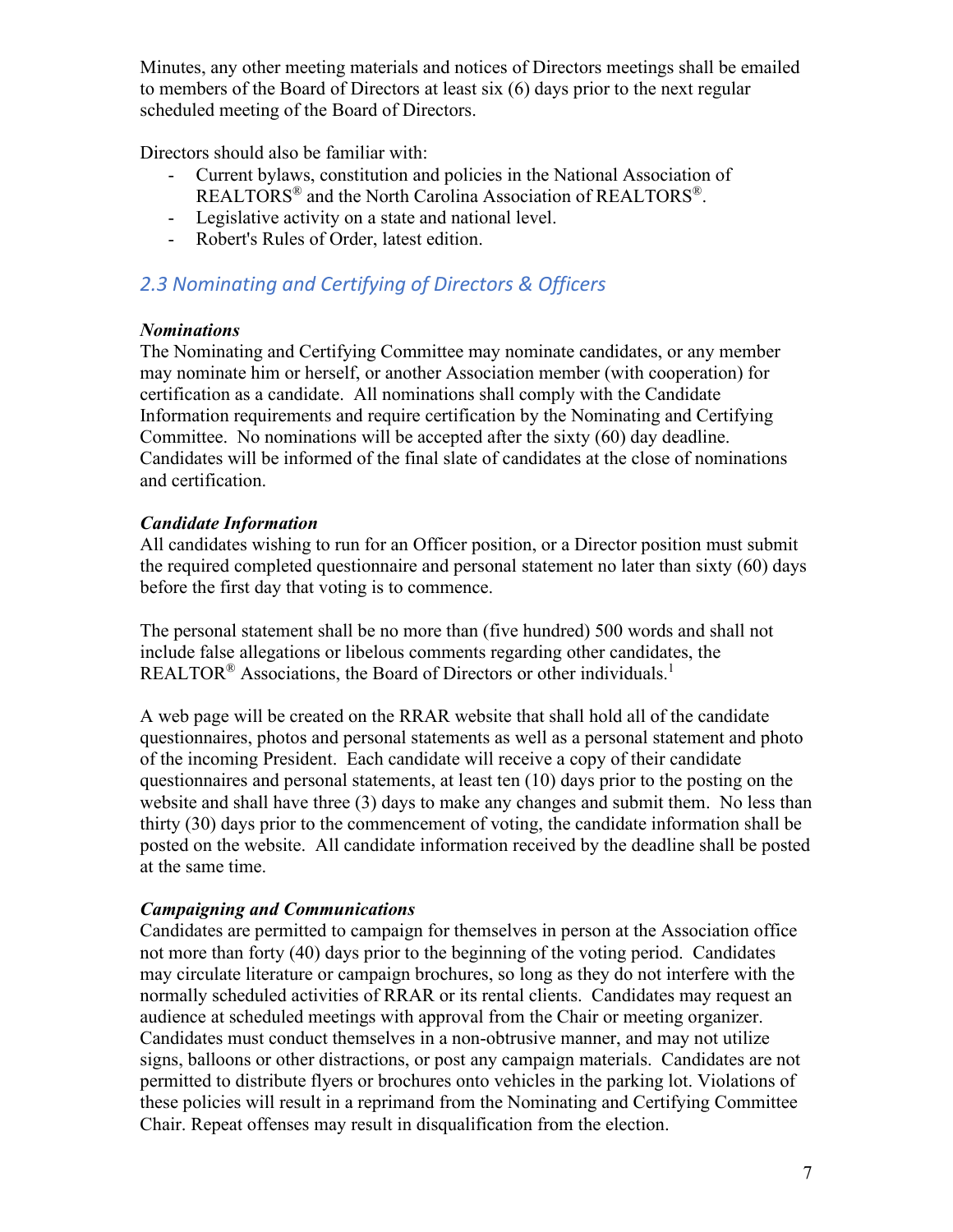Minutes, any other meeting materials and notices of Directors meetings shall be emailed to members of the Board of Directors at least six (6) days prior to the next regular scheduled meeting of the Board of Directors.

Directors should also be familiar with:

- Current bylaws, constitution and policies in the National Association of REALTORS® and the North Carolina Association of REALTORS®.
- Legislative activity on a state and national level.
- Robert's Rules of Order, latest edition.

## *2.3 Nominating and Certifying of Directors & Officers*

***Nominations***

The Nominating and Certifying Committee may nominate candidates, or any member may nominate him or herself, or another Association member (with cooperation) for certification as a candidate. All nominations shall comply with the Candidate Information requirements and require certification by the Nominating and Certifying Committee. No nominations will be accepted after the sixty (60) day deadline. Candidates will be informed of the final slate of candidates at the close of nominations and certification.

***Candidate Information***

All candidates wishing to run for an Officer position, or a Director position must submit the required completed questionnaire and personal statement no later than sixty (60) days before the first day that voting is to commence.

The personal statement shall be no more than (five hundred) 500 words and shall not include false allegations or libelous comments regarding other candidates, the REALTOR® Associations, the Board of Directors or other individuals.[1]

A web page will be created on the RRAR website that shall hold all of the candidate questionnaires, photos and personal statements as well as a personal statement and photo of the incoming President. Each candidate will receive a copy of their candidate questionnaires and personal statements, at least ten (10) days prior to the posting on the website and shall have three (3) days to make any changes and submit them. No less than thirty (30) days prior to the commencement of voting, the candidate information shall be posted on the website. All candidate information received by the deadline shall be posted at the same time.

***Campaigning and Communications***

Candidates are permitted to campaign for themselves in person at the Association office not more than forty (40) days prior to the beginning of the voting period. Candidates may circulate literature or campaign brochures, so long as they do not interfere with the normally scheduled activities of RRAR or its rental clients. Candidates may request an audience at scheduled meetings with approval from the Chair or meeting organizer. Candidates must conduct themselves in a non-obtrusive manner, and may not utilize signs, balloons or other distractions, or post any campaign materials. Candidates are not permitted to distribute flyers or brochures onto vehicles in the parking lot. Violations of these policies will result in a reprimand from the Nominating and Certifying Committee Chair. Repeat offenses may result in disqualification from the election.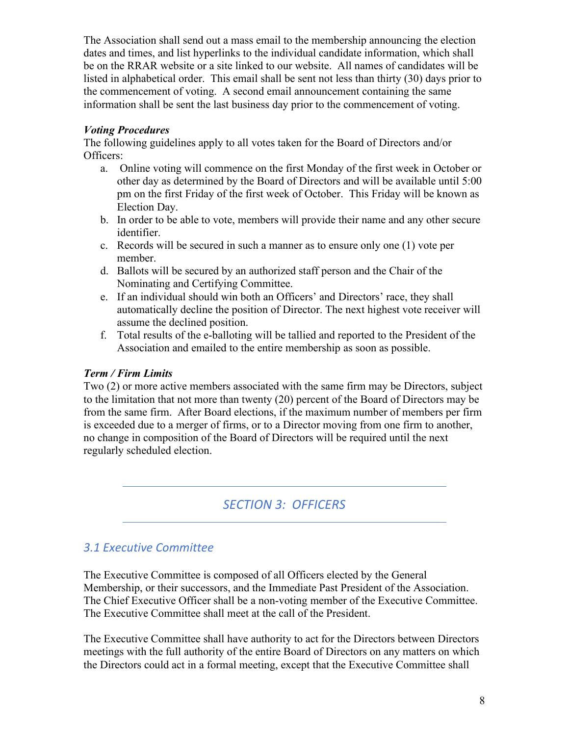The Association shall send out a mass email to the membership announcing the election dates and times, and list hyperlinks to the individual candidate information, which shall be on the RRAR website or a site linked to our website. All names of candidates will be listed in alphabetical order. This email shall be sent not less than thirty (30) days prior to the commencement of voting. A second email announcement containing the same information shall be sent the last business day prior to the commencement of voting.

***Voting Procedures***

The following guidelines apply to all votes taken for the Board of Directors and/or Officers:

a. Online voting will commence on the first Monday of the first week in October or other day as determined by the Board of Directors and will be available until 5:00 pm on the first Friday of the first week of October. This Friday will be known as Election Day.
b. In order to be able to vote, members will provide their name and any other secure identifier.
c. Records will be secured in such a manner as to ensure only one (1) vote per member.
d. Ballots will be secured by an authorized staff person and the Chair of the Nominating and Certifying Committee.
e. If an individual should win both an Officers' and Directors' race, they shall automatically decline the position of Director. The next highest vote receiver will assume the declined position.
f. Total results of the e-balloting will be tallied and reported to the President of the Association and emailed to the entire membership as soon as possible.

***Term / Firm Limits***

Two (2) or more active members associated with the same firm may be Directors, subject to the limitation that not more than twenty (20) percent of the Board of Directors may be from the same firm. After Board elections, if the maximum number of members per firm is exceeded due to a merger of firms, or to a Director moving from one firm to another, no change in composition of the Board of Directors will be required until the next regularly scheduled election.

## *SECTION 3: OFFICERS*

### *3.1 Executive Committee*

The Executive Committee is composed of all Officers elected by the General Membership, or their successors, and the Immediate Past President of the Association. The Chief Executive Officer shall be a non-voting member of the Executive Committee. The Executive Committee shall meet at the call of the President.

The Executive Committee shall have authority to act for the Directors between Directors meetings with the full authority of the entire Board of Directors on any matters on which the Directors could act in a formal meeting, except that the Executive Committee shall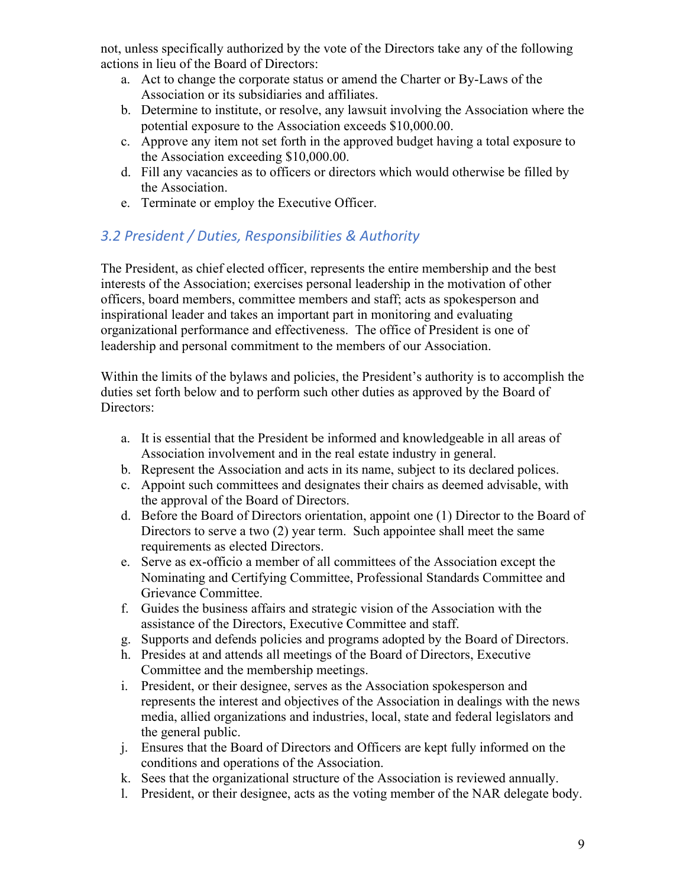not, unless specifically authorized by the vote of the Directors take any of the following actions in lieu of the Board of Directors:

a. Act to change the corporate status or amend the Charter or By-Laws of the Association or its subsidiaries and affiliates.
b. Determine to institute, or resolve, any lawsuit involving the Association where the potential exposure to the Association exceeds $10,000.00.
c. Approve any item not set forth in the approved budget having a total exposure to the Association exceeding $10,000.00.
d. Fill any vacancies as to officers or directors which would otherwise be filled by the Association.
e. Terminate or employ the Executive Officer.

### *3.2 President / Duties, Responsibilities & Authority*

The President, as chief elected officer, represents the entire membership and the best interests of the Association; exercises personal leadership in the motivation of other officers, board members, committee members and staff; acts as spokesperson and inspirational leader and takes an important part in monitoring and evaluating organizational performance and effectiveness. The office of President is one of leadership and personal commitment to the members of our Association.

Within the limits of the bylaws and policies, the President's authority is to accomplish the duties set forth below and to perform such other duties as approved by the Board of Directors:

a. It is essential that the President be informed and knowledgeable in all areas of Association involvement and in the real estate industry in general.
b. Represent the Association and acts in its name, subject to its declared polices.
c. Appoint such committees and designates their chairs as deemed advisable, with the approval of the Board of Directors.
d. Before the Board of Directors orientation, appoint one (1) Director to the Board of Directors to serve a two (2) year term. Such appointee shall meet the same requirements as elected Directors.
e. Serve as ex-officio a member of all committees of the Association except the Nominating and Certifying Committee, Professional Standards Committee and Grievance Committee.
f. Guides the business affairs and strategic vision of the Association with the assistance of the Directors, Executive Committee and staff.
g. Supports and defends policies and programs adopted by the Board of Directors.
h. Presides at and attends all meetings of the Board of Directors, Executive Committee and the membership meetings.
i. President, or their designee, serves as the Association spokesperson and represents the interest and objectives of the Association in dealings with the news media, allied organizations and industries, local, state and federal legislators and the general public.
j. Ensures that the Board of Directors and Officers are kept fully informed on the conditions and operations of the Association.
k. Sees that the organizational structure of the Association is reviewed annually.
l. President, or their designee, acts as the voting member of the NAR delegate body.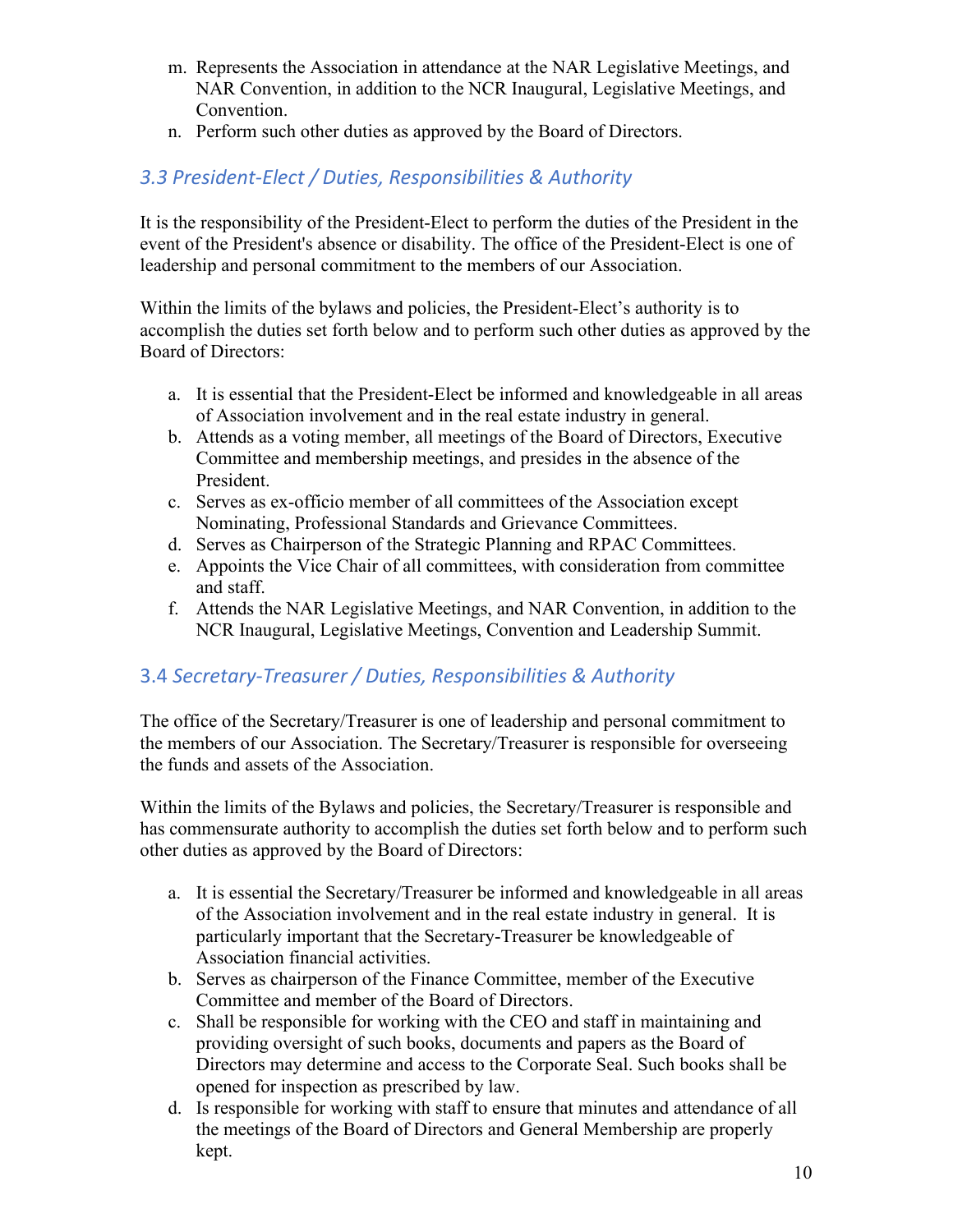m. Represents the Association in attendance at the NAR Legislative Meetings, and NAR Convention, in addition to the NCR Inaugural, Legislative Meetings, and Convention.
n. Perform such other duties as approved by the Board of Directors.

## *3.3 President-Elect / Duties, Responsibilities & Authority*

It is the responsibility of the President-Elect to perform the duties of the President in the event of the President's absence or disability. The office of the President-Elect is one of leadership and personal commitment to the members of our Association.

Within the limits of the bylaws and policies, the President-Elect's authority is to accomplish the duties set forth below and to perform such other duties as approved by the Board of Directors:

a. It is essential that the President-Elect be informed and knowledgeable in all areas of Association involvement and in the real estate industry in general.
b. Attends as a voting member, all meetings of the Board of Directors, Executive Committee and membership meetings, and presides in the absence of the President.
c. Serves as ex-officio member of all committees of the Association except Nominating, Professional Standards and Grievance Committees.
d. Serves as Chairperson of the Strategic Planning and RPAC Committees.
e. Appoints the Vice Chair of all committees, with consideration from committee and staff.
f. Attends the NAR Legislative Meetings, and NAR Convention, in addition to the NCR Inaugural, Legislative Meetings, Convention and Leadership Summit.

## 3.4 *Secretary-Treasurer / Duties, Responsibilities & Authority*

The office of the Secretary/Treasurer is one of leadership and personal commitment to the members of our Association. The Secretary/Treasurer is responsible for overseeing the funds and assets of the Association.

Within the limits of the Bylaws and policies, the Secretary/Treasurer is responsible and has commensurate authority to accomplish the duties set forth below and to perform such other duties as approved by the Board of Directors:

a. It is essential the Secretary/Treasurer be informed and knowledgeable in all areas of the Association involvement and in the real estate industry in general. It is particularly important that the Secretary-Treasurer be knowledgeable of Association financial activities.
b. Serves as chairperson of the Finance Committee, member of the Executive Committee and member of the Board of Directors.
c. Shall be responsible for working with the CEO and staff in maintaining and providing oversight of such books, documents and papers as the Board of Directors may determine and access to the Corporate Seal. Such books shall be opened for inspection as prescribed by law.
d. Is responsible for working with staff to ensure that minutes and attendance of all the meetings of the Board of Directors and General Membership are properly kept.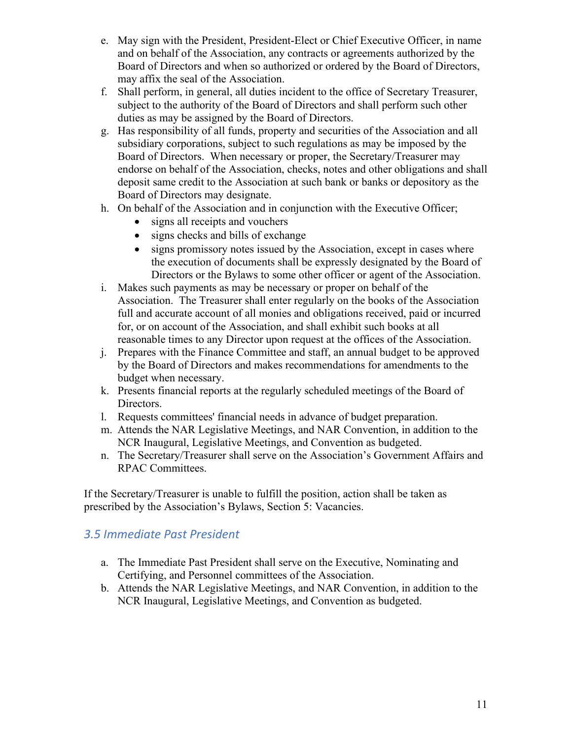e. May sign with the President, President-Elect or Chief Executive Officer, in name and on behalf of the Association, any contracts or agreements authorized by the Board of Directors and when so authorized or ordered by the Board of Directors, may affix the seal of the Association.
f. Shall perform, in general, all duties incident to the office of Secretary Treasurer, subject to the authority of the Board of Directors and shall perform such other duties as may be assigned by the Board of Directors.
g. Has responsibility of all funds, property and securities of the Association and all subsidiary corporations, subject to such regulations as may be imposed by the Board of Directors. When necessary or proper, the Secretary/Treasurer may endorse on behalf of the Association, checks, notes and other obligations and shall deposit same credit to the Association at such bank or banks or depository as the Board of Directors may designate.
h. On behalf of the Association and in conjunction with the Executive Officer;
    - signs all receipts and vouchers
    - signs checks and bills of exchange
    - signs promissory notes issued by the Association, except in cases where the execution of documents shall be expressly designated by the Board of Directors or the Bylaws to some other officer or agent of the Association.
i. Makes such payments as may be necessary or proper on behalf of the Association. The Treasurer shall enter regularly on the books of the Association full and accurate account of all monies and obligations received, paid or incurred for, or on account of the Association, and shall exhibit such books at all reasonable times to any Director upon request at the offices of the Association.
j. Prepares with the Finance Committee and staff, an annual budget to be approved by the Board of Directors and makes recommendations for amendments to the budget when necessary.
k. Presents financial reports at the regularly scheduled meetings of the Board of Directors.
l. Requests committees' financial needs in advance of budget preparation.
m. Attends the NAR Legislative Meetings, and NAR Convention, in addition to the NCR Inaugural, Legislative Meetings, and Convention as budgeted.
n. The Secretary/Treasurer shall serve on the Association's Government Affairs and RPAC Committees.

If the Secretary/Treasurer is unable to fulfill the position, action shall be taken as prescribed by the Association's Bylaws, Section 5: Vacancies.

### *3.5 Immediate Past President*

a. The Immediate Past President shall serve on the Executive, Nominating and Certifying, and Personnel committees of the Association.
b. Attends the NAR Legislative Meetings, and NAR Convention, in addition to the NCR Inaugural, Legislative Meetings, and Convention as budgeted.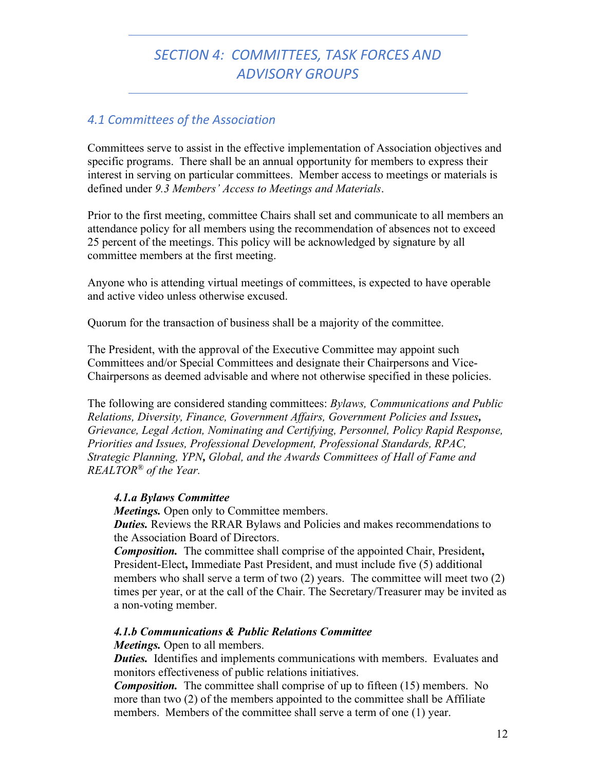# *SECTION 4: COMMITTEES, TASK FORCES AND ADVISORY GROUPS*

## *4.1 Committees of the Association*

Committees serve to assist in the effective implementation of Association objectives and specific programs. There shall be an annual opportunity for members to express their interest in serving on particular committees. Member access to meetings or materials is defined under *9.3 Members' Access to Meetings and Materials*.

Prior to the first meeting, committee Chairs shall set and communicate to all members an attendance policy for all members using the recommendation of absences not to exceed 25 percent of the meetings. This policy will be acknowledged by signature by all committee members at the first meeting.

Anyone who is attending virtual meetings of committees, is expected to have operable and active video unless otherwise excused.

Quorum for the transaction of business shall be a majority of the committee.

The President, with the approval of the Executive Committee may appoint such Committees and/or Special Committees and designate their Chairpersons and Vice-Chairpersons as deemed advisable and where not otherwise specified in these policies.

The following are considered standing committees: *Bylaws, Communications and Public Relations, Diversity, Finance, Government Affairs, Government Policies and Issues, Grievance, Legal Action, Nominating and Certifying, Personnel, Policy Rapid Response, Priorities and Issues, Professional Development, Professional Standards, RPAC, Strategic Planning, YPN, Global, and the Awards Committees of Hall of Fame and REALTOR® of the Year.*

***4.1.a Bylaws Committee***

***Meetings.*** Open only to Committee members.

***Duties.*** Reviews the RRAR Bylaws and Policies and makes recommendations to the Association Board of Directors.

***Composition.*** The committee shall comprise of the appointed Chair, President, President-Elect, Immediate Past President, and must include five (5) additional members who shall serve a term of two (2) years. The committee will meet two (2) times per year, or at the call of the Chair. The Secretary/Treasurer may be invited as a non-voting member.

***4.1.b Communications & Public Relations Committee***

***Meetings.*** Open to all members.

***Duties.*** Identifies and implements communications with members. Evaluates and monitors effectiveness of public relations initiatives.

***Composition.*** The committee shall comprise of up to fifteen (15) members. No more than two (2) of the members appointed to the committee shall be Affiliate members. Members of the committee shall serve a term of one (1) year.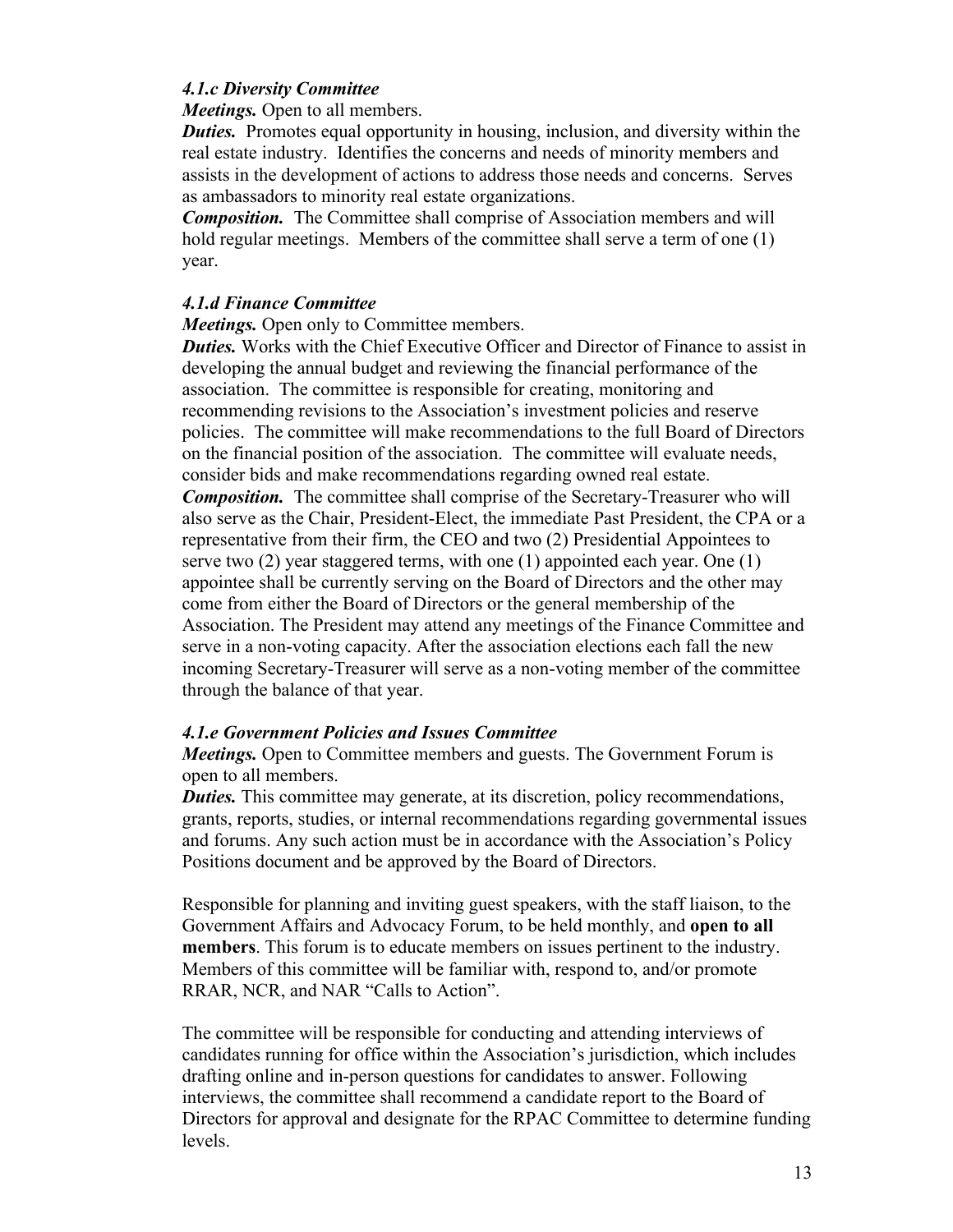#### *4.1.c Diversity Committee*

***Meetings.*** Open to all members.

***Duties.*** Promotes equal opportunity in housing, inclusion, and diversity within the real estate industry. Identifies the concerns and needs of minority members and assists in the development of actions to address those needs and concerns. Serves as ambassadors to minority real estate organizations.

***Composition.*** The Committee shall comprise of Association members and will hold regular meetings. Members of the committee shall serve a term of one (1) year.

#### *4.1.d Finance Committee*

***Meetings.*** Open only to Committee members.

***Duties.*** Works with the Chief Executive Officer and Director of Finance to assist in developing the annual budget and reviewing the financial performance of the association. The committee is responsible for creating, monitoring and recommending revisions to the Association's investment policies and reserve policies. The committee will make recommendations to the full Board of Directors on the financial position of the association. The committee will evaluate needs, consider bids and make recommendations regarding owned real estate.

***Composition.*** The committee shall comprise of the Secretary-Treasurer who will also serve as the Chair, President-Elect, the immediate Past President, the CPA or a representative from their firm, the CEO and two (2) Presidential Appointees to serve two (2) year staggered terms, with one (1) appointed each year. One (1) appointee shall be currently serving on the Board of Directors and the other may come from either the Board of Directors or the general membership of the Association. The President may attend any meetings of the Finance Committee and serve in a non-voting capacity. After the association elections each fall the new incoming Secretary-Treasurer will serve as a non-voting member of the committee through the balance of that year.

#### *4.1.e Government Policies and Issues Committee*

***Meetings.*** Open to Committee members and guests. The Government Forum is open to all members.

***Duties.*** This committee may generate, at its discretion, policy recommendations, grants, reports, studies, or internal recommendations regarding governmental issues and forums. Any such action must be in accordance with the Association's Policy Positions document and be approved by the Board of Directors.

Responsible for planning and inviting guest speakers, with the staff liaison, to the Government Affairs and Advocacy Forum, to be held monthly, and **open to all members**. This forum is to educate members on issues pertinent to the industry. Members of this committee will be familiar with, respond to, and/or promote RRAR, NCR, and NAR "Calls to Action".

The committee will be responsible for conducting and attending interviews of candidates running for office within the Association's jurisdiction, which includes drafting online and in-person questions for candidates to answer. Following interviews, the committee shall recommend a candidate report to the Board of Directors for approval and designate for the RPAC Committee to determine funding levels.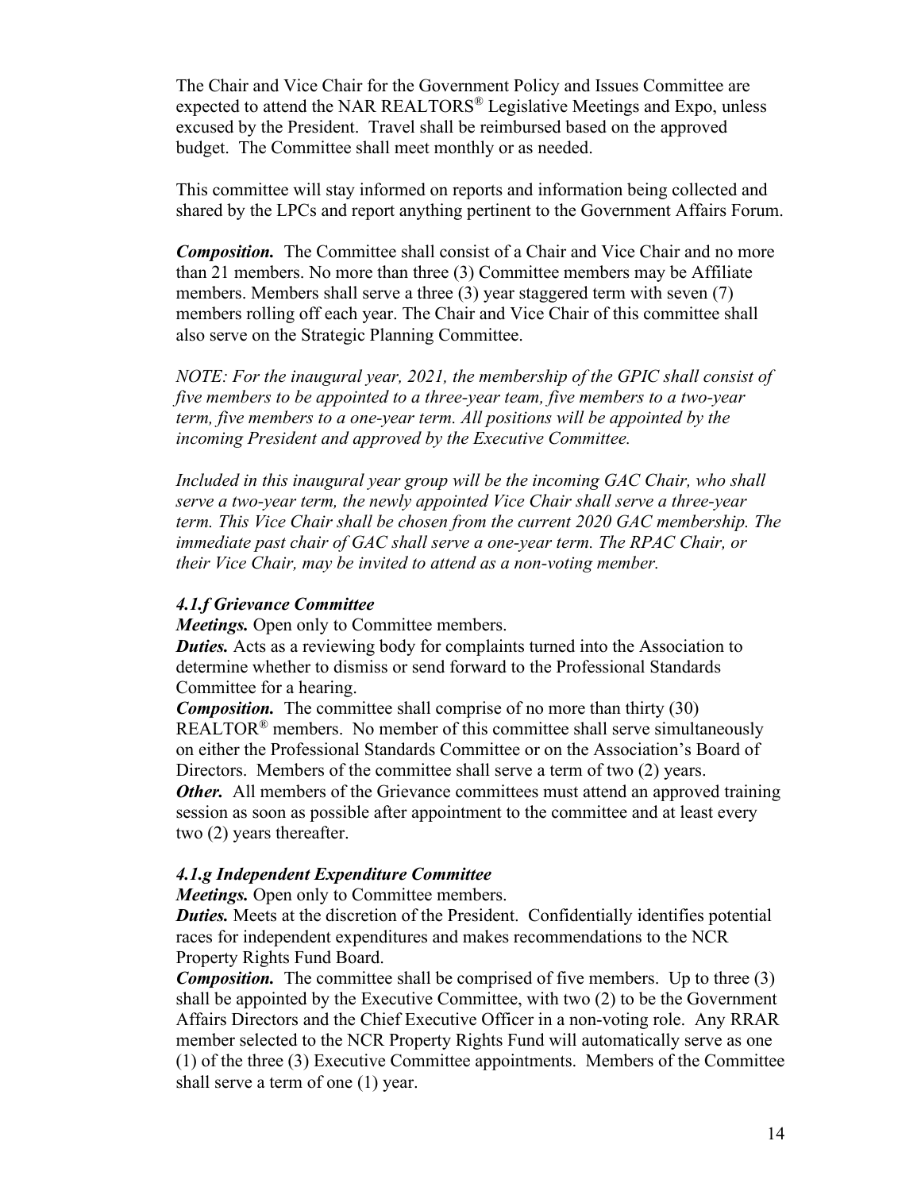The Chair and Vice Chair for the Government Policy and Issues Committee are expected to attend the NAR REALTORS® Legislative Meetings and Expo, unless excused by the President. Travel shall be reimbursed based on the approved budget. The Committee shall meet monthly or as needed.

This committee will stay informed on reports and information being collected and shared by the LPCs and report anything pertinent to the Government Affairs Forum.

***Composition.*** The Committee shall consist of a Chair and Vice Chair and no more than 21 members. No more than three (3) Committee members may be Affiliate members. Members shall serve a three (3) year staggered term with seven (7) members rolling off each year. The Chair and Vice Chair of this committee shall also serve on the Strategic Planning Committee.

*NOTE: For the inaugural year, 2021, the membership of the GPIC shall consist of five members to be appointed to a three-year team, five members to a two-year term, five members to a one-year term. All positions will be appointed by the incoming President and approved by the Executive Committee.*

*Included in this inaugural year group will be the incoming GAC Chair, who shall serve a two-year term, the newly appointed Vice Chair shall serve a three-year term. This Vice Chair shall be chosen from the current 2020 GAC membership. The immediate past chair of GAC shall serve a one-year term. The RPAC Chair, or their Vice Chair, may be invited to attend as a non-voting member.*

### *4.1.f Grievance Committee*

***Meetings.*** Open only to Committee members.
***Duties.*** Acts as a reviewing body for complaints turned into the Association to determine whether to dismiss or send forward to the Professional Standards Committee for a hearing.
***Composition.*** The committee shall comprise of no more than thirty (30) REALTOR® members. No member of this committee shall serve simultaneously on either the Professional Standards Committee or on the Association's Board of Directors. Members of the committee shall serve a term of two (2) years.
***Other.*** All members of the Grievance committees must attend an approved training session as soon as possible after appointment to the committee and at least every two (2) years thereafter.

### *4.1.g Independent Expenditure Committee*

***Meetings.*** Open only to Committee members.
***Duties.*** Meets at the discretion of the President. Confidentially identifies potential races for independent expenditures and makes recommendations to the NCR Property Rights Fund Board.
***Composition.*** The committee shall be comprised of five members. Up to three (3) shall be appointed by the Executive Committee, with two (2) to be the Government Affairs Directors and the Chief Executive Officer in a non-voting role. Any RRAR member selected to the NCR Property Rights Fund will automatically serve as one (1) of the three (3) Executive Committee appointments. Members of the Committee shall serve a term of one (1) year.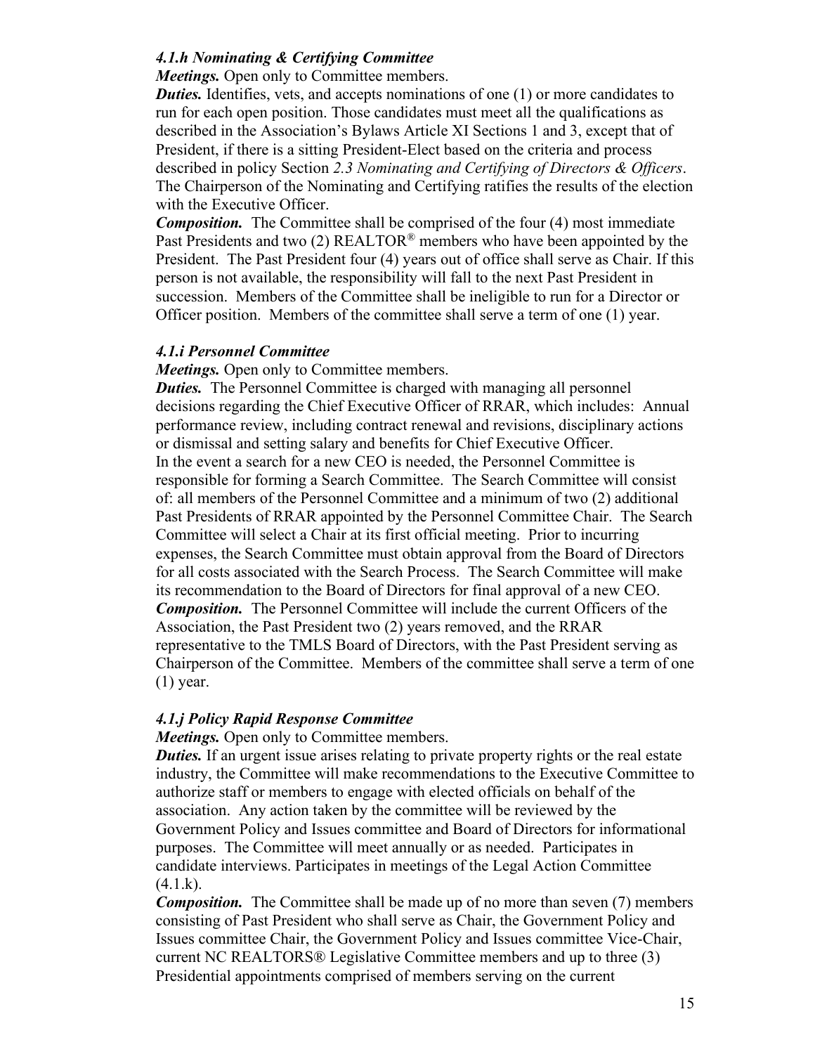#### *4.1.h Nominating & Certifying Committee*

***Meetings.*** Open only to Committee members.

***Duties.*** Identifies, vets, and accepts nominations of one (1) or more candidates to run for each open position. Those candidates must meet all the qualifications as described in the Association's Bylaws Article XI Sections 1 and 3, except that of President, if there is a sitting President-Elect based on the criteria and process described in policy Section *2.3 Nominating and Certifying of Directors & Officers*. The Chairperson of the Nominating and Certifying ratifies the results of the election with the Executive Officer.

***Composition.*** The Committee shall be comprised of the four (4) most immediate Past Presidents and two (2) REALTOR® members who have been appointed by the President. The Past President four (4) years out of office shall serve as Chair. If this person is not available, the responsibility will fall to the next Past President in succession. Members of the Committee shall be ineligible to run for a Director or Officer position. Members of the committee shall serve a term of one (1) year.

#### *4.1.i Personnel Committee*

***Meetings.*** Open only to Committee members.

***Duties.*** The Personnel Committee is charged with managing all personnel decisions regarding the Chief Executive Officer of RRAR, which includes: Annual performance review, including contract renewal and revisions, disciplinary actions or dismissal and setting salary and benefits for Chief Executive Officer.
In the event a search for a new CEO is needed, the Personnel Committee is responsible for forming a Search Committee. The Search Committee will consist of: all members of the Personnel Committee and a minimum of two (2) additional Past Presidents of RRAR appointed by the Personnel Committee Chair. The Search Committee will select a Chair at its first official meeting. Prior to incurring expenses, the Search Committee must obtain approval from the Board of Directors for all costs associated with the Search Process. The Search Committee will make its recommendation to the Board of Directors for final approval of a new CEO.

***Composition.*** The Personnel Committee will include the current Officers of the Association, the Past President two (2) years removed, and the RRAR representative to the TMLS Board of Directors, with the Past President serving as Chairperson of the Committee. Members of the committee shall serve a term of one (1) year.

#### *4.1.j Policy Rapid Response Committee*

***Meetings.*** Open only to Committee members.

***Duties.*** If an urgent issue arises relating to private property rights or the real estate industry, the Committee will make recommendations to the Executive Committee to authorize staff or members to engage with elected officials on behalf of the association. Any action taken by the committee will be reviewed by the Government Policy and Issues committee and Board of Directors for informational purposes. The Committee will meet annually or as needed. Participates in candidate interviews. Participates in meetings of the Legal Action Committee (4.1.k).

***Composition.*** The Committee shall be made up of no more than seven (7) members consisting of Past President who shall serve as Chair, the Government Policy and Issues committee Chair, the Government Policy and Issues committee Vice-Chair, current NC REALTORS® Legislative Committee members and up to three (3) Presidential appointments comprised of members serving on the current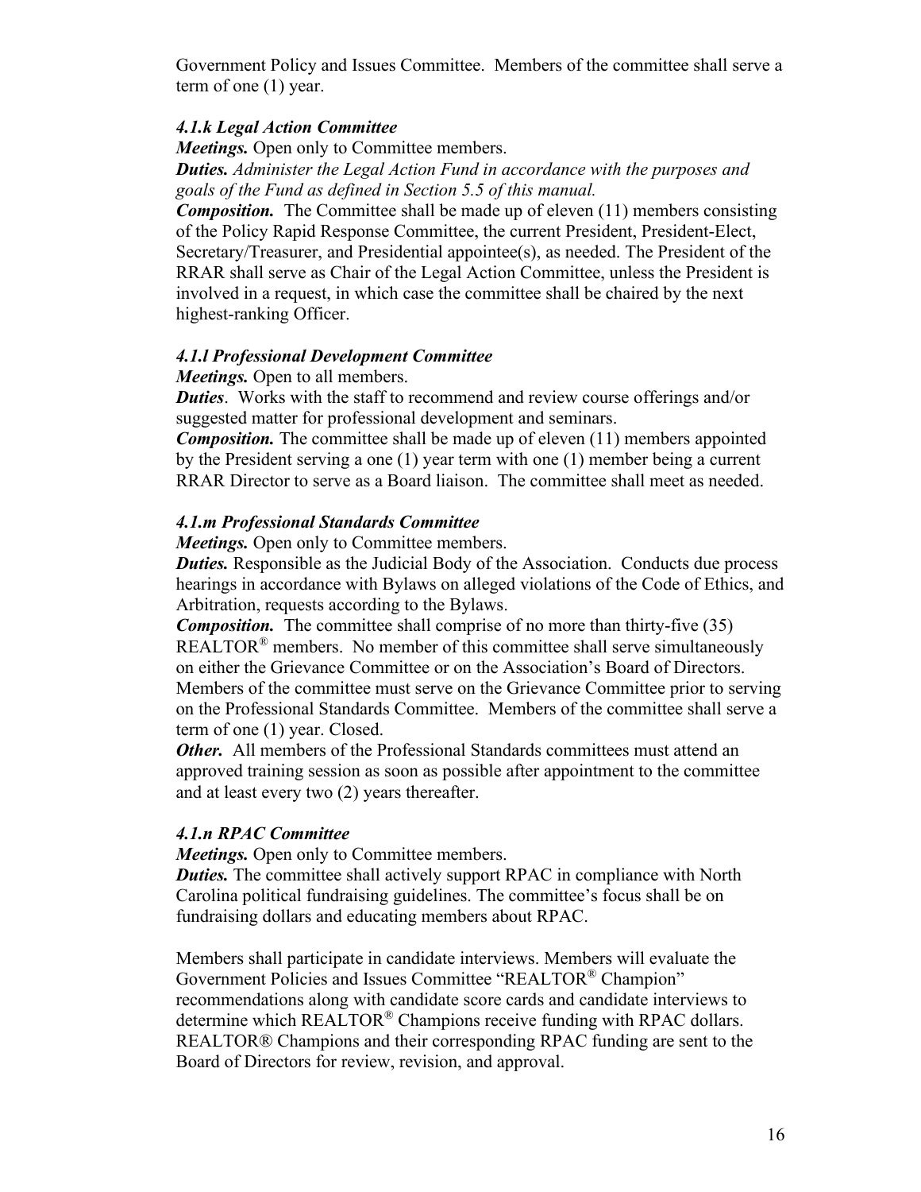Government Policy and Issues Committee. Members of the committee shall serve a term of one (1) year.

### *4.1.k Legal Action Committee*

***Meetings.*** Open only to Committee members.

***Duties.*** *Administer the Legal Action Fund in accordance with the purposes and goals of the Fund as defined in Section 5.5 of this manual.*

***Composition.*** The Committee shall be made up of eleven (11) members consisting of the Policy Rapid Response Committee, the current President, President-Elect, Secretary/Treasurer, and Presidential appointee(s), as needed. The President of the RRAR shall serve as Chair of the Legal Action Committee, unless the President is involved in a request, in which case the committee shall be chaired by the next highest-ranking Officer.

### *4.1.l Professional Development Committee*

***Meetings.*** Open to all members.

***Duties***. Works with the staff to recommend and review course offerings and/or suggested matter for professional development and seminars.

***Composition.*** The committee shall be made up of eleven (11) members appointed by the President serving a one (1) year term with one (1) member being a current RRAR Director to serve as a Board liaison. The committee shall meet as needed.

### *4.1.m Professional Standards Committee*

***Meetings.*** Open only to Committee members.

***Duties.*** Responsible as the Judicial Body of the Association. Conducts due process hearings in accordance with Bylaws on alleged violations of the Code of Ethics, and Arbitration, requests according to the Bylaws.

***Composition.*** The committee shall comprise of no more than thirty-five (35) REALTOR® members. No member of this committee shall serve simultaneously on either the Grievance Committee or on the Association's Board of Directors. Members of the committee must serve on the Grievance Committee prior to serving on the Professional Standards Committee. Members of the committee shall serve a term of one (1) year. Closed.

***Other.*** All members of the Professional Standards committees must attend an approved training session as soon as possible after appointment to the committee and at least every two (2) years thereafter.

### *4.1.n RPAC Committee*

***Meetings.*** Open only to Committee members.

***Duties.*** The committee shall actively support RPAC in compliance with North Carolina political fundraising guidelines. The committee's focus shall be on fundraising dollars and educating members about RPAC.

Members shall participate in candidate interviews. Members will evaluate the Government Policies and Issues Committee "REALTOR® Champion" recommendations along with candidate score cards and candidate interviews to determine which REALTOR® Champions receive funding with RPAC dollars. REALTOR® Champions and their corresponding RPAC funding are sent to the Board of Directors for review, revision, and approval.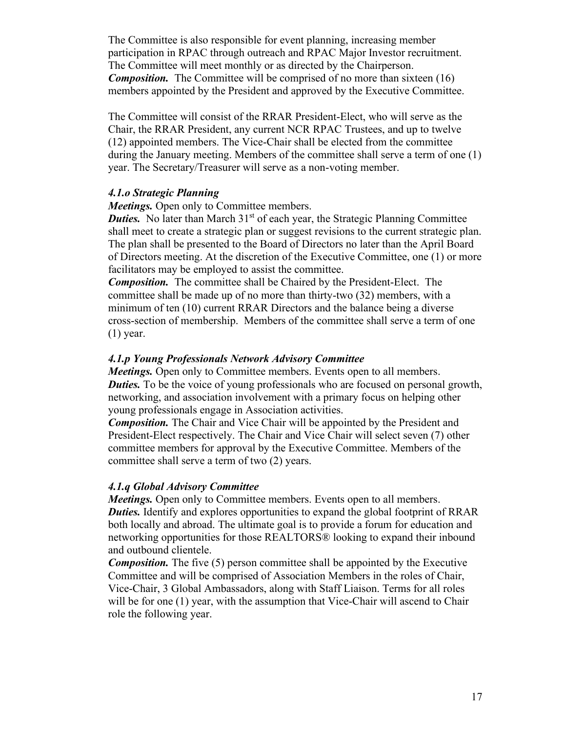The Committee is also responsible for event planning, increasing member participation in RPAC through outreach and RPAC Major Investor recruitment. The Committee will meet monthly or as directed by the Chairperson.
***Composition.*** The Committee will be comprised of no more than sixteen (16) members appointed by the President and approved by the Executive Committee.

The Committee will consist of the RRAR President-Elect, who will serve as the Chair, the RRAR President, any current NCR RPAC Trustees, and up to twelve (12) appointed members. The Vice-Chair shall be elected from the committee during the January meeting. Members of the committee shall serve a term of one (1) year. The Secretary/Treasurer will serve as a non-voting member.

### *4.1.o Strategic Planning*

***Meetings.*** Open only to Committee members.
***Duties.*** No later than March 31st of each year, the Strategic Planning Committee shall meet to create a strategic plan or suggest revisions to the current strategic plan. The plan shall be presented to the Board of Directors no later than the April Board of Directors meeting. At the discretion of the Executive Committee, one (1) or more facilitators may be employed to assist the committee.
***Composition.*** The committee shall be Chaired by the President-Elect. The committee shall be made up of no more than thirty-two (32) members, with a minimum of ten (10) current RRAR Directors and the balance being a diverse cross-section of membership. Members of the committee shall serve a term of one (1) year.

### *4.1.p Young Professionals Network Advisory Committee*

***Meetings.*** Open only to Committee members. Events open to all members.
***Duties.*** To be the voice of young professionals who are focused on personal growth, networking, and association involvement with a primary focus on helping other young professionals engage in Association activities.
***Composition.*** The Chair and Vice Chair will be appointed by the President and President-Elect respectively. The Chair and Vice Chair will select seven (7) other committee members for approval by the Executive Committee. Members of the committee shall serve a term of two (2) years.

### *4.1.q Global Advisory Committee*

***Meetings.*** Open only to Committee members. Events open to all members.
***Duties.*** Identify and explores opportunities to expand the global footprint of RRAR both locally and abroad. The ultimate goal is to provide a forum for education and networking opportunities for those REALTORS® looking to expand their inbound and outbound clientele.
***Composition.*** The five (5) person committee shall be appointed by the Executive Committee and will be comprised of Association Members in the roles of Chair, Vice-Chair, 3 Global Ambassadors, along with Staff Liaison. Terms for all roles will be for one (1) year, with the assumption that Vice-Chair will ascend to Chair role the following year.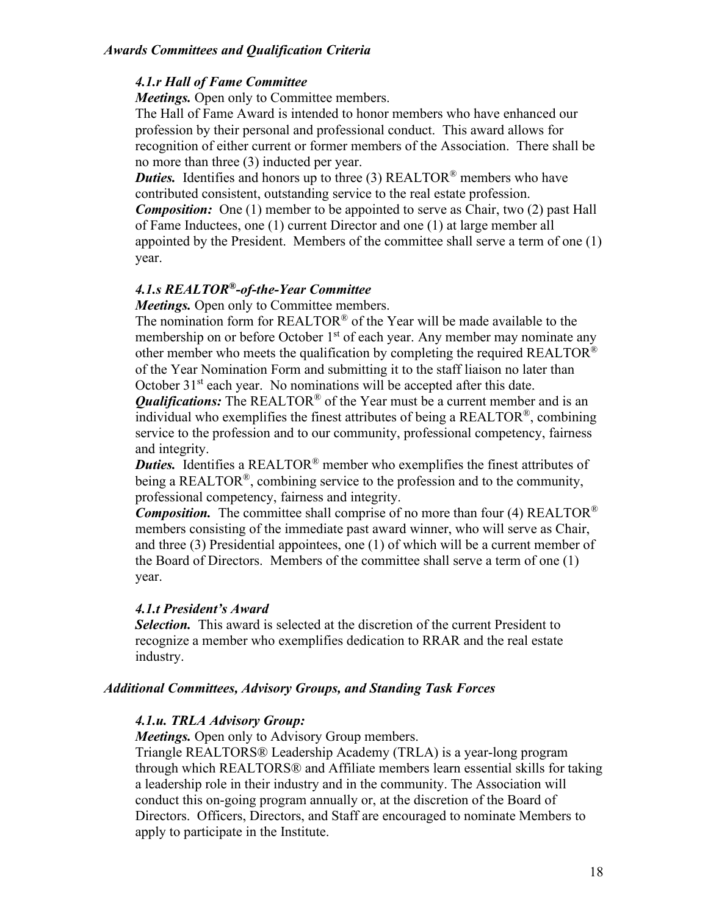### *Awards Committees and Qualification Criteria*

#### *4.1.r Hall of Fame Committee*

***Meetings.*** Open only to Committee members.

The Hall of Fame Award is intended to honor members who have enhanced our profession by their personal and professional conduct. This award allows for recognition of either current or former members of the Association. There shall be no more than three (3) inducted per year.

***Duties.*** Identifies and honors up to three (3) REALTOR® members who have contributed consistent, outstanding service to the real estate profession.

***Composition:*** One (1) member to be appointed to serve as Chair, two (2) past Hall of Fame Inductees, one (1) current Director and one (1) at large member all appointed by the President. Members of the committee shall serve a term of one (1) year.

#### *4.1.s REALTOR®-of-the-Year Committee*

***Meetings.*** Open only to Committee members.

The nomination form for REALTOR® of the Year will be made available to the membership on or before October 1st of each year. Any member may nominate any other member who meets the qualification by completing the required REALTOR® of the Year Nomination Form and submitting it to the staff liaison no later than October 31st each year. No nominations will be accepted after this date.

***Qualifications:*** The REALTOR® of the Year must be a current member and is an individual who exemplifies the finest attributes of being a REALTOR®, combining service to the profession and to our community, professional competency, fairness and integrity.

***Duties.*** Identifies a REALTOR® member who exemplifies the finest attributes of being a REALTOR®, combining service to the profession and to the community, professional competency, fairness and integrity.

***Composition.*** The committee shall comprise of no more than four (4) REALTOR® members consisting of the immediate past award winner, who will serve as Chair, and three (3) Presidential appointees, one (1) of which will be a current member of the Board of Directors. Members of the committee shall serve a term of one (1) year.

#### *4.1.t President's Award*

***Selection.*** This award is selected at the discretion of the current President to recognize a member who exemplifies dedication to RRAR and the real estate industry.

### *Additional Committees, Advisory Groups, and Standing Task Forces*

#### *4.1.u. TRLA Advisory Group:*

***Meetings.*** Open only to Advisory Group members.

Triangle REALTORS® Leadership Academy (TRLA) is a year-long program through which REALTORS® and Affiliate members learn essential skills for taking a leadership role in their industry and in the community. The Association will conduct this on-going program annually or, at the discretion of the Board of Directors. Officers, Directors, and Staff are encouraged to nominate Members to apply to participate in the Institute.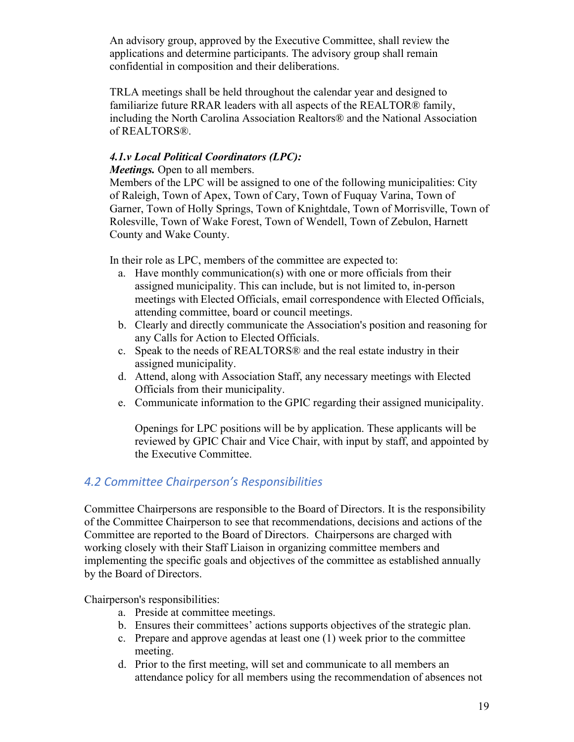An advisory group, approved by the Executive Committee, shall review the applications and determine participants. The advisory group shall remain confidential in composition and their deliberations.

TRLA meetings shall be held throughout the calendar year and designed to familiarize future RRAR leaders with all aspects of the REALTOR® family, including the North Carolina Association Realtors® and the National Association of REALTORS®.

***4.1.v Local Political Coordinators (LPC):***

***Meetings.*** Open to all members.

Members of the LPC will be assigned to one of the following municipalities: City of Raleigh, Town of Apex, Town of Cary, Town of Fuquay Varina, Town of Garner, Town of Holly Springs, Town of Knightdale, Town of Morrisville, Town of Rolesville, Town of Wake Forest, Town of Wendell, Town of Zebulon, Harnett County and Wake County.

In their role as LPC, members of the committee are expected to:

a. Have monthly communication(s) with one or more officials from their assigned municipality. This can include, but is not limited to, in-person meetings with Elected Officials, email correspondence with Elected Officials, attending committee, board or council meetings.
b. Clearly and directly communicate the Association's position and reasoning for any Calls for Action to Elected Officials.
c. Speak to the needs of REALTORS® and the real estate industry in their assigned municipality.
d. Attend, along with Association Staff, any necessary meetings with Elected Officials from their municipality.
e. Communicate information to the GPIC regarding their assigned municipality.

   Openings for LPC positions will be by application. These applicants will be reviewed by GPIC Chair and Vice Chair, with input by staff, and appointed by the Executive Committee.

## *4.2 Committee Chairperson's Responsibilities*

Committee Chairpersons are responsible to the Board of Directors. It is the responsibility of the Committee Chairperson to see that recommendations, decisions and actions of the Committee are reported to the Board of Directors. Chairpersons are charged with working closely with their Staff Liaison in organizing committee members and implementing the specific goals and objectives of the committee as established annually by the Board of Directors.

Chairperson's responsibilities:

a. Preside at committee meetings.
b. Ensures their committees' actions supports objectives of the strategic plan.
c. Prepare and approve agendas at least one (1) week prior to the committee meeting.
d. Prior to the first meeting, will set and communicate to all members an attendance policy for all members using the recommendation of absences not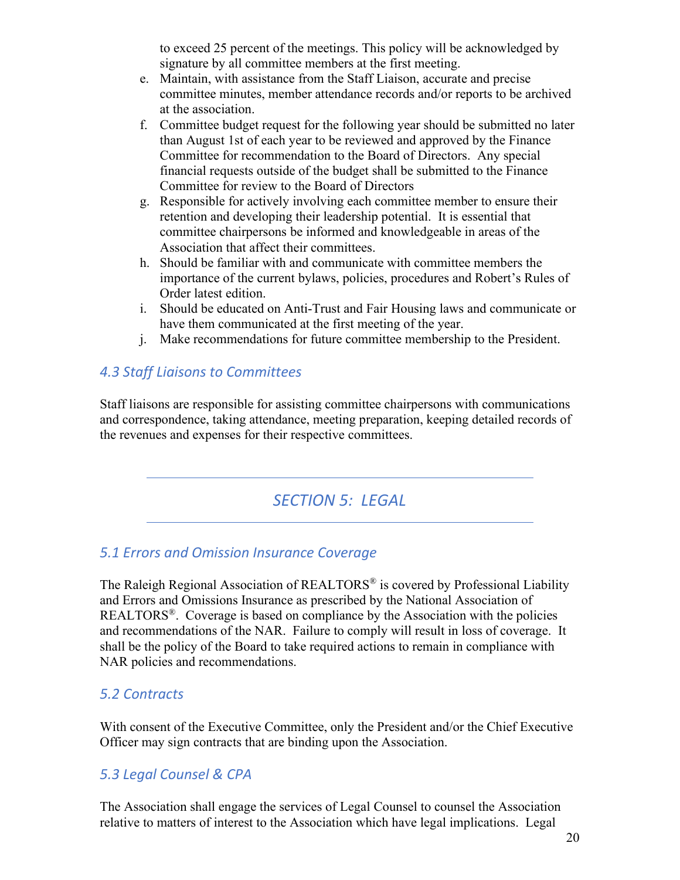to exceed 25 percent of the meetings. This policy will be acknowledged by signature by all committee members at the first meeting.

e. Maintain, with assistance from the Staff Liaison, accurate and precise committee minutes, member attendance records and/or reports to be archived at the association.
f. Committee budget request for the following year should be submitted no later than August 1st of each year to be reviewed and approved by the Finance Committee for recommendation to the Board of Directors. Any special financial requests outside of the budget shall be submitted to the Finance Committee for review to the Board of Directors
g. Responsible for actively involving each committee member to ensure their retention and developing their leadership potential. It is essential that committee chairpersons be informed and knowledgeable in areas of the Association that affect their committees.
h. Should be familiar with and communicate with committee members the importance of the current bylaws, policies, procedures and Robert's Rules of Order latest edition.
i. Should be educated on Anti-Trust and Fair Housing laws and communicate or have them communicated at the first meeting of the year.
j. Make recommendations for future committee membership to the President.

### *4.3 Staff Liaisons to Committees*

Staff liaisons are responsible for assisting committee chairpersons with communications and correspondence, taking attendance, meeting preparation, keeping detailed records of the revenues and expenses for their respective committees.

---

## *SECTION 5: LEGAL*

---

### *5.1 Errors and Omission Insurance Coverage*

The Raleigh Regional Association of REALTORS® is covered by Professional Liability and Errors and Omissions Insurance as prescribed by the National Association of REALTORS®. Coverage is based on compliance by the Association with the policies and recommendations of the NAR. Failure to comply will result in loss of coverage. It shall be the policy of the Board to take required actions to remain in compliance with NAR policies and recommendations.

### *5.2 Contracts*

With consent of the Executive Committee, only the President and/or the Chief Executive Officer may sign contracts that are binding upon the Association.

### *5.3 Legal Counsel & CPA*

The Association shall engage the services of Legal Counsel to counsel the Association relative to matters of interest to the Association which have legal implications. Legal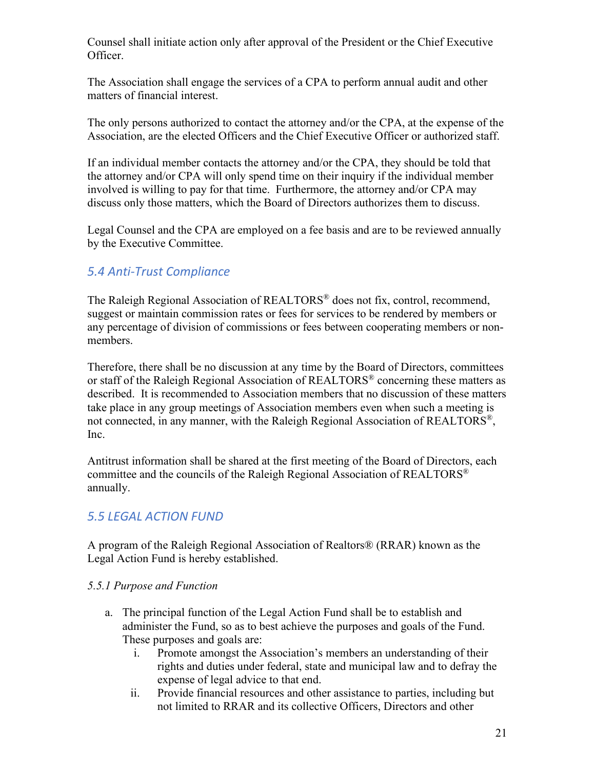Counsel shall initiate action only after approval of the President or the Chief Executive Officer.

The Association shall engage the services of a CPA to perform annual audit and other matters of financial interest.

The only persons authorized to contact the attorney and/or the CPA, at the expense of the Association, are the elected Officers and the Chief Executive Officer or authorized staff.

If an individual member contacts the attorney and/or the CPA, they should be told that the attorney and/or CPA will only spend time on their inquiry if the individual member involved is willing to pay for that time. Furthermore, the attorney and/or CPA may discuss only those matters, which the Board of Directors authorizes them to discuss.

Legal Counsel and the CPA are employed on a fee basis and are to be reviewed annually by the Executive Committee.

## 5.4 Anti-Trust Compliance

The Raleigh Regional Association of REALTORS® does not fix, control, recommend, suggest or maintain commission rates or fees for services to be rendered by members or any percentage of division of commissions or fees between cooperating members or non-members.

Therefore, there shall be no discussion at any time by the Board of Directors, committees or staff of the Raleigh Regional Association of REALTORS® concerning these matters as described. It is recommended to Association members that no discussion of these matters take place in any group meetings of Association members even when such a meeting is not connected, in any manner, with the Raleigh Regional Association of REALTORS®, Inc.

Antitrust information shall be shared at the first meeting of the Board of Directors, each committee and the councils of the Raleigh Regional Association of REALTORS® annually.

## 5.5 LEGAL ACTION FUND

A program of the Raleigh Regional Association of Realtors® (RRAR) known as the Legal Action Fund is hereby established.

*5.5.1 Purpose and Function*

a. The principal function of the Legal Action Fund shall be to establish and administer the Fund, so as to best achieve the purposes and goals of the Fund. These purposes and goals are:
   i. Promote amongst the Association's members an understanding of their rights and duties under federal, state and municipal law and to defray the expense of legal advice to that end.
   ii. Provide financial resources and other assistance to parties, including but not limited to RRAR and its collective Officers, Directors and other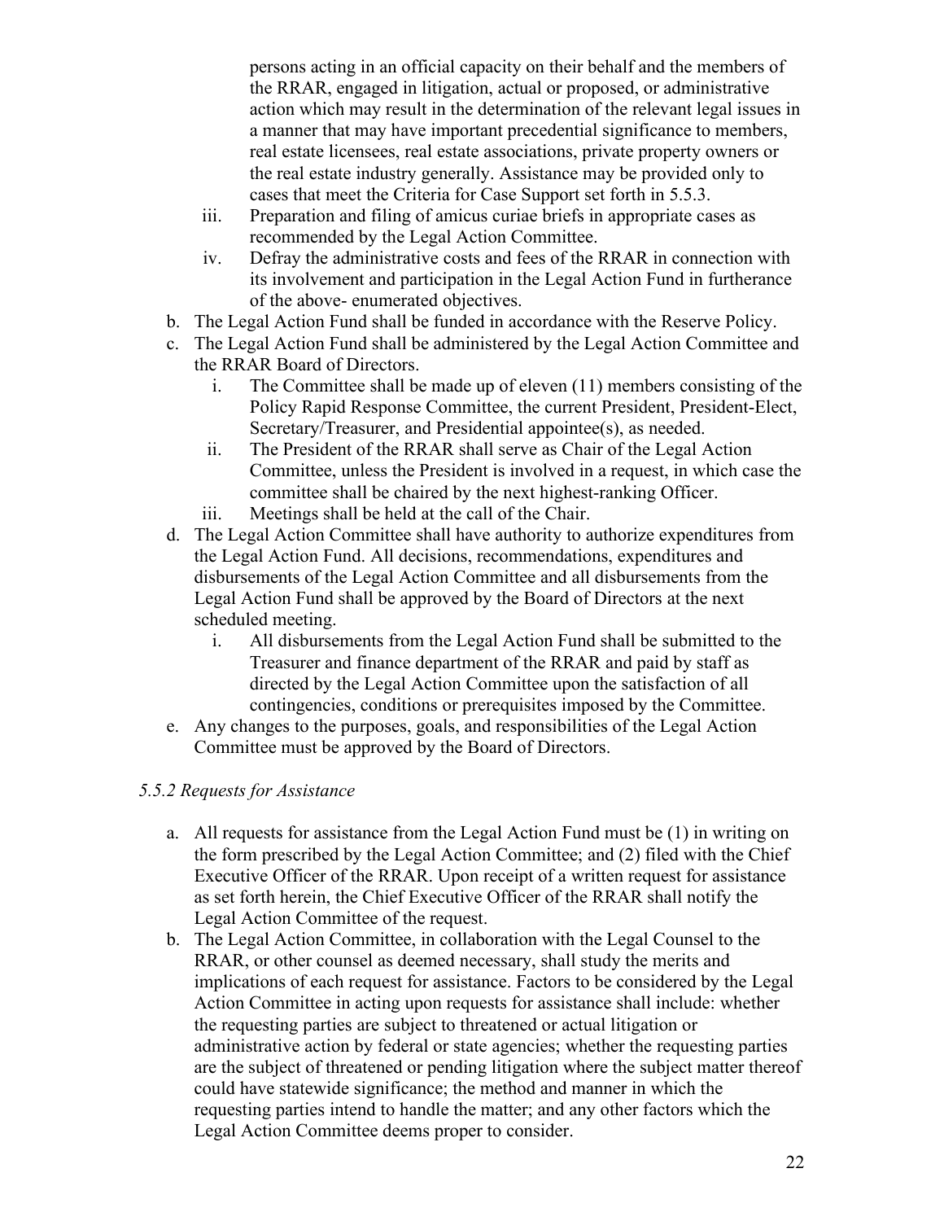persons acting in an official capacity on their behalf and the members of the RRAR, engaged in litigation, actual or proposed, or administrative action which may result in the determination of the relevant legal issues in a manner that may have important precedential significance to members, real estate licensees, real estate associations, private property owners or the real estate industry generally. Assistance may be provided only to cases that meet the Criteria for Case Support set forth in 5.5.3.

   iii. Preparation and filing of amicus curiae briefs in appropriate cases as recommended by the Legal Action Committee.
   iv. Defray the administrative costs and fees of the RRAR in connection with its involvement and participation in the Legal Action Fund in furtherance of the above- enumerated objectives.

b. The Legal Action Fund shall be funded in accordance with the Reserve Policy.
c. The Legal Action Fund shall be administered by the Legal Action Committee and the RRAR Board of Directors.
   i. The Committee shall be made up of eleven (11) members consisting of the Policy Rapid Response Committee, the current President, President-Elect, Secretary/Treasurer, and Presidential appointee(s), as needed.
   ii. The President of the RRAR shall serve as Chair of the Legal Action Committee, unless the President is involved in a request, in which case the committee shall be chaired by the next highest-ranking Officer.
   iii. Meetings shall be held at the call of the Chair.
d. The Legal Action Committee shall have authority to authorize expenditures from the Legal Action Fund. All decisions, recommendations, expenditures and disbursements of the Legal Action Committee and all disbursements from the Legal Action Fund shall be approved by the Board of Directors at the next scheduled meeting.
   i. All disbursements from the Legal Action Fund shall be submitted to the Treasurer and finance department of the RRAR and paid by staff as directed by the Legal Action Committee upon the satisfaction of all contingencies, conditions or prerequisites imposed by the Committee.
e. Any changes to the purposes, goals, and responsibilities of the Legal Action Committee must be approved by the Board of Directors.

*5.5.2 Requests for Assistance*

a. All requests for assistance from the Legal Action Fund must be (1) in writing on the form prescribed by the Legal Action Committee; and (2) filed with the Chief Executive Officer of the RRAR. Upon receipt of a written request for assistance as set forth herein, the Chief Executive Officer of the RRAR shall notify the Legal Action Committee of the request.
b. The Legal Action Committee, in collaboration with the Legal Counsel to the RRAR, or other counsel as deemed necessary, shall study the merits and implications of each request for assistance. Factors to be considered by the Legal Action Committee in acting upon requests for assistance shall include: whether the requesting parties are subject to threatened or actual litigation or administrative action by federal or state agencies; whether the requesting parties are the subject of threatened or pending litigation where the subject matter thereof could have statewide significance; the method and manner in which the requesting parties intend to handle the matter; and any other factors which the Legal Action Committee deems proper to consider.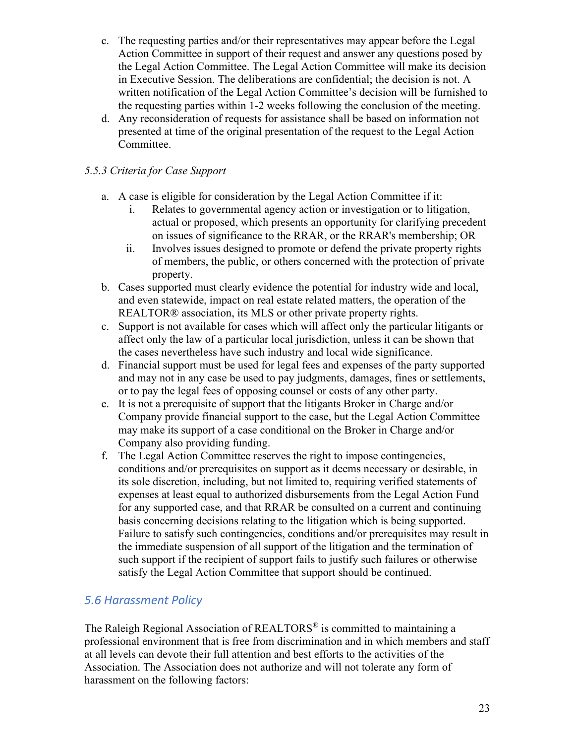c. The requesting parties and/or their representatives may appear before the Legal Action Committee in support of their request and answer any questions posed by the Legal Action Committee. The Legal Action Committee will make its decision in Executive Session. The deliberations are confidential; the decision is not. A written notification of the Legal Action Committee's decision will be furnished to the requesting parties within 1-2 weeks following the conclusion of the meeting.

d. Any reconsideration of requests for assistance shall be based on information not presented at time of the original presentation of the request to the Legal Action Committee.

*5.5.3 Criteria for Case Support*

a. A case is eligible for consideration by the Legal Action Committee if it:
   i. Relates to governmental agency action or investigation or to litigation, actual or proposed, which presents an opportunity for clarifying precedent on issues of significance to the RRAR, or the RRAR's membership; OR
   ii. Involves issues designed to promote or defend the private property rights of members, the public, or others concerned with the protection of private property.

b. Cases supported must clearly evidence the potential for industry wide and local, and even statewide, impact on real estate related matters, the operation of the REALTOR® association, its MLS or other private property rights.

c. Support is not available for cases which will affect only the particular litigants or affect only the law of a particular local jurisdiction, unless it can be shown that the cases nevertheless have such industry and local wide significance.

d. Financial support must be used for legal fees and expenses of the party supported and may not in any case be used to pay judgments, damages, fines or settlements, or to pay the legal fees of opposing counsel or costs of any other party.

e. It is not a prerequisite of support that the litigants Broker in Charge and/or Company provide financial support to the case, but the Legal Action Committee may make its support of a case conditional on the Broker in Charge and/or Company also providing funding.

f. The Legal Action Committee reserves the right to impose contingencies, conditions and/or prerequisites on support as it deems necessary or desirable, in its sole discretion, including, but not limited to, requiring verified statements of expenses at least equal to authorized disbursements from the Legal Action Fund for any supported case, and that RRAR be consulted on a current and continuing basis concerning decisions relating to the litigation which is being supported. Failure to satisfy such contingencies, conditions and/or prerequisites may result in the immediate suspension of all support of the litigation and the termination of such support if the recipient of support fails to justify such failures or otherwise satisfy the Legal Action Committee that support should be continued.

## 5.6 Harassment Policy

The Raleigh Regional Association of REALTORS® is committed to maintaining a professional environment that is free from discrimination and in which members and staff at all levels can devote their full attention and best efforts to the activities of the Association. The Association does not authorize and will not tolerate any form of harassment on the following factors: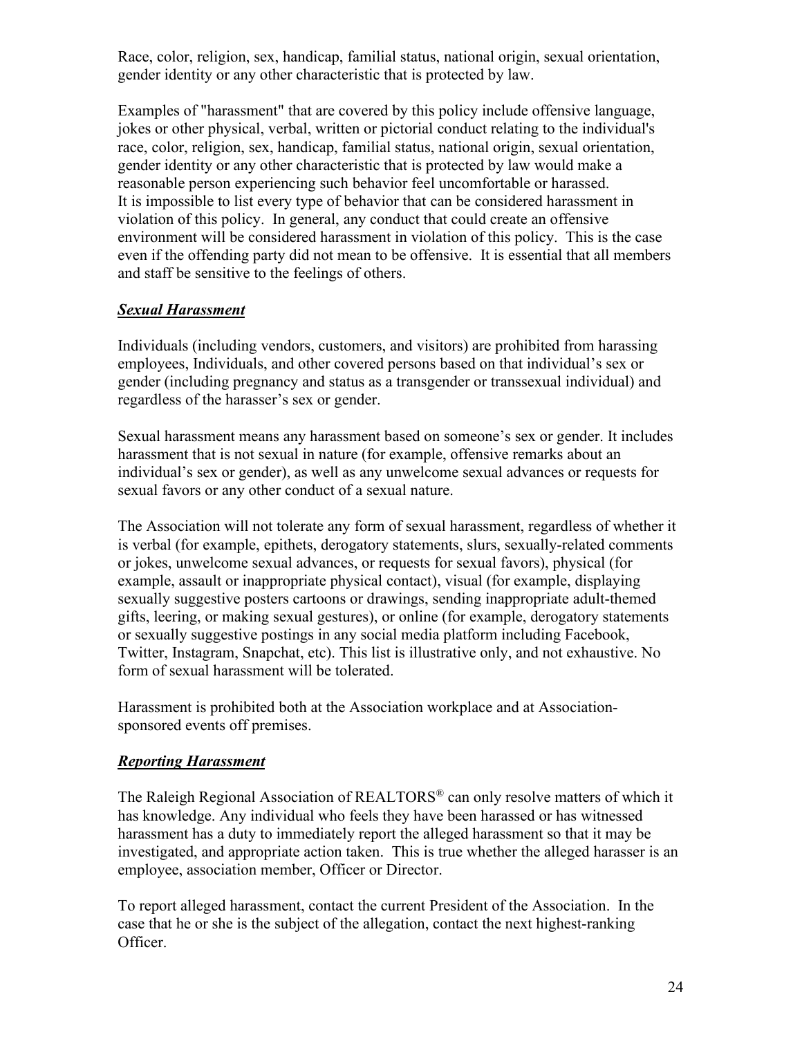Race, color, religion, sex, handicap, familial status, national origin, sexual orientation, gender identity or any other characteristic that is protected by law.

Examples of "harassment" that are covered by this policy include offensive language, jokes or other physical, verbal, written or pictorial conduct relating to the individual's race, color, religion, sex, handicap, familial status, national origin, sexual orientation, gender identity or any other characteristic that is protected by law would make a reasonable person experiencing such behavior feel uncomfortable or harassed.
It is impossible to list every type of behavior that can be considered harassment in violation of this policy. In general, any conduct that could create an offensive environment will be considered harassment in violation of this policy. This is the case even if the offending party did not mean to be offensive. It is essential that all members and staff be sensitive to the feelings of others.

***Sexual Harassment***

Individuals (including vendors, customers, and visitors) are prohibited from harassing employees, Individuals, and other covered persons based on that individual's sex or gender (including pregnancy and status as a transgender or transsexual individual) and regardless of the harasser's sex or gender.

Sexual harassment means any harassment based on someone's sex or gender. It includes harassment that is not sexual in nature (for example, offensive remarks about an individual's sex or gender), as well as any unwelcome sexual advances or requests for sexual favors or any other conduct of a sexual nature.

The Association will not tolerate any form of sexual harassment, regardless of whether it is verbal (for example, epithets, derogatory statements, slurs, sexually-related comments or jokes, unwelcome sexual advances, or requests for sexual favors), physical (for example, assault or inappropriate physical contact), visual (for example, displaying sexually suggestive posters cartoons or drawings, sending inappropriate adult-themed gifts, leering, or making sexual gestures), or online (for example, derogatory statements or sexually suggestive postings in any social media platform including Facebook, Twitter, Instagram, Snapchat, etc). This list is illustrative only, and not exhaustive. No form of sexual harassment will be tolerated.

Harassment is prohibited both at the Association workplace and at Association-sponsored events off premises.

***Reporting Harassment***

The Raleigh Regional Association of REALTORS® can only resolve matters of which it has knowledge. Any individual who feels they have been harassed or has witnessed harassment has a duty to immediately report the alleged harassment so that it may be investigated, and appropriate action taken. This is true whether the alleged harasser is an employee, association member, Officer or Director.

To report alleged harassment, contact the current President of the Association. In the case that he or she is the subject of the allegation, contact the next highest-ranking Officer.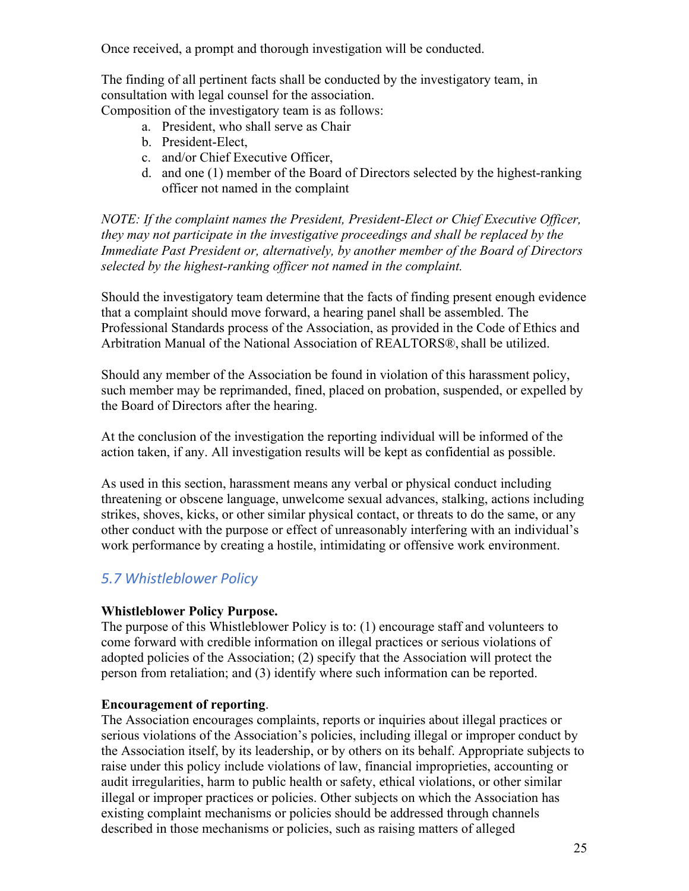Once received, a prompt and thorough investigation will be conducted.

The finding of all pertinent facts shall be conducted by the investigatory team, in consultation with legal counsel for the association.
Composition of the investigatory team is as follows:

a. President, who shall serve as Chair
b. President-Elect,
c. and/or Chief Executive Officer,
d. and one (1) member of the Board of Directors selected by the highest-ranking officer not named in the complaint

*NOTE: If the complaint names the President, President-Elect or Chief Executive Officer, they may not participate in the investigative proceedings and shall be replaced by the Immediate Past President or, alternatively, by another member of the Board of Directors selected by the highest-ranking officer not named in the complaint.*

Should the investigatory team determine that the facts of finding present enough evidence that a complaint should move forward, a hearing panel shall be assembled. The Professional Standards process of the Association, as provided in the Code of Ethics and Arbitration Manual of the National Association of REALTORS®, shall be utilized.

Should any member of the Association be found in violation of this harassment policy, such member may be reprimanded, fined, placed on probation, suspended, or expelled by the Board of Directors after the hearing.

At the conclusion of the investigation the reporting individual will be informed of the action taken, if any. All investigation results will be kept as confidential as possible.

As used in this section, harassment means any verbal or physical conduct including threatening or obscene language, unwelcome sexual advances, stalking, actions including strikes, shoves, kicks, or other similar physical contact, or threats to do the same, or any other conduct with the purpose or effect of unreasonably interfering with an individual's work performance by creating a hostile, intimidating or offensive work environment.

## *5.7 Whistleblower Policy*

**Whistleblower Policy Purpose.**
The purpose of this Whistleblower Policy is to: (1) encourage staff and volunteers to come forward with credible information on illegal practices or serious violations of adopted policies of the Association; (2) specify that the Association will protect the person from retaliation; and (3) identify where such information can be reported.

**Encouragement of reporting**.
The Association encourages complaints, reports or inquiries about illegal practices or serious violations of the Association's policies, including illegal or improper conduct by the Association itself, by its leadership, or by others on its behalf. Appropriate subjects to raise under this policy include violations of law, financial improprieties, accounting or audit irregularities, harm to public health or safety, ethical violations, or other similar illegal or improper practices or policies. Other subjects on which the Association has existing complaint mechanisms or policies should be addressed through channels described in those mechanisms or policies, such as raising matters of alleged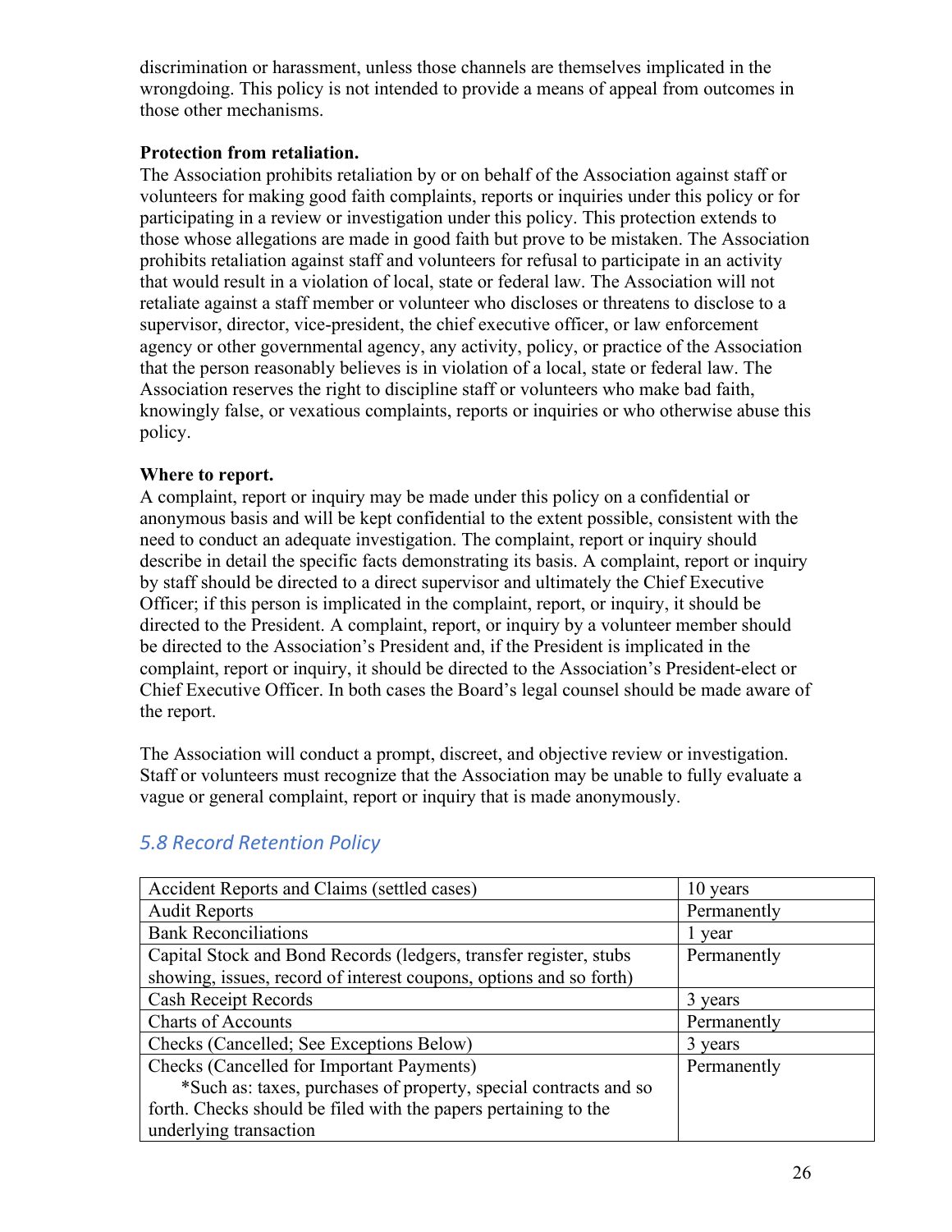discrimination or harassment, unless those channels are themselves implicated in the wrongdoing. This policy is not intended to provide a means of appeal from outcomes in those other mechanisms.

**Protection from retaliation.**

The Association prohibits retaliation by or on behalf of the Association against staff or volunteers for making good faith complaints, reports or inquiries under this policy or for participating in a review or investigation under this policy. This protection extends to those whose allegations are made in good faith but prove to be mistaken. The Association prohibits retaliation against staff and volunteers for refusal to participate in an activity that would result in a violation of local, state or federal law. The Association will not retaliate against a staff member or volunteer who discloses or threatens to disclose to a supervisor, director, vice-president, the chief executive officer, or law enforcement agency or other governmental agency, any activity, policy, or practice of the Association that the person reasonably believes is in violation of a local, state or federal law. The Association reserves the right to discipline staff or volunteers who make bad faith, knowingly false, or vexatious complaints, reports or inquiries or who otherwise abuse this policy.

**Where to report.**

A complaint, report or inquiry may be made under this policy on a confidential or anonymous basis and will be kept confidential to the extent possible, consistent with the need to conduct an adequate investigation. The complaint, report or inquiry should describe in detail the specific facts demonstrating its basis. A complaint, report or inquiry by staff should be directed to a direct supervisor and ultimately the Chief Executive Officer; if this person is implicated in the complaint, report, or inquiry, it should be directed to the President. A complaint, report, or inquiry by a volunteer member should be directed to the Association's President and, if the President is implicated in the complaint, report or inquiry, it should be directed to the Association's President-elect or Chief Executive Officer. In both cases the Board's legal counsel should be made aware of the report.

The Association will conduct a prompt, discreet, and objective review or investigation. Staff or volunteers must recognize that the Association may be unable to fully evaluate a vague or general complaint, report or inquiry that is made anonymously.

## 5.8 Record Retention Policy

| Record | Retention |
|---|---|
| Accident Reports and Claims (settled cases) | 10 years |
| Audit Reports | Permanently |
| Bank Reconciliations | 1 year |
| Capital Stock and Bond Records (ledgers, transfer register, stubs showing, issues, record of interest coupons, options and so forth) | Permanently |
| Cash Receipt Records | 3 years |
| Charts of Accounts | Permanently |
| Checks (Cancelled; See Exceptions Below) | 3 years |
| Checks (Cancelled for Important Payments) *Such as: taxes, purchases of property, special contracts and so forth. Checks should be filed with the papers pertaining to the underlying transaction | Permanently |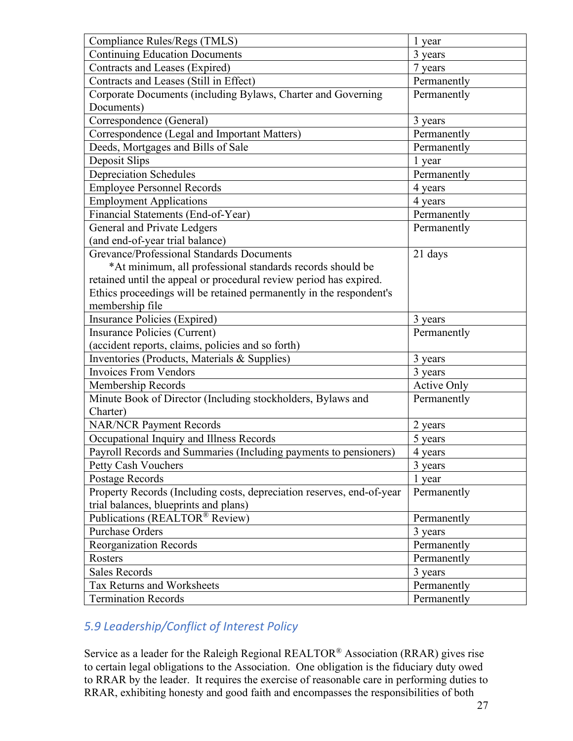| Compliance Rules/Regs (TMLS) | 1 year |
|---|---|
| Continuing Education Documents | 3 years |
| Contracts and Leases (Expired) | 7 years |
| Contracts and Leases (Still in Effect) | Permanently |
| Corporate Documents (including Bylaws, Charter and Governing Documents) | Permanently |
| Correspondence (General) | 3 years |
| Correspondence (Legal and Important Matters) | Permanently |
| Deeds, Mortgages and Bills of Sale | Permanently |
| Deposit Slips | 1 year |
| Depreciation Schedules | Permanently |
| Employee Personnel Records | 4 years |
| Employment Applications | 4 years |
| Financial Statements (End-of-Year) | Permanently |
| General and Private Ledgers (and end-of-year trial balance) | Permanently |
| Grevance/Professional Standards Documents *At minimum, all professional standards records should be retained until the appeal or procedural review period has expired. Ethics proceedings will be retained permanently in the respondent's membership file | 21 days |
| Insurance Policies (Expired) | 3 years |
| Insurance Policies (Current) (accident reports, claims, policies and so forth) | Permanently |
| Inventories (Products, Materials & Supplies) | 3 years |
| Invoices From Vendors | 3 years |
| Membership Records | Active Only |
| Minute Book of Director (Including stockholders, Bylaws and Charter) | Permanently |
| NAR/NCR Payment Records | 2 years |
| Occupational Inquiry and Illness Records | 5 years |
| Payroll Records and Summaries (Including payments to pensioners) | 4 years |
| Petty Cash Vouchers | 3 years |
| Postage Records | 1 year |
| Property Records (Including costs, depreciation reserves, end-of-year trial balances, blueprints and plans) | Permanently |
| Publications (REALTOR® Review) | Permanently |
| Purchase Orders | 3 years |
| Reorganization Records | Permanently |
| Rosters | Permanently |
| Sales Records | 3 years |
| Tax Returns and Worksheets | Permanently |
| Termination Records | Permanently |

## 5.9 Leadership/Conflict of Interest Policy

Service as a leader for the Raleigh Regional REALTOR® Association (RRAR) gives rise to certain legal obligations to the Association. One obligation is the fiduciary duty owed to RRAR by the leader. It requires the exercise of reasonable care in performing duties to RRAR, exhibiting honesty and good faith and encompasses the responsibilities of both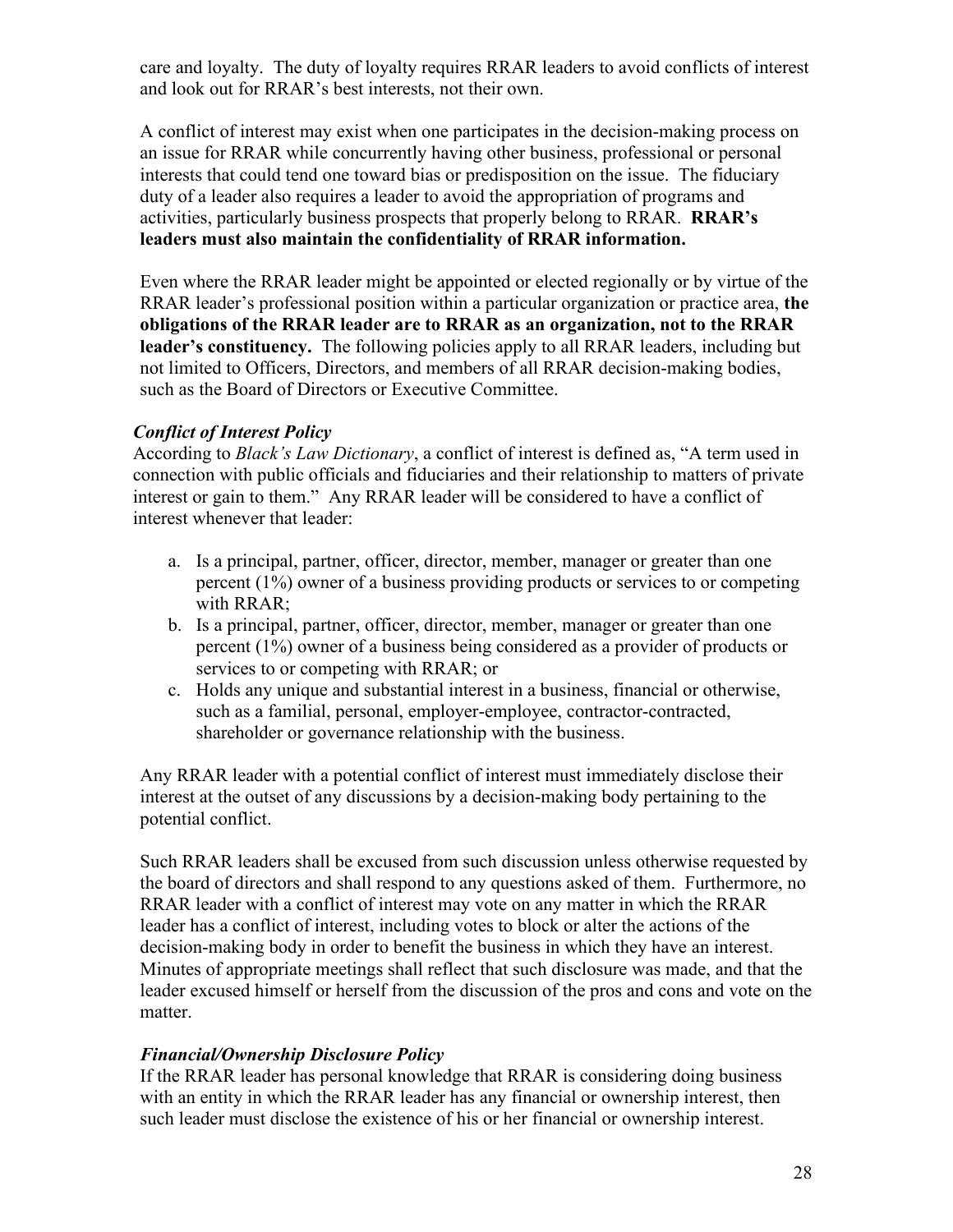care and loyalty. The duty of loyalty requires RRAR leaders to avoid conflicts of interest and look out for RRAR's best interests, not their own.

A conflict of interest may exist when one participates in the decision-making process on an issue for RRAR while concurrently having other business, professional or personal interests that could tend one toward bias or predisposition on the issue. The fiduciary duty of a leader also requires a leader to avoid the appropriation of programs and activities, particularly business prospects that properly belong to RRAR. **RRAR's leaders must also maintain the confidentiality of RRAR information.**

Even where the RRAR leader might be appointed or elected regionally or by virtue of the RRAR leader's professional position within a particular organization or practice area, **the obligations of the RRAR leader are to RRAR as an organization, not to the RRAR leader's constituency.** The following policies apply to all RRAR leaders, including but not limited to Officers, Directors, and members of all RRAR decision-making bodies, such as the Board of Directors or Executive Committee.

***Conflict of Interest Policy***

According to *Black's Law Dictionary*, a conflict of interest is defined as, "A term used in connection with public officials and fiduciaries and their relationship to matters of private interest or gain to them." Any RRAR leader will be considered to have a conflict of interest whenever that leader:

a. Is a principal, partner, officer, director, member, manager or greater than one percent (1%) owner of a business providing products or services to or competing with RRAR;
b. Is a principal, partner, officer, director, member, manager or greater than one percent (1%) owner of a business being considered as a provider of products or services to or competing with RRAR; or
c. Holds any unique and substantial interest in a business, financial or otherwise, such as a familial, personal, employer-employee, contractor-contracted, shareholder or governance relationship with the business.

Any RRAR leader with a potential conflict of interest must immediately disclose their interest at the outset of any discussions by a decision-making body pertaining to the potential conflict.

Such RRAR leaders shall be excused from such discussion unless otherwise requested by the board of directors and shall respond to any questions asked of them. Furthermore, no RRAR leader with a conflict of interest may vote on any matter in which the RRAR leader has a conflict of interest, including votes to block or alter the actions of the decision-making body in order to benefit the business in which they have an interest. Minutes of appropriate meetings shall reflect that such disclosure was made, and that the leader excused himself or herself from the discussion of the pros and cons and vote on the matter.

***Financial/Ownership Disclosure Policy***

If the RRAR leader has personal knowledge that RRAR is considering doing business with an entity in which the RRAR leader has any financial or ownership interest, then such leader must disclose the existence of his or her financial or ownership interest.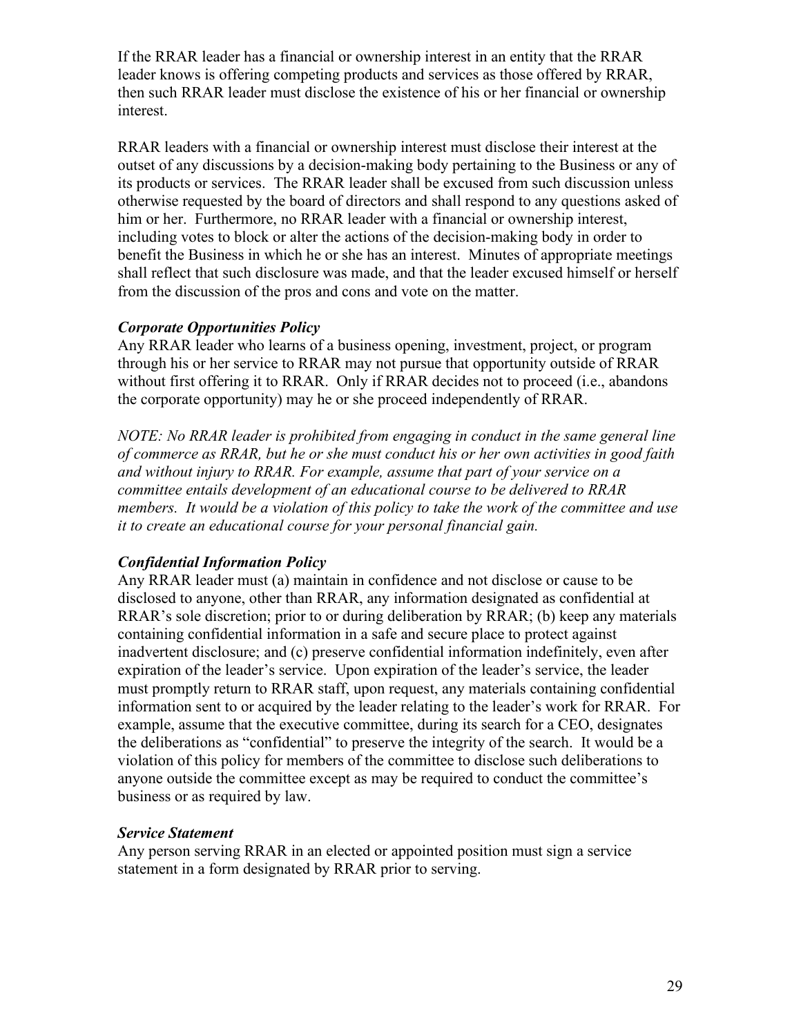If the RRAR leader has a financial or ownership interest in an entity that the RRAR leader knows is offering competing products and services as those offered by RRAR, then such RRAR leader must disclose the existence of his or her financial or ownership interest.

RRAR leaders with a financial or ownership interest must disclose their interest at the outset of any discussions by a decision-making body pertaining to the Business or any of its products or services. The RRAR leader shall be excused from such discussion unless otherwise requested by the board of directors and shall respond to any questions asked of him or her. Furthermore, no RRAR leader with a financial or ownership interest, including votes to block or alter the actions of the decision-making body in order to benefit the Business in which he or she has an interest. Minutes of appropriate meetings shall reflect that such disclosure was made, and that the leader excused himself or herself from the discussion of the pros and cons and vote on the matter.

***Corporate Opportunities Policy***

Any RRAR leader who learns of a business opening, investment, project, or program through his or her service to RRAR may not pursue that opportunity outside of RRAR without first offering it to RRAR. Only if RRAR decides not to proceed (i.e., abandons the corporate opportunity) may he or she proceed independently of RRAR.

*NOTE: No RRAR leader is prohibited from engaging in conduct in the same general line of commerce as RRAR, but he or she must conduct his or her own activities in good faith and without injury to RRAR. For example, assume that part of your service on a committee entails development of an educational course to be delivered to RRAR members. It would be a violation of this policy to take the work of the committee and use it to create an educational course for your personal financial gain.*

***Confidential Information Policy***

Any RRAR leader must (a) maintain in confidence and not disclose or cause to be disclosed to anyone, other than RRAR, any information designated as confidential at RRAR's sole discretion; prior to or during deliberation by RRAR; (b) keep any materials containing confidential information in a safe and secure place to protect against inadvertent disclosure; and (c) preserve confidential information indefinitely, even after expiration of the leader's service. Upon expiration of the leader's service, the leader must promptly return to RRAR staff, upon request, any materials containing confidential information sent to or acquired by the leader relating to the leader's work for RRAR. For example, assume that the executive committee, during its search for a CEO, designates the deliberations as "confidential" to preserve the integrity of the search. It would be a violation of this policy for members of the committee to disclose such deliberations to anyone outside the committee except as may be required to conduct the committee's business or as required by law.

***Service Statement***

Any person serving RRAR in an elected or appointed position must sign a service statement in a form designated by RRAR prior to serving.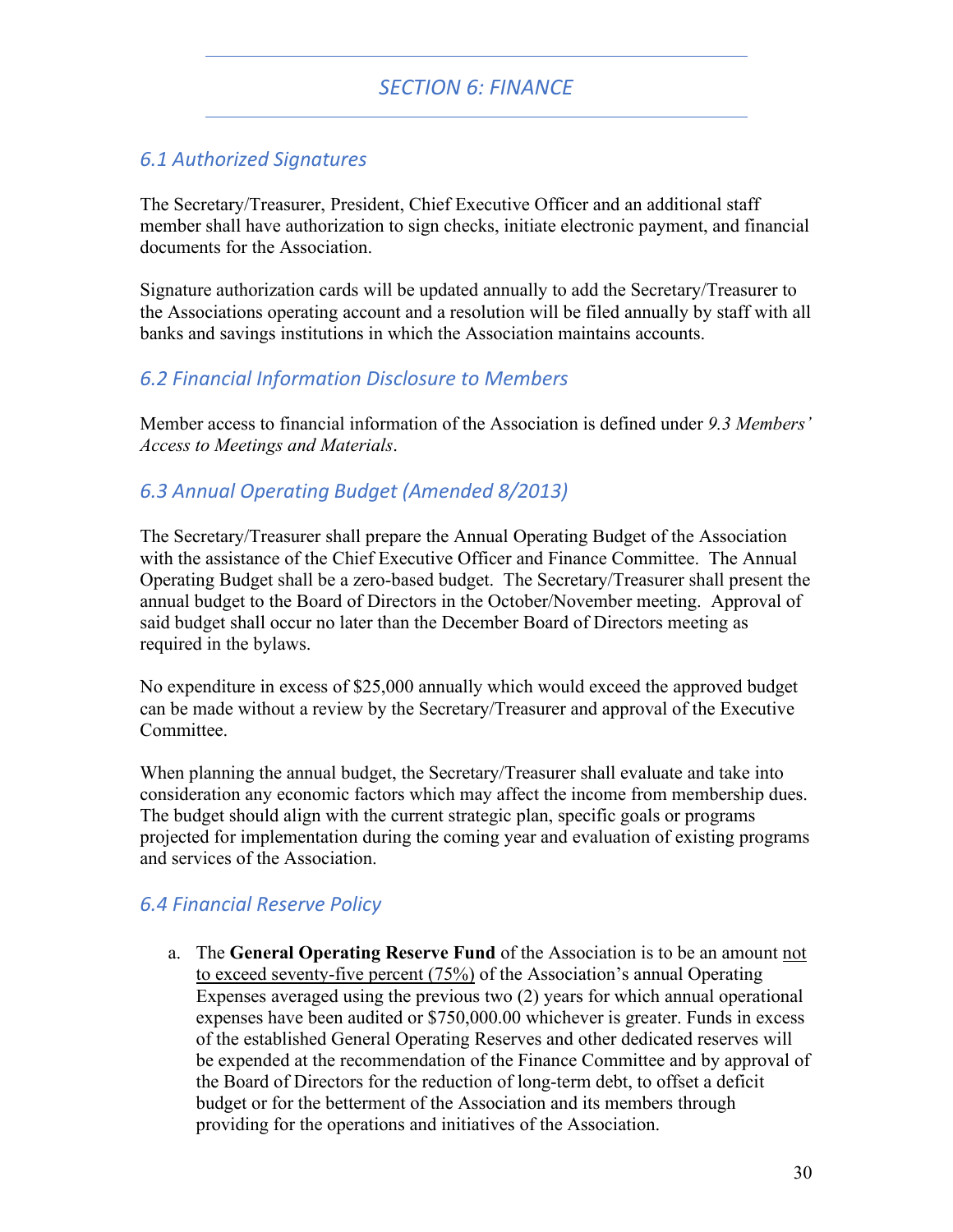# SECTION 6: FINANCE

## 6.1 Authorized Signatures

The Secretary/Treasurer, President, Chief Executive Officer and an additional staff member shall have authorization to sign checks, initiate electronic payment, and financial documents for the Association.

Signature authorization cards will be updated annually to add the Secretary/Treasurer to the Associations operating account and a resolution will be filed annually by staff with all banks and savings institutions in which the Association maintains accounts.

## 6.2 Financial Information Disclosure to Members

Member access to financial information of the Association is defined under *9.3 Members' Access to Meetings and Materials*.

## 6.3 Annual Operating Budget (Amended 8/2013)

The Secretary/Treasurer shall prepare the Annual Operating Budget of the Association with the assistance of the Chief Executive Officer and Finance Committee. The Annual Operating Budget shall be a zero-based budget. The Secretary/Treasurer shall present the annual budget to the Board of Directors in the October/November meeting. Approval of said budget shall occur no later than the December Board of Directors meeting as required in the bylaws.

No expenditure in excess of $25,000 annually which would exceed the approved budget can be made without a review by the Secretary/Treasurer and approval of the Executive Committee.

When planning the annual budget, the Secretary/Treasurer shall evaluate and take into consideration any economic factors which may affect the income from membership dues. The budget should align with the current strategic plan, specific goals or programs projected for implementation during the coming year and evaluation of existing programs and services of the Association.

## 6.4 Financial Reserve Policy

a. The **General Operating Reserve Fund** of the Association is to be an amount <u>not to exceed seventy-five percent (75%)</u> of the Association's annual Operating Expenses averaged using the previous two (2) years for which annual operational expenses have been audited or $750,000.00 whichever is greater. Funds in excess of the established General Operating Reserves and other dedicated reserves will be expended at the recommendation of the Finance Committee and by approval of the Board of Directors for the reduction of long-term debt, to offset a deficit budget or for the betterment of the Association and its members through providing for the operations and initiatives of the Association.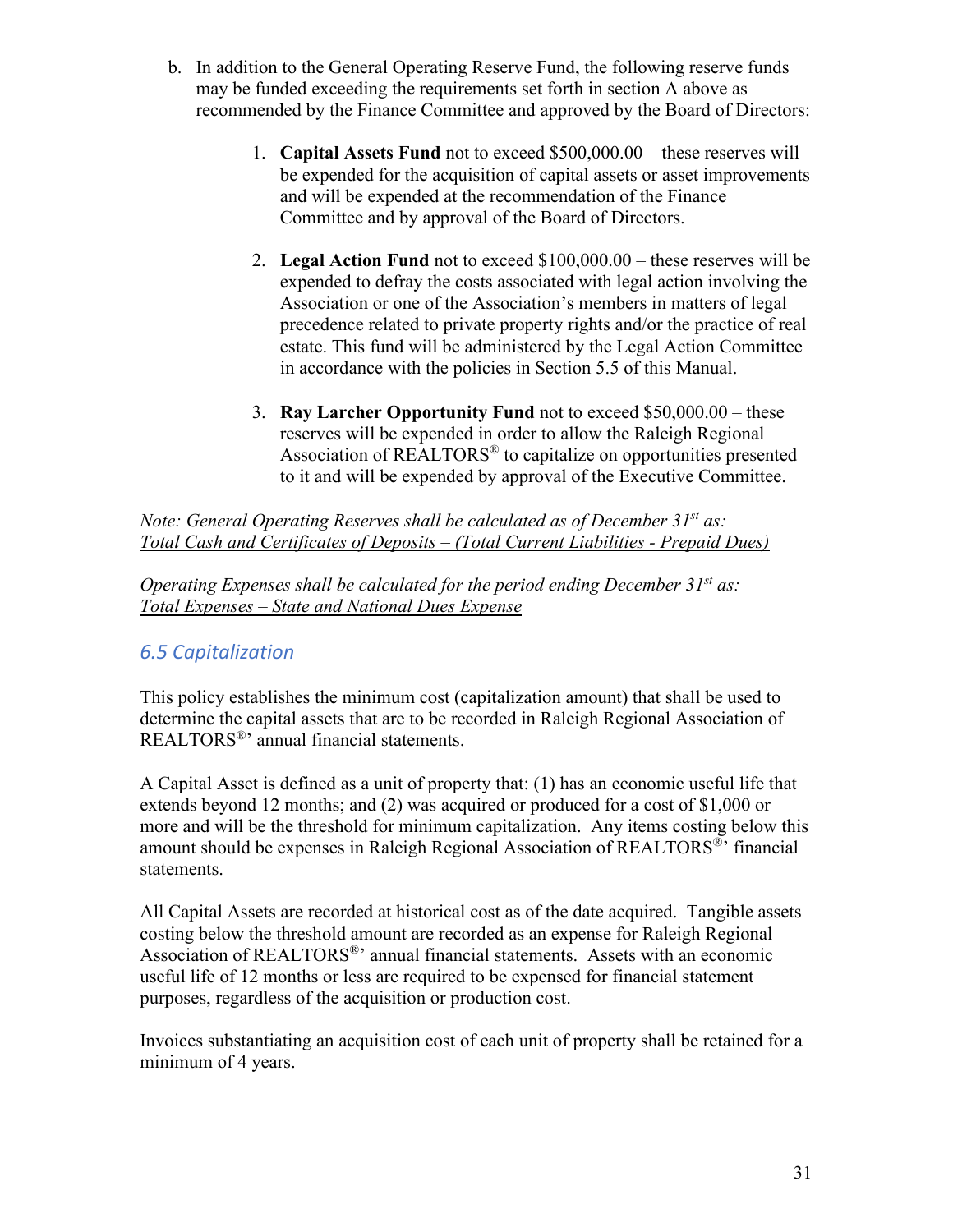b. In addition to the General Operating Reserve Fund, the following reserve funds may be funded exceeding the requirements set forth in section A above as recommended by the Finance Committee and approved by the Board of Directors:

    1. **Capital Assets Fund** not to exceed $500,000.00 – these reserves will be expended for the acquisition of capital assets or asset improvements and will be expended at the recommendation of the Finance Committee and by approval of the Board of Directors.

    2. **Legal Action Fund** not to exceed $100,000.00 – these reserves will be expended to defray the costs associated with legal action involving the Association or one of the Association's members in matters of legal precedence related to private property rights and/or the practice of real estate. This fund will be administered by the Legal Action Committee in accordance with the policies in Section 5.5 of this Manual.

    3. **Ray Larcher Opportunity Fund** not to exceed $50,000.00 – these reserves will be expended in order to allow the Raleigh Regional Association of REALTORS® to capitalize on opportunities presented to it and will be expended by approval of the Executive Committee.

*Note: General Operating Reserves shall be calculated as of December 31st as:*
*Total Cash and Certificates of Deposits – (Total Current Liabilities - Prepaid Dues)*

*Operating Expenses shall be calculated for the period ending December 31st as:*
*Total Expenses – State and National Dues Expense*

## *6.5 Capitalization*

This policy establishes the minimum cost (capitalization amount) that shall be used to determine the capital assets that are to be recorded in Raleigh Regional Association of REALTORS®' annual financial statements.

A Capital Asset is defined as a unit of property that: (1) has an economic useful life that extends beyond 12 months; and (2) was acquired or produced for a cost of $1,000 or more and will be the threshold for minimum capitalization. Any items costing below this amount should be expenses in Raleigh Regional Association of REALTORS®' financial statements.

All Capital Assets are recorded at historical cost as of the date acquired. Tangible assets costing below the threshold amount are recorded as an expense for Raleigh Regional Association of REALTORS®' annual financial statements. Assets with an economic useful life of 12 months or less are required to be expensed for financial statement purposes, regardless of the acquisition or production cost.

Invoices substantiating an acquisition cost of each unit of property shall be retained for a minimum of 4 years.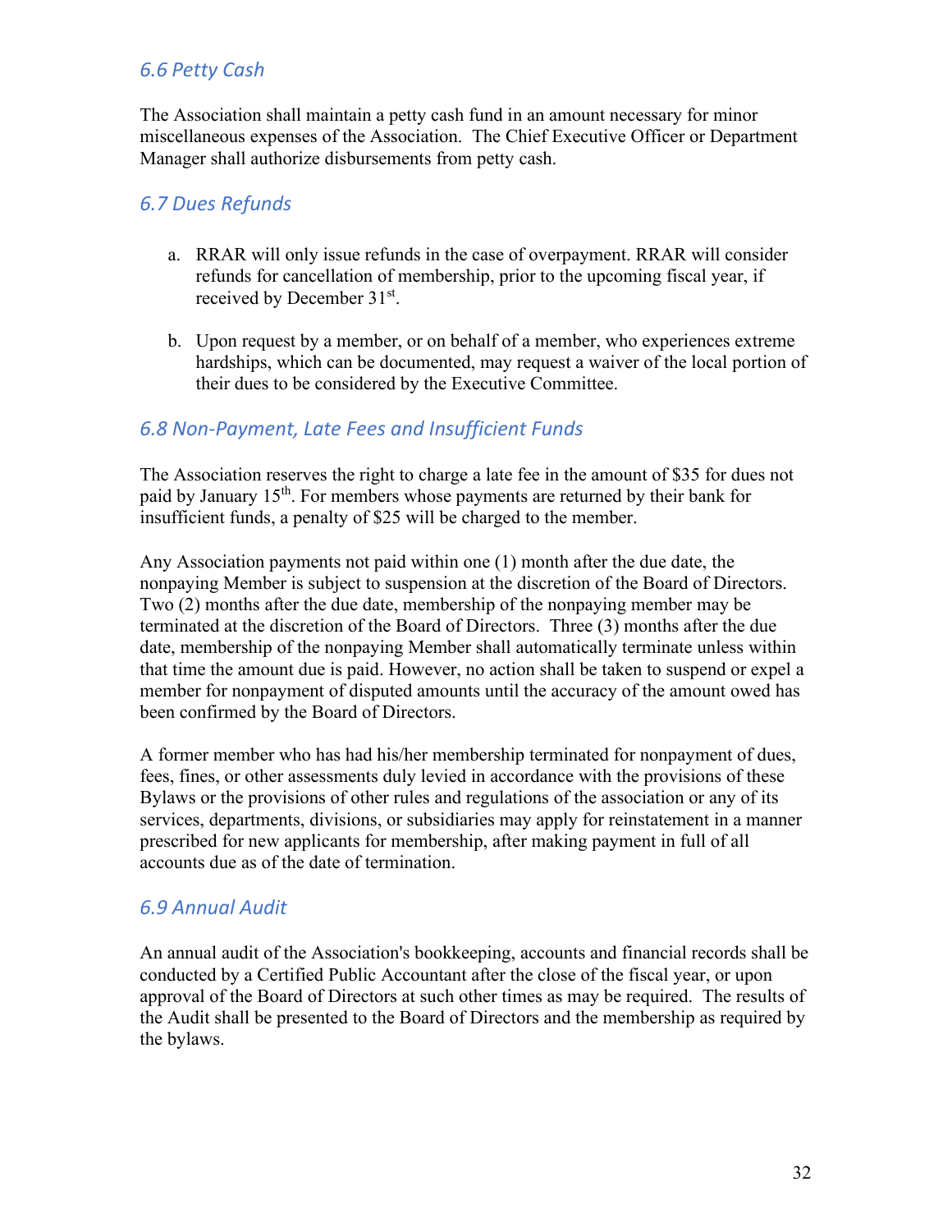### *6.6 Petty Cash*

The Association shall maintain a petty cash fund in an amount necessary for minor miscellaneous expenses of the Association. The Chief Executive Officer or Department Manager shall authorize disbursements from petty cash.

### *6.7 Dues Refunds*

a. RRAR will only issue refunds in the case of overpayment. RRAR will consider refunds for cancellation of membership, prior to the upcoming fiscal year, if received by December 31st.

b. Upon request by a member, or on behalf of a member, who experiences extreme hardships, which can be documented, may request a waiver of the local portion of their dues to be considered by the Executive Committee.

### *6.8 Non-Payment, Late Fees and Insufficient Funds*

The Association reserves the right to charge a late fee in the amount of $35 for dues not paid by January 15th. For members whose payments are returned by their bank for insufficient funds, a penalty of $25 will be charged to the member.

Any Association payments not paid within one (1) month after the due date, the nonpaying Member is subject to suspension at the discretion of the Board of Directors. Two (2) months after the due date, membership of the nonpaying member may be terminated at the discretion of the Board of Directors. Three (3) months after the due date, membership of the nonpaying Member shall automatically terminate unless within that time the amount due is paid. However, no action shall be taken to suspend or expel a member for nonpayment of disputed amounts until the accuracy of the amount owed has been confirmed by the Board of Directors.

A former member who has had his/her membership terminated for nonpayment of dues, fees, fines, or other assessments duly levied in accordance with the provisions of these Bylaws or the provisions of other rules and regulations of the association or any of its services, departments, divisions, or subsidiaries may apply for reinstatement in a manner prescribed for new applicants for membership, after making payment in full of all accounts due as of the date of termination.

### *6.9 Annual Audit*

An annual audit of the Association's bookkeeping, accounts and financial records shall be conducted by a Certified Public Accountant after the close of the fiscal year, or upon approval of the Board of Directors at such other times as may be required. The results of the Audit shall be presented to the Board of Directors and the membership as required by the bylaws.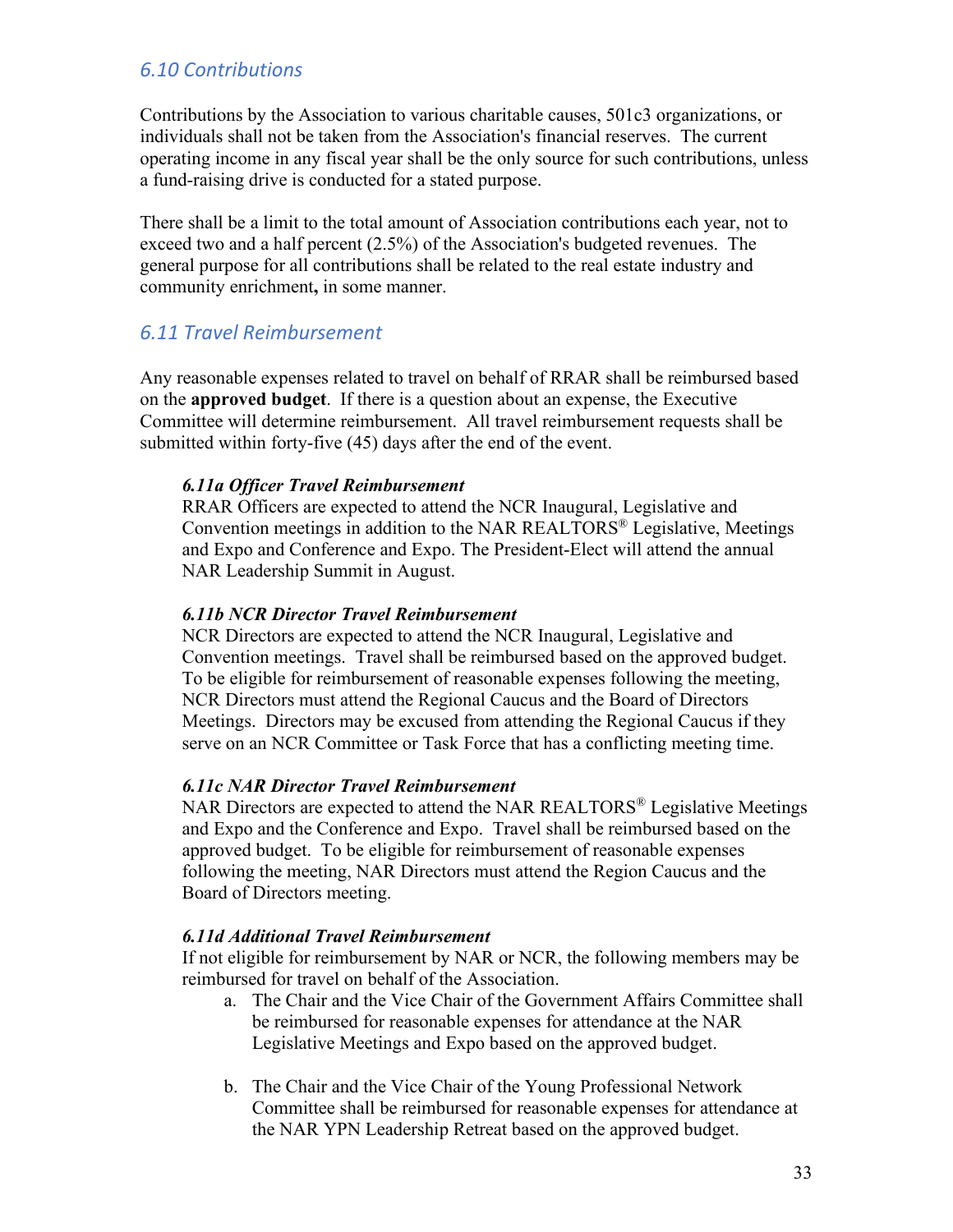## 6.10 Contributions

Contributions by the Association to various charitable causes, 501c3 organizations, or individuals shall not be taken from the Association's financial reserves. The current operating income in any fiscal year shall be the only source for such contributions, unless a fund-raising drive is conducted for a stated purpose.

There shall be a limit to the total amount of Association contributions each year, not to exceed two and a half percent (2.5%) of the Association's budgeted revenues. The general purpose for all contributions shall be related to the real estate industry and community enrichment**,** in some manner.

## 6.11 Travel Reimbursement

Any reasonable expenses related to travel on behalf of RRAR shall be reimbursed based on the **approved budget**. If there is a question about an expense, the Executive Committee will determine reimbursement. All travel reimbursement requests shall be submitted within forty-five (45) days after the end of the event.

### *6.11a Officer Travel Reimbursement*

RRAR Officers are expected to attend the NCR Inaugural, Legislative and Convention meetings in addition to the NAR REALTORS® Legislative, Meetings and Expo and Conference and Expo. The President-Elect will attend the annual NAR Leadership Summit in August.

### *6.11b NCR Director Travel Reimbursement*

NCR Directors are expected to attend the NCR Inaugural, Legislative and Convention meetings. Travel shall be reimbursed based on the approved budget. To be eligible for reimbursement of reasonable expenses following the meeting, NCR Directors must attend the Regional Caucus and the Board of Directors Meetings. Directors may be excused from attending the Regional Caucus if they serve on an NCR Committee or Task Force that has a conflicting meeting time.

### *6.11c NAR Director Travel Reimbursement*

NAR Directors are expected to attend the NAR REALTORS® Legislative Meetings and Expo and the Conference and Expo. Travel shall be reimbursed based on the approved budget. To be eligible for reimbursement of reasonable expenses following the meeting, NAR Directors must attend the Region Caucus and the Board of Directors meeting.

### *6.11d Additional Travel Reimbursement*

If not eligible for reimbursement by NAR or NCR, the following members may be reimbursed for travel on behalf of the Association.

a. The Chair and the Vice Chair of the Government Affairs Committee shall be reimbursed for reasonable expenses for attendance at the NAR Legislative Meetings and Expo based on the approved budget.

b. The Chair and the Vice Chair of the Young Professional Network Committee shall be reimbursed for reasonable expenses for attendance at the NAR YPN Leadership Retreat based on the approved budget.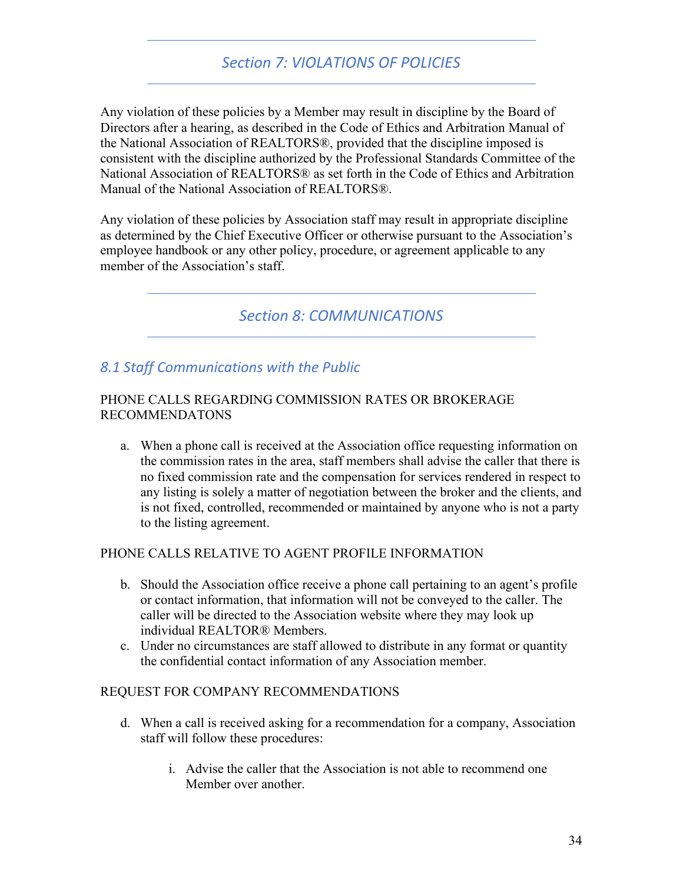## Section 7: VIOLATIONS OF POLICIES

Any violation of these policies by a Member may result in discipline by the Board of Directors after a hearing, as described in the Code of Ethics and Arbitration Manual of the National Association of REALTORS®, provided that the discipline imposed is consistent with the discipline authorized by the Professional Standards Committee of the National Association of REALTORS® as set forth in the Code of Ethics and Arbitration Manual of the National Association of REALTORS®.

Any violation of these policies by Association staff may result in appropriate discipline as determined by the Chief Executive Officer or otherwise pursuant to the Association's employee handbook or any other policy, procedure, or agreement applicable to any member of the Association's staff.

## Section 8: COMMUNICATIONS

### 8.1 Staff Communications with the Public

PHONE CALLS REGARDING COMMISSION RATES OR BROKERAGE RECOMMENDATONS

a. When a phone call is received at the Association office requesting information on the commission rates in the area, staff members shall advise the caller that there is no fixed commission rate and the compensation for services rendered in respect to any listing is solely a matter of negotiation between the broker and the clients, and is not fixed, controlled, recommended or maintained by anyone who is not a party to the listing agreement.

PHONE CALLS RELATIVE TO AGENT PROFILE INFORMATION

b. Should the Association office receive a phone call pertaining to an agent's profile or contact information, that information will not be conveyed to the caller. The caller will be directed to the Association website where they may look up individual REALTOR® Members.
c. Under no circumstances are staff allowed to distribute in any format or quantity the confidential contact information of any Association member.

REQUEST FOR COMPANY RECOMMENDATIONS

d. When a call is received asking for a recommendation for a company, Association staff will follow these procedures:

    i. Advise the caller that the Association is not able to recommend one Member over another.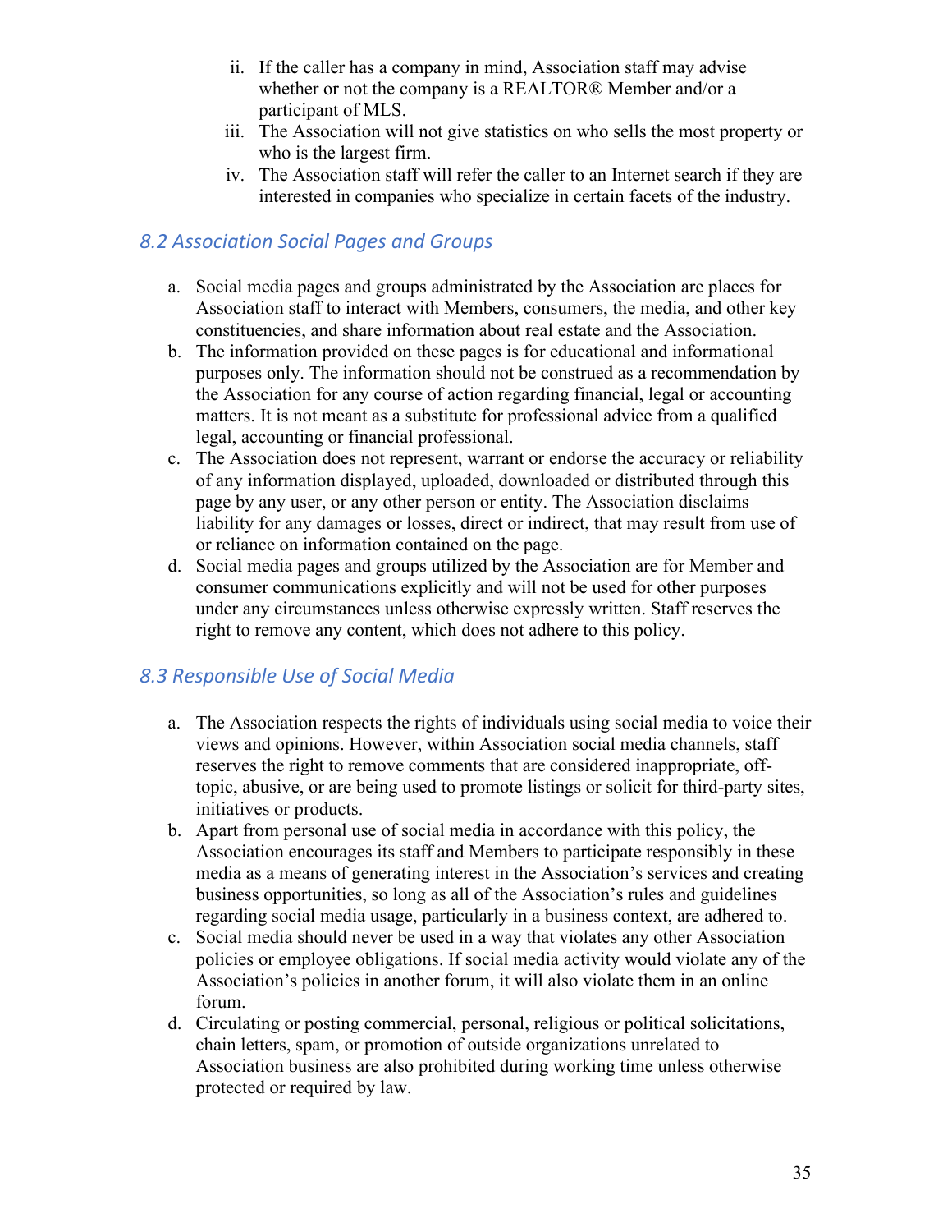ii. If the caller has a company in mind, Association staff may advise whether or not the company is a REALTOR® Member and/or a participant of MLS.
iii. The Association will not give statistics on who sells the most property or who is the largest firm.
iv. The Association staff will refer the caller to an Internet search if they are interested in companies who specialize in certain facets of the industry.

### *8.2 Association Social Pages and Groups*

a. Social media pages and groups administrated by the Association are places for Association staff to interact with Members, consumers, the media, and other key constituencies, and share information about real estate and the Association.
b. The information provided on these pages is for educational and informational purposes only. The information should not be construed as a recommendation by the Association for any course of action regarding financial, legal or accounting matters. It is not meant as a substitute for professional advice from a qualified legal, accounting or financial professional.
c. The Association does not represent, warrant or endorse the accuracy or reliability of any information displayed, uploaded, downloaded or distributed through this page by any user, or any other person or entity. The Association disclaims liability for any damages or losses, direct or indirect, that may result from use of or reliance on information contained on the page.
d. Social media pages and groups utilized by the Association are for Member and consumer communications explicitly and will not be used for other purposes under any circumstances unless otherwise expressly written. Staff reserves the right to remove any content, which does not adhere to this policy.

### *8.3 Responsible Use of Social Media*

a. The Association respects the rights of individuals using social media to voice their views and opinions. However, within Association social media channels, staff reserves the right to remove comments that are considered inappropriate, off-topic, abusive, or are being used to promote listings or solicit for third-party sites, initiatives or products.
b. Apart from personal use of social media in accordance with this policy, the Association encourages its staff and Members to participate responsibly in these media as a means of generating interest in the Association's services and creating business opportunities, so long as all of the Association's rules and guidelines regarding social media usage, particularly in a business context, are adhered to.
c. Social media should never be used in a way that violates any other Association policies or employee obligations. If social media activity would violate any of the Association's policies in another forum, it will also violate them in an online forum.
d. Circulating or posting commercial, personal, religious or political solicitations, chain letters, spam, or promotion of outside organizations unrelated to Association business are also prohibited during working time unless otherwise protected or required by law.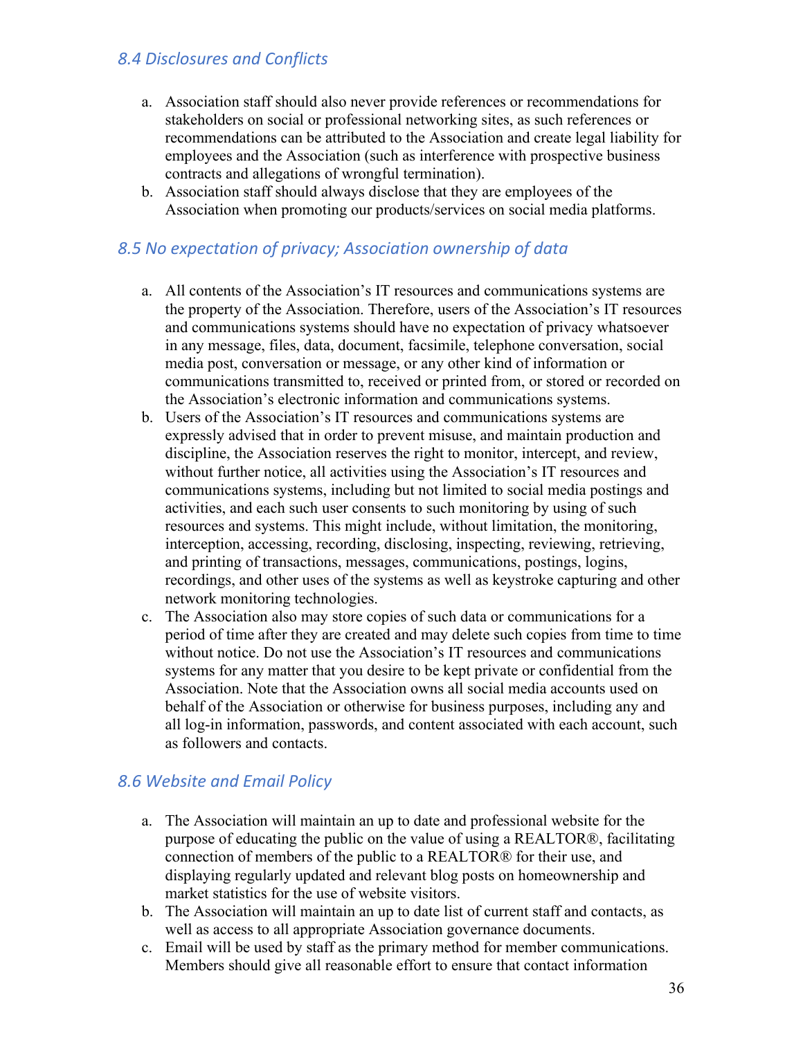### 8.4 Disclosures and Conflicts

a. Association staff should also never provide references or recommendations for stakeholders on social or professional networking sites, as such references or recommendations can be attributed to the Association and create legal liability for employees and the Association (such as interference with prospective business contracts and allegations of wrongful termination).
b. Association staff should always disclose that they are employees of the Association when promoting our products/services on social media platforms.

### 8.5 No expectation of privacy; Association ownership of data

a. All contents of the Association's IT resources and communications systems are the property of the Association. Therefore, users of the Association's IT resources and communications systems should have no expectation of privacy whatsoever in any message, files, data, document, facsimile, telephone conversation, social media post, conversation or message, or any other kind of information or communications transmitted to, received or printed from, or stored or recorded on the Association's electronic information and communications systems.
b. Users of the Association's IT resources and communications systems are expressly advised that in order to prevent misuse, and maintain production and discipline, the Association reserves the right to monitor, intercept, and review, without further notice, all activities using the Association's IT resources and communications systems, including but not limited to social media postings and activities, and each such user consents to such monitoring by using of such resources and systems. This might include, without limitation, the monitoring, interception, accessing, recording, disclosing, inspecting, reviewing, retrieving, and printing of transactions, messages, communications, postings, logins, recordings, and other uses of the systems as well as keystroke capturing and other network monitoring technologies.
c. The Association also may store copies of such data or communications for a period of time after they are created and may delete such copies from time to time without notice. Do not use the Association's IT resources and communications systems for any matter that you desire to be kept private or confidential from the Association. Note that the Association owns all social media accounts used on behalf of the Association or otherwise for business purposes, including any and all log-in information, passwords, and content associated with each account, such as followers and contacts.

### 8.6 Website and Email Policy

a. The Association will maintain an up to date and professional website for the purpose of educating the public on the value of using a REALTOR®, facilitating connection of members of the public to a REALTOR® for their use, and displaying regularly updated and relevant blog posts on homeownership and market statistics for the use of website visitors.
b. The Association will maintain an up to date list of current staff and contacts, as well as access to all appropriate Association governance documents.
c. Email will be used by staff as the primary method for member communications. Members should give all reasonable effort to ensure that contact information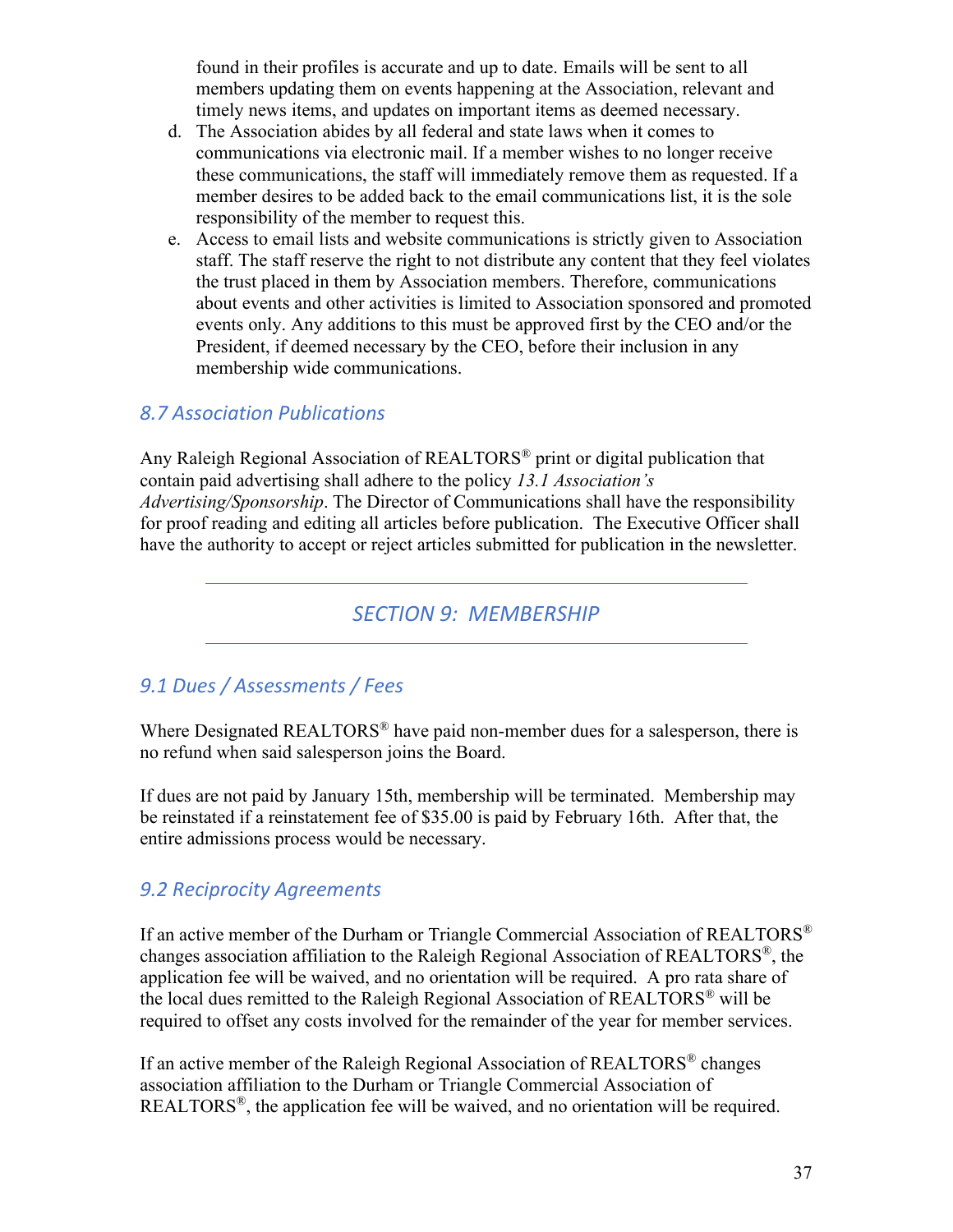found in their profiles is accurate and up to date. Emails will be sent to all members updating them on events happening at the Association, relevant and timely news items, and updates on important items as deemed necessary.

d. The Association abides by all federal and state laws when it comes to communications via electronic mail. If a member wishes to no longer receive these communications, the staff will immediately remove them as requested. If a member desires to be added back to the email communications list, it is the sole responsibility of the member to request this.
e. Access to email lists and website communications is strictly given to Association staff. The staff reserve the right to not distribute any content that they feel violates the trust placed in them by Association members. Therefore, communications about events and other activities is limited to Association sponsored and promoted events only. Any additions to this must be approved first by the CEO and/or the President, if deemed necessary by the CEO, before their inclusion in any membership wide communications.

### *8.7 Association Publications*

Any Raleigh Regional Association of REALTORS® print or digital publication that contain paid advertising shall adhere to the policy *13.1 Association's Advertising/Sponsorship*. The Director of Communications shall have the responsibility for proof reading and editing all articles before publication. The Executive Officer shall have the authority to accept or reject articles submitted for publication in the newsletter.

## *SECTION 9: MEMBERSHIP*

### *9.1 Dues / Assessments / Fees*

Where Designated REALTORS® have paid non-member dues for a salesperson, there is no refund when said salesperson joins the Board.

If dues are not paid by January 15th, membership will be terminated. Membership may be reinstated if a reinstatement fee of $35.00 is paid by February 16th. After that, the entire admissions process would be necessary.

### *9.2 Reciprocity Agreements*

If an active member of the Durham or Triangle Commercial Association of REALTORS® changes association affiliation to the Raleigh Regional Association of REALTORS®, the application fee will be waived, and no orientation will be required. A pro rata share of the local dues remitted to the Raleigh Regional Association of REALTORS® will be required to offset any costs involved for the remainder of the year for member services.

If an active member of the Raleigh Regional Association of REALTORS® changes association affiliation to the Durham or Triangle Commercial Association of REALTORS®, the application fee will be waived, and no orientation will be required.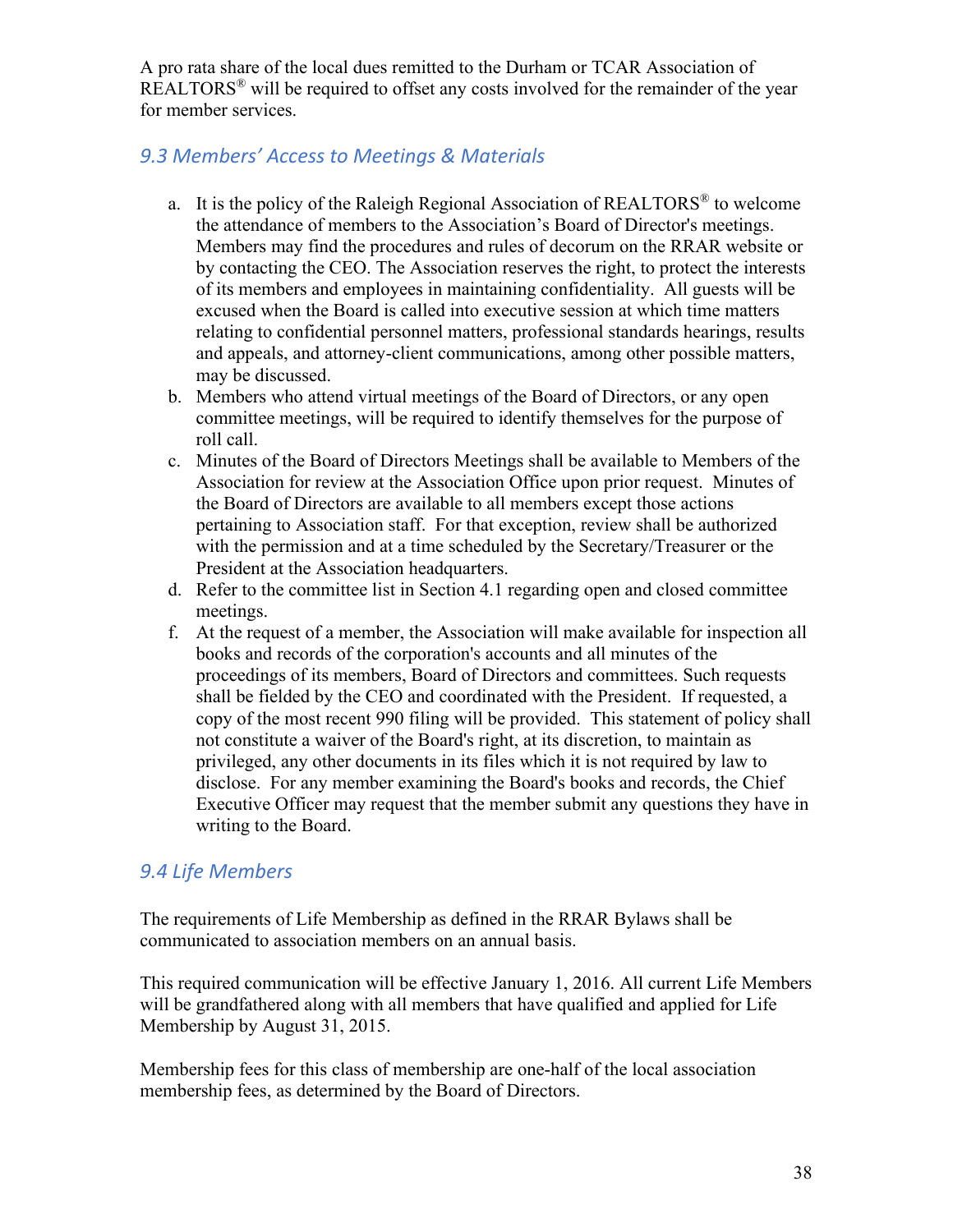A pro rata share of the local dues remitted to the Durham or TCAR Association of REALTORS® will be required to offset any costs involved for the remainder of the year for member services.

### *9.3 Members' Access to Meetings & Materials*

a. It is the policy of the Raleigh Regional Association of REALTORS® to welcome the attendance of members to the Association's Board of Director's meetings. Members may find the procedures and rules of decorum on the RRAR website or by contacting the CEO. The Association reserves the right, to protect the interests of its members and employees in maintaining confidentiality. All guests will be excused when the Board is called into executive session at which time matters relating to confidential personnel matters, professional standards hearings, results and appeals, and attorney-client communications, among other possible matters, may be discussed.

b. Members who attend virtual meetings of the Board of Directors, or any open committee meetings, will be required to identify themselves for the purpose of roll call.

c. Minutes of the Board of Directors Meetings shall be available to Members of the Association for review at the Association Office upon prior request. Minutes of the Board of Directors are available to all members except those actions pertaining to Association staff. For that exception, review shall be authorized with the permission and at a time scheduled by the Secretary/Treasurer or the President at the Association headquarters.

d. Refer to the committee list in Section 4.1 regarding open and closed committee meetings.

f. At the request of a member, the Association will make available for inspection all books and records of the corporation's accounts and all minutes of the proceedings of its members, Board of Directors and committees. Such requests shall be fielded by the CEO and coordinated with the President. If requested, a copy of the most recent 990 filing will be provided. This statement of policy shall not constitute a waiver of the Board's right, at its discretion, to maintain as privileged, any other documents in its files which it is not required by law to disclose. For any member examining the Board's books and records, the Chief Executive Officer may request that the member submit any questions they have in writing to the Board.

### *9.4 Life Members*

The requirements of Life Membership as defined in the RRAR Bylaws shall be communicated to association members on an annual basis.

This required communication will be effective January 1, 2016. All current Life Members will be grandfathered along with all members that have qualified and applied for Life Membership by August 31, 2015.

Membership fees for this class of membership are one-half of the local association membership fees, as determined by the Board of Directors.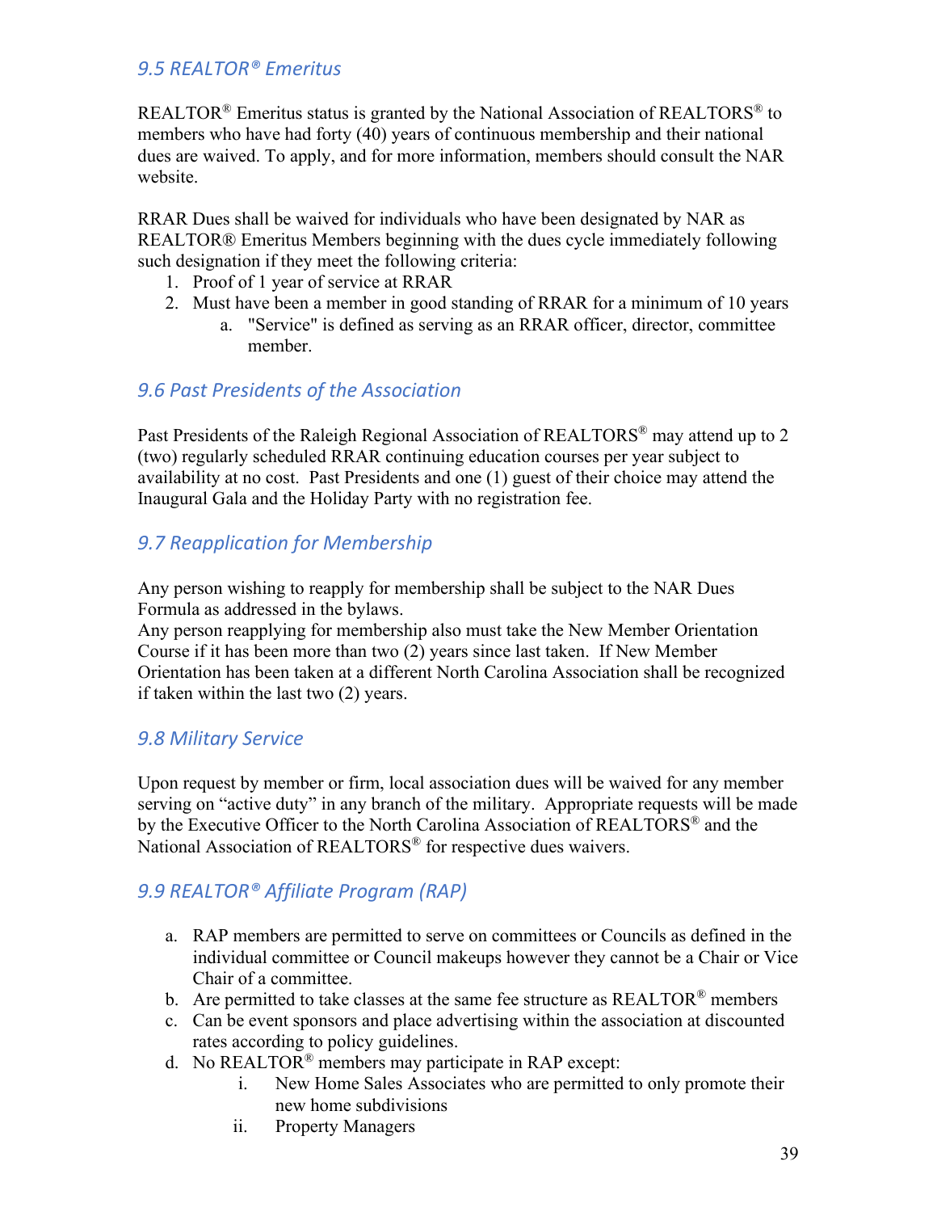## *9.5 REALTOR® Emeritus*

REALTOR® Emeritus status is granted by the National Association of REALTORS® to members who have had forty (40) years of continuous membership and their national dues are waived. To apply, and for more information, members should consult the NAR website.

RRAR Dues shall be waived for individuals who have been designated by NAR as REALTOR® Emeritus Members beginning with the dues cycle immediately following such designation if they meet the following criteria:

1. Proof of 1 year of service at RRAR
2. Must have been a member in good standing of RRAR for a minimum of 10 years
   a. "Service" is defined as serving as an RRAR officer, director, committee member.

## *9.6 Past Presidents of the Association*

Past Presidents of the Raleigh Regional Association of REALTORS® may attend up to 2 (two) regularly scheduled RRAR continuing education courses per year subject to availability at no cost. Past Presidents and one (1) guest of their choice may attend the Inaugural Gala and the Holiday Party with no registration fee.

## *9.7 Reapplication for Membership*

Any person wishing to reapply for membership shall be subject to the NAR Dues Formula as addressed in the bylaws.
Any person reapplying for membership also must take the New Member Orientation Course if it has been more than two (2) years since last taken. If New Member Orientation has been taken at a different North Carolina Association shall be recognized if taken within the last two (2) years.

## *9.8 Military Service*

Upon request by member or firm, local association dues will be waived for any member serving on "active duty" in any branch of the military. Appropriate requests will be made by the Executive Officer to the North Carolina Association of REALTORS® and the National Association of REALTORS® for respective dues waivers.

## *9.9 REALTOR® Affiliate Program (RAP)*

a. RAP members are permitted to serve on committees or Councils as defined in the individual committee or Council makeups however they cannot be a Chair or Vice Chair of a committee.
b. Are permitted to take classes at the same fee structure as REALTOR® members
c. Can be event sponsors and place advertising within the association at discounted rates according to policy guidelines.
d. No REALTOR® members may participate in RAP except:
   i. New Home Sales Associates who are permitted to only promote their new home subdivisions
   ii. Property Managers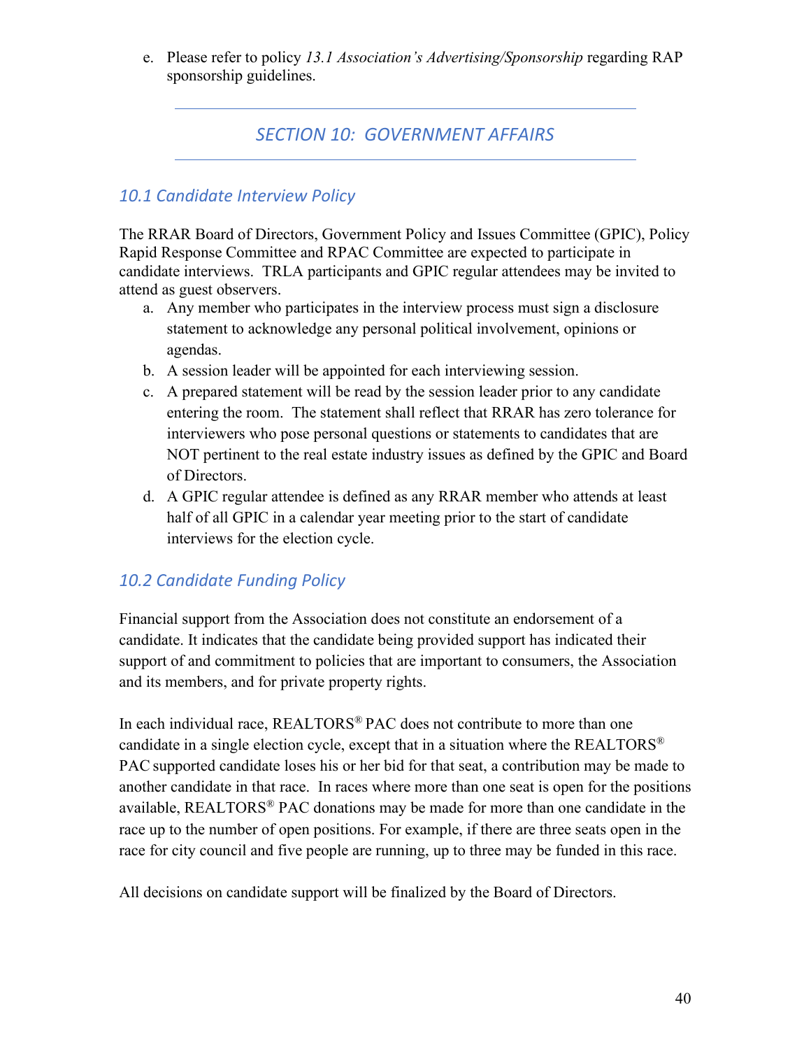e. Please refer to policy *13.1 Association's Advertising/Sponsorship* regarding RAP sponsorship guidelines.

## SECTION 10: GOVERNMENT AFFAIRS

### 10.1 Candidate Interview Policy

The RRAR Board of Directors, Government Policy and Issues Committee (GPIC), Policy Rapid Response Committee and RPAC Committee are expected to participate in candidate interviews. TRLA participants and GPIC regular attendees may be invited to attend as guest observers.

a. Any member who participates in the interview process must sign a disclosure statement to acknowledge any personal political involvement, opinions or agendas.
b. A session leader will be appointed for each interviewing session.
c. A prepared statement will be read by the session leader prior to any candidate entering the room. The statement shall reflect that RRAR has zero tolerance for interviewers who pose personal questions or statements to candidates that are NOT pertinent to the real estate industry issues as defined by the GPIC and Board of Directors.
d. A GPIC regular attendee is defined as any RRAR member who attends at least half of all GPIC in a calendar year meeting prior to the start of candidate interviews for the election cycle.

### 10.2 Candidate Funding Policy

Financial support from the Association does not constitute an endorsement of a candidate. It indicates that the candidate being provided support has indicated their support of and commitment to policies that are important to consumers, the Association and its members, and for private property rights.

In each individual race, REALTORS® PAC does not contribute to more than one candidate in a single election cycle, except that in a situation where the REALTORS® PAC supported candidate loses his or her bid for that seat, a contribution may be made to another candidate in that race. In races where more than one seat is open for the positions available, REALTORS® PAC donations may be made for more than one candidate in the race up to the number of open positions. For example, if there are three seats open in the race for city council and five people are running, up to three may be funded in this race.

All decisions on candidate support will be finalized by the Board of Directors.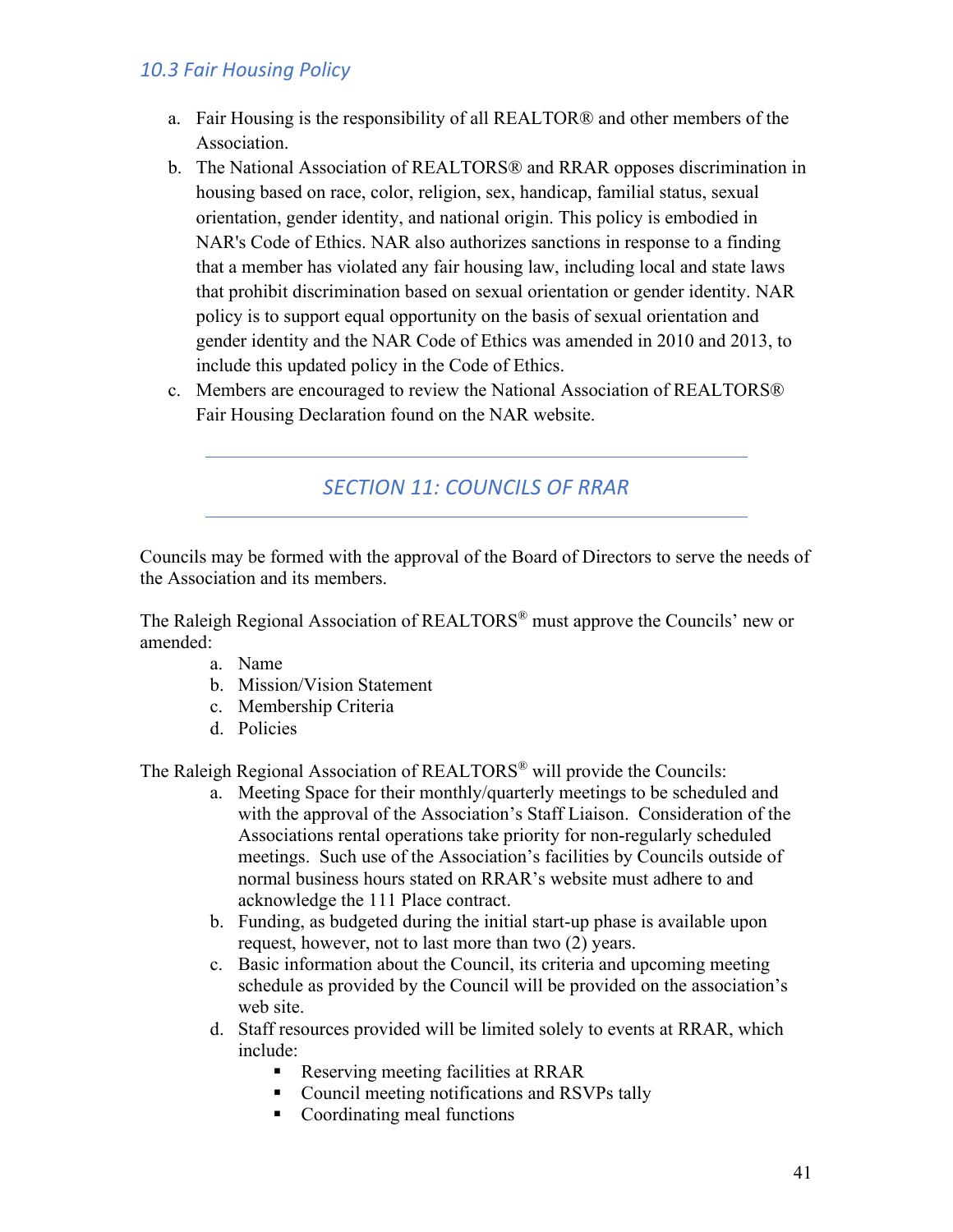### 10.3 Fair Housing Policy

a. Fair Housing is the responsibility of all REALTOR® and other members of the Association.
b. The National Association of REALTORS® and RRAR opposes discrimination in housing based on race, color, religion, sex, handicap, familial status, sexual orientation, gender identity, and national origin. This policy is embodied in NAR's Code of Ethics. NAR also authorizes sanctions in response to a finding that a member has violated any fair housing law, including local and state laws that prohibit discrimination based on sexual orientation or gender identity. NAR policy is to support equal opportunity on the basis of sexual orientation and gender identity and the NAR Code of Ethics was amended in 2010 and 2013, to include this updated policy in the Code of Ethics.
c. Members are encouraged to review the National Association of REALTORS® Fair Housing Declaration found on the NAR website.

## SECTION 11: COUNCILS OF RRAR

Councils may be formed with the approval of the Board of Directors to serve the needs of the Association and its members.

The Raleigh Regional Association of REALTORS® must approve the Councils' new or amended:

a. Name
b. Mission/Vision Statement
c. Membership Criteria
d. Policies

The Raleigh Regional Association of REALTORS® will provide the Councils:

a. Meeting Space for their monthly/quarterly meetings to be scheduled and with the approval of the Association's Staff Liaison. Consideration of the Associations rental operations take priority for non-regularly scheduled meetings. Such use of the Association's facilities by Councils outside of normal business hours stated on RRAR's website must adhere to and acknowledge the 111 Place contract.
b. Funding, as budgeted during the initial start-up phase is available upon request, however, not to last more than two (2) years.
c. Basic information about the Council, its criteria and upcoming meeting schedule as provided by the Council will be provided on the association's web site.
d. Staff resources provided will be limited solely to events at RRAR, which include:
    - Reserving meeting facilities at RRAR
    - Council meeting notifications and RSVPs tally
    - Coordinating meal functions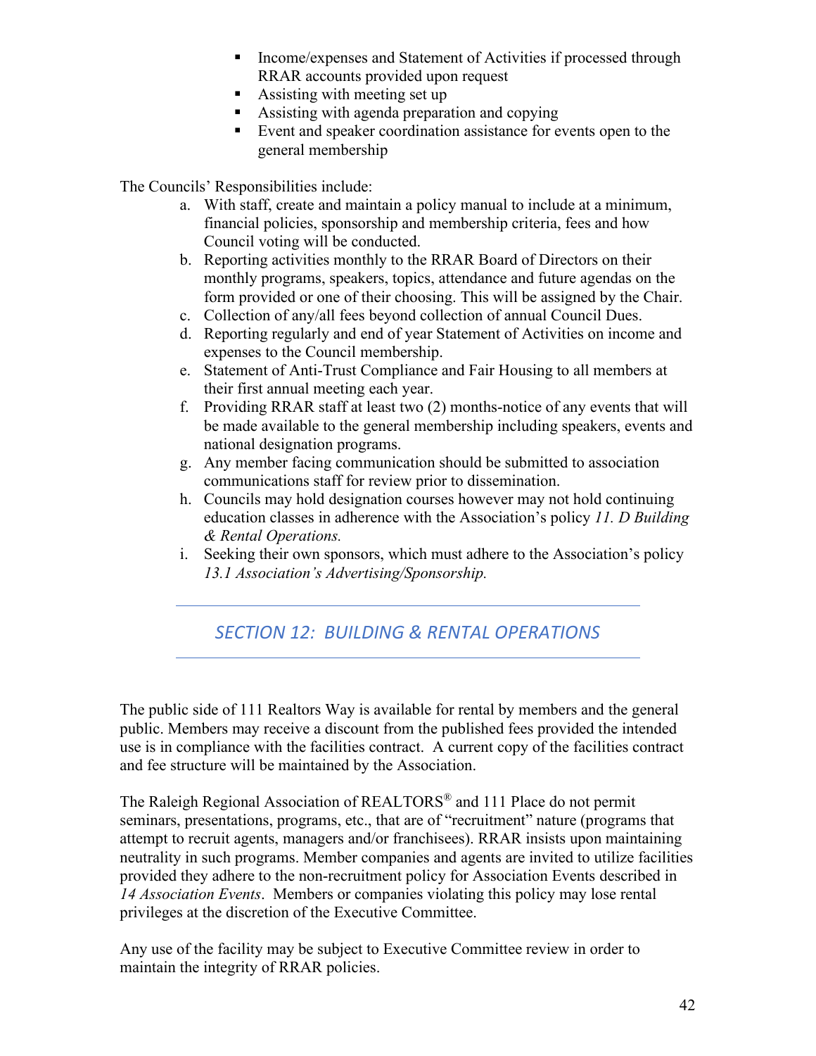- Income/expenses and Statement of Activities if processed through RRAR accounts provided upon request
- Assisting with meeting set up
- Assisting with agenda preparation and copying
- Event and speaker coordination assistance for events open to the general membership

The Councils' Responsibilities include:

a. With staff, create and maintain a policy manual to include at a minimum, financial policies, sponsorship and membership criteria, fees and how Council voting will be conducted.
b. Reporting activities monthly to the RRAR Board of Directors on their monthly programs, speakers, topics, attendance and future agendas on the form provided or one of their choosing. This will be assigned by the Chair.
c. Collection of any/all fees beyond collection of annual Council Dues.
d. Reporting regularly and end of year Statement of Activities on income and expenses to the Council membership.
e. Statement of Anti-Trust Compliance and Fair Housing to all members at their first annual meeting each year.
f. Providing RRAR staff at least two (2) months-notice of any events that will be made available to the general membership including speakers, events and national designation programs.
g. Any member facing communication should be submitted to association communications staff for review prior to dissemination.
h. Councils may hold designation courses however may not hold continuing education classes in adherence with the Association's policy *11. D Building & Rental Operations.*
i. Seeking their own sponsors, which must adhere to the Association's policy *13.1 Association's Advertising/Sponsorship.*

## *SECTION 12: BUILDING & RENTAL OPERATIONS*

The public side of 111 Realtors Way is available for rental by members and the general public. Members may receive a discount from the published fees provided the intended use is in compliance with the facilities contract. A current copy of the facilities contract and fee structure will be maintained by the Association.

The Raleigh Regional Association of REALTORS® and 111 Place do not permit seminars, presentations, programs, etc., that are of "recruitment" nature (programs that attempt to recruit agents, managers and/or franchisees). RRAR insists upon maintaining neutrality in such programs. Member companies and agents are invited to utilize facilities provided they adhere to the non-recruitment policy for Association Events described in *14 Association Events*. Members or companies violating this policy may lose rental privileges at the discretion of the Executive Committee.

Any use of the facility may be subject to Executive Committee review in order to maintain the integrity of RRAR policies.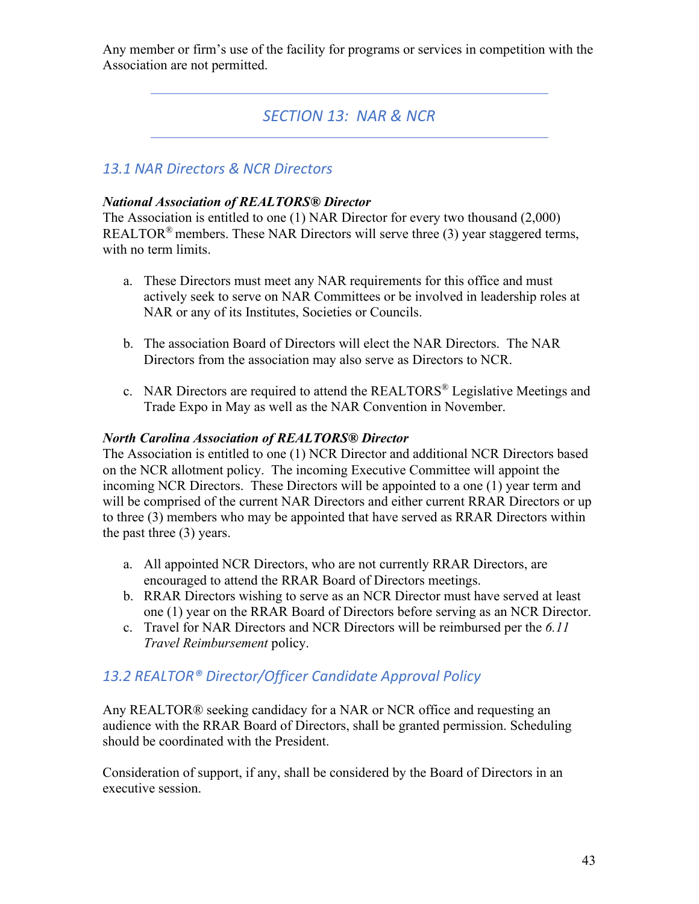Any member or firm's use of the facility for programs or services in competition with the Association are not permitted.

## *SECTION 13: NAR & NCR*

### *13.1 NAR Directors & NCR Directors*

***National Association of REALTORS® Director***

The Association is entitled to one (1) NAR Director for every two thousand (2,000) REALTOR® members. These NAR Directors will serve three (3) year staggered terms, with no term limits.

a. These Directors must meet any NAR requirements for this office and must actively seek to serve on NAR Committees or be involved in leadership roles at NAR or any of its Institutes, Societies or Councils.

b. The association Board of Directors will elect the NAR Directors. The NAR Directors from the association may also serve as Directors to NCR.

c. NAR Directors are required to attend the REALTORS® Legislative Meetings and Trade Expo in May as well as the NAR Convention in November.

***North Carolina Association of REALTORS® Director***

The Association is entitled to one (1) NCR Director and additional NCR Directors based on the NCR allotment policy. The incoming Executive Committee will appoint the incoming NCR Directors. These Directors will be appointed to a one (1) year term and will be comprised of the current NAR Directors and either current RRAR Directors or up to three (3) members who may be appointed that have served as RRAR Directors within the past three (3) years.

a. All appointed NCR Directors, who are not currently RRAR Directors, are encouraged to attend the RRAR Board of Directors meetings.
b. RRAR Directors wishing to serve as an NCR Director must have served at least one (1) year on the RRAR Board of Directors before serving as an NCR Director.
c. Travel for NAR Directors and NCR Directors will be reimbursed per the *6.11 Travel Reimbursement* policy.

### *13.2 REALTOR® Director/Officer Candidate Approval Policy*

Any REALTOR® seeking candidacy for a NAR or NCR office and requesting an audience with the RRAR Board of Directors, shall be granted permission. Scheduling should be coordinated with the President.

Consideration of support, if any, shall be considered by the Board of Directors in an executive session.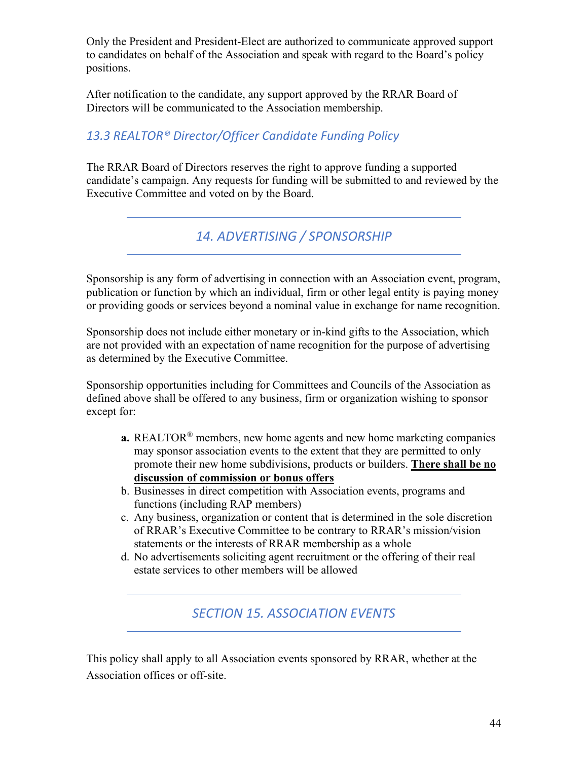Only the President and President-Elect are authorized to communicate approved support to candidates on behalf of the Association and speak with regard to the Board's policy positions.

After notification to the candidate, any support approved by the RRAR Board of Directors will be communicated to the Association membership.

### *13.3 REALTOR® Director/Officer Candidate Funding Policy*

The RRAR Board of Directors reserves the right to approve funding a supported candidate's campaign. Any requests for funding will be submitted to and reviewed by the Executive Committee and voted on by the Board.

## *14. ADVERTISING / SPONSORSHIP*

Sponsorship is any form of advertising in connection with an Association event, program, publication or function by which an individual, firm or other legal entity is paying money or providing goods or services beyond a nominal value in exchange for name recognition.

Sponsorship does not include either monetary or in-kind gifts to the Association, which are not provided with an expectation of name recognition for the purpose of advertising as determined by the Executive Committee.

Sponsorship opportunities including for Committees and Councils of the Association as defined above shall be offered to any business, firm or organization wishing to sponsor except for:

- **a.** REALTOR® members, new home agents and new home marketing companies may sponsor association events to the extent that they are permitted to only promote their new home subdivisions, products or builders. <u>**There shall be no discussion of commission or bonus offers**</u>
- b. Businesses in direct competition with Association events, programs and functions (including RAP members)
- c. Any business, organization or content that is determined in the sole discretion of RRAR's Executive Committee to be contrary to RRAR's mission/vision statements or the interests of RRAR membership as a whole
- d. No advertisements soliciting agent recruitment or the offering of their real estate services to other members will be allowed

## *SECTION 15. ASSOCIATION EVENTS*

This policy shall apply to all Association events sponsored by RRAR, whether at the Association offices or off-site.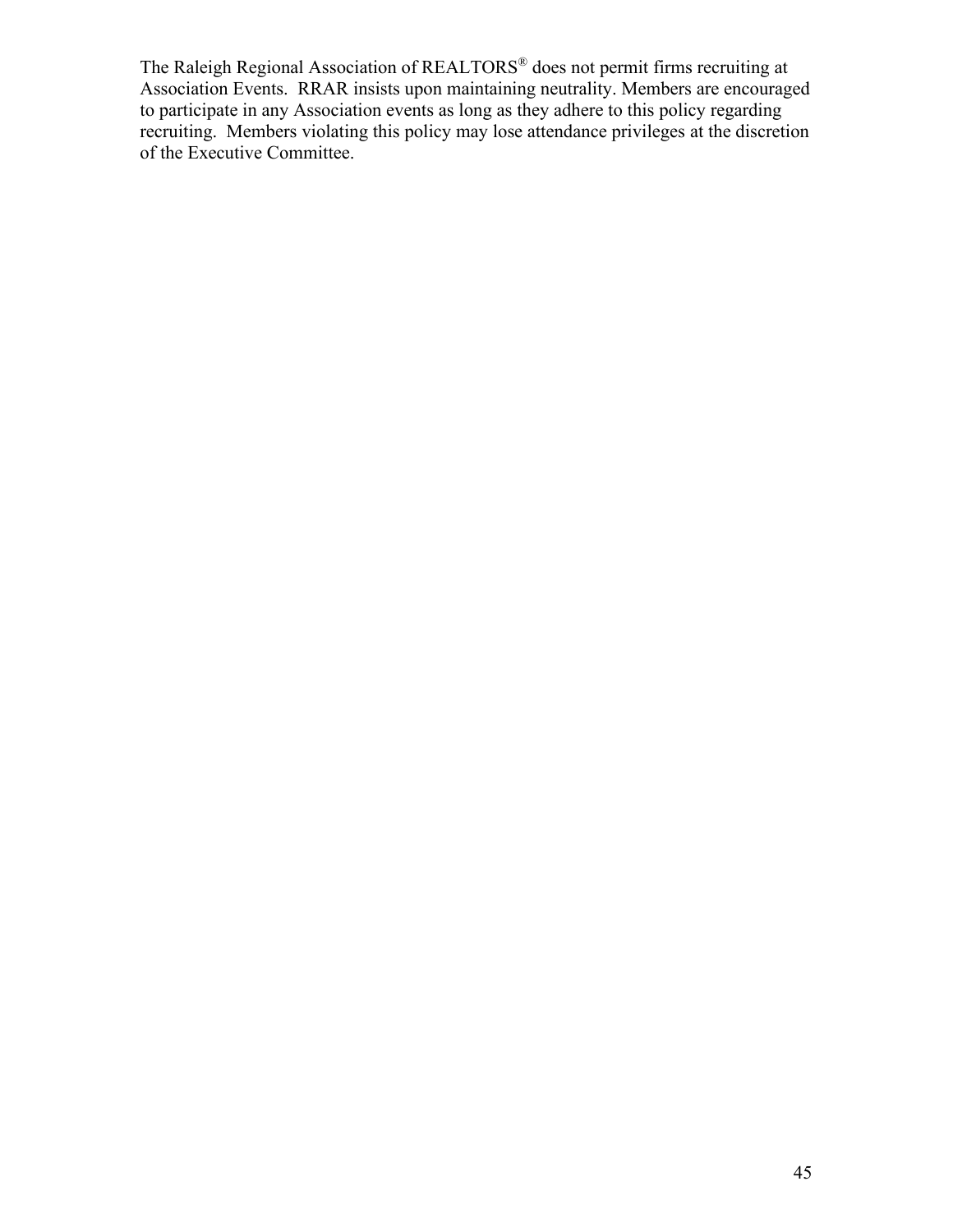The Raleigh Regional Association of REALTORS® does not permit firms recruiting at Association Events. RRAR insists upon maintaining neutrality. Members are encouraged to participate in any Association events as long as they adhere to this policy regarding recruiting. Members violating this policy may lose attendance privileges at the discretion of the Executive Committee.